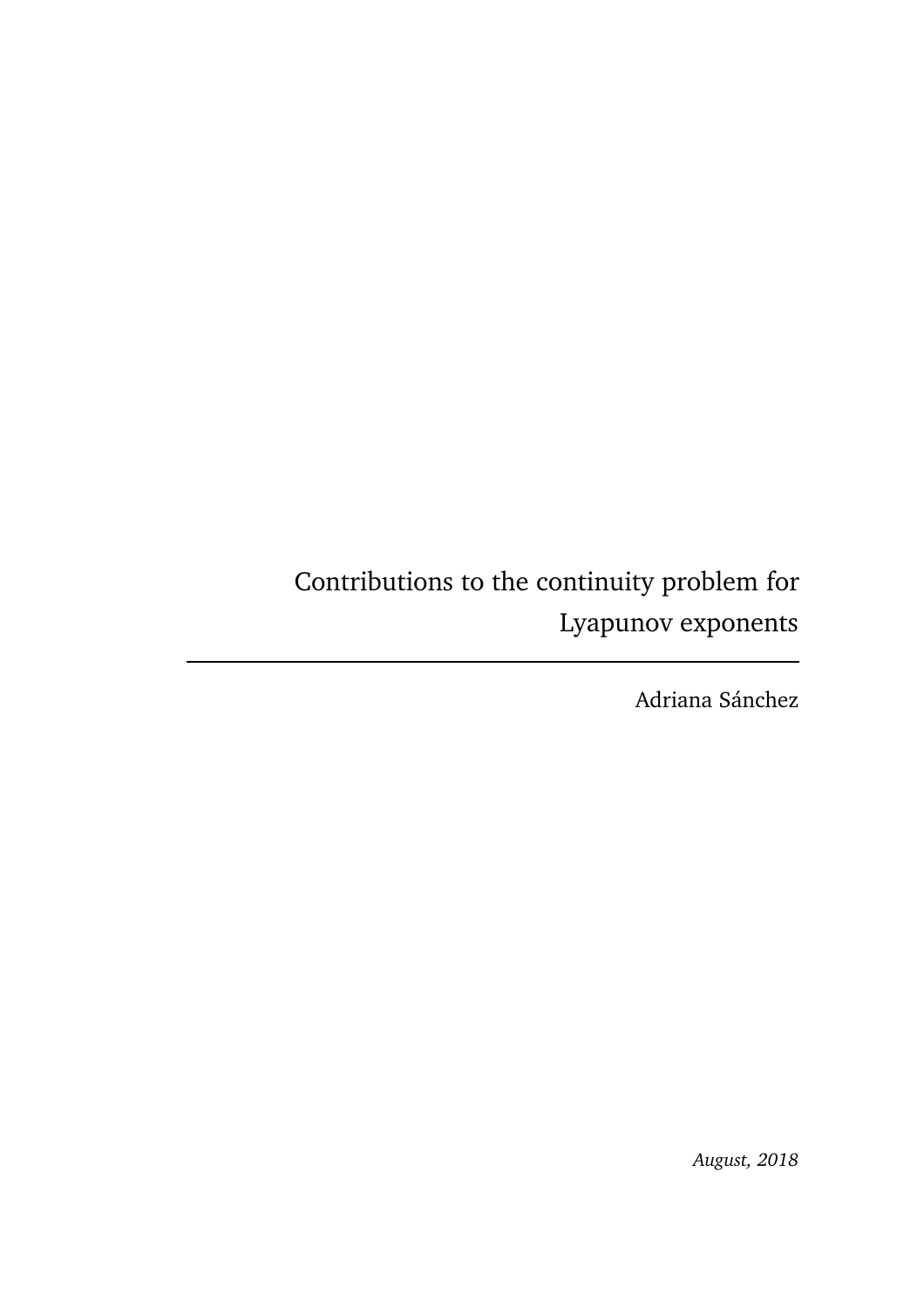# Contributions to the continuity problem for Lyapunov exponents

---

Adriana Sánchez

*August, 2018*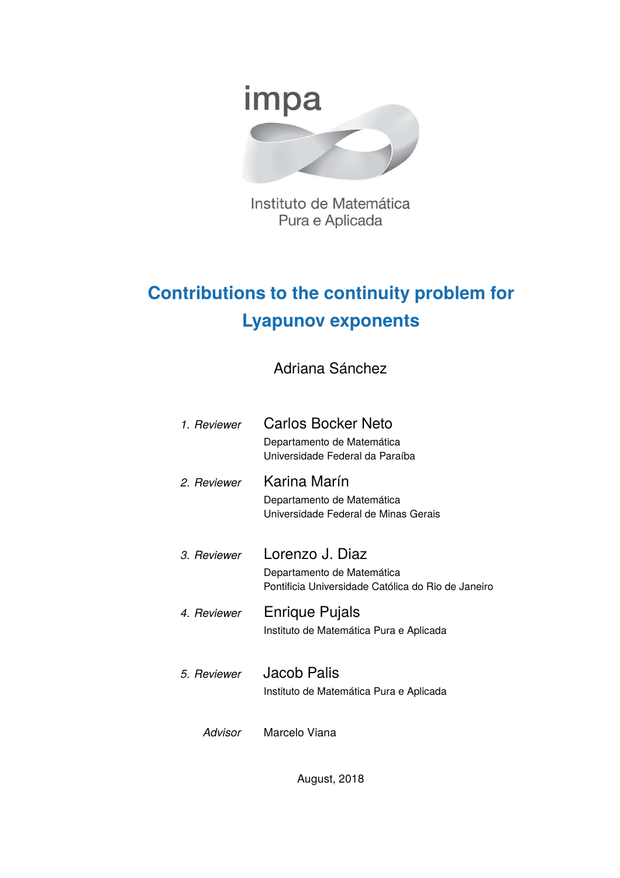impa

Instituto de Matemática
Pura e Aplicada

# Contributions to the continuity problem for Lyapunov exponents

Adriana Sánchez

*1. Reviewer* Carlos Bocker Neto
Departamento de Matemática
Universidade Federal da Paraíba

*2. Reviewer* Karina Marín
Departamento de Matemática
Universidade Federal de Minas Gerais

*3. Reviewer* Lorenzo J. Diaz
Departamento de Matemática
Pontificia Universidade Católica do Rio de Janeiro

*4. Reviewer* Enrique Pujals
Instituto de Matemática Pura e Aplicada

*5. Reviewer* Jacob Palis
Instituto de Matemática Pura e Aplicada

*Advisor* Marcelo Viana

August, 2018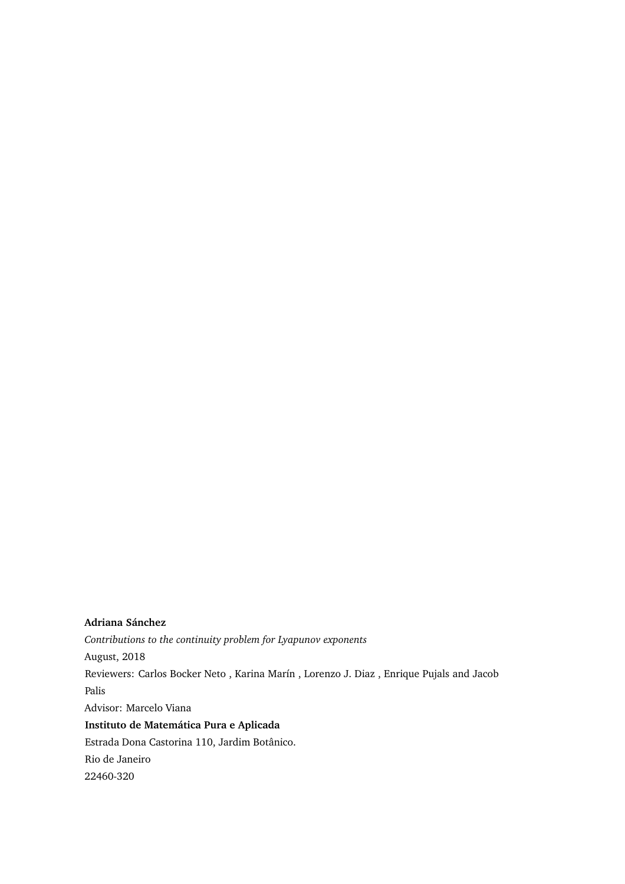**Adriana Sánchez**

*Contributions to the continuity problem for Lyapunov exponents*

August, 2018

Reviewers: Carlos Bocker Neto , Karina Marín , Lorenzo J. Diaz , Enrique Pujals and Jacob Palis

Advisor: Marcelo Viana

**Instituto de Matemática Pura e Aplicada**

Estrada Dona Castorina 110, Jardim Botânico.

Rio de Janeiro

22460-320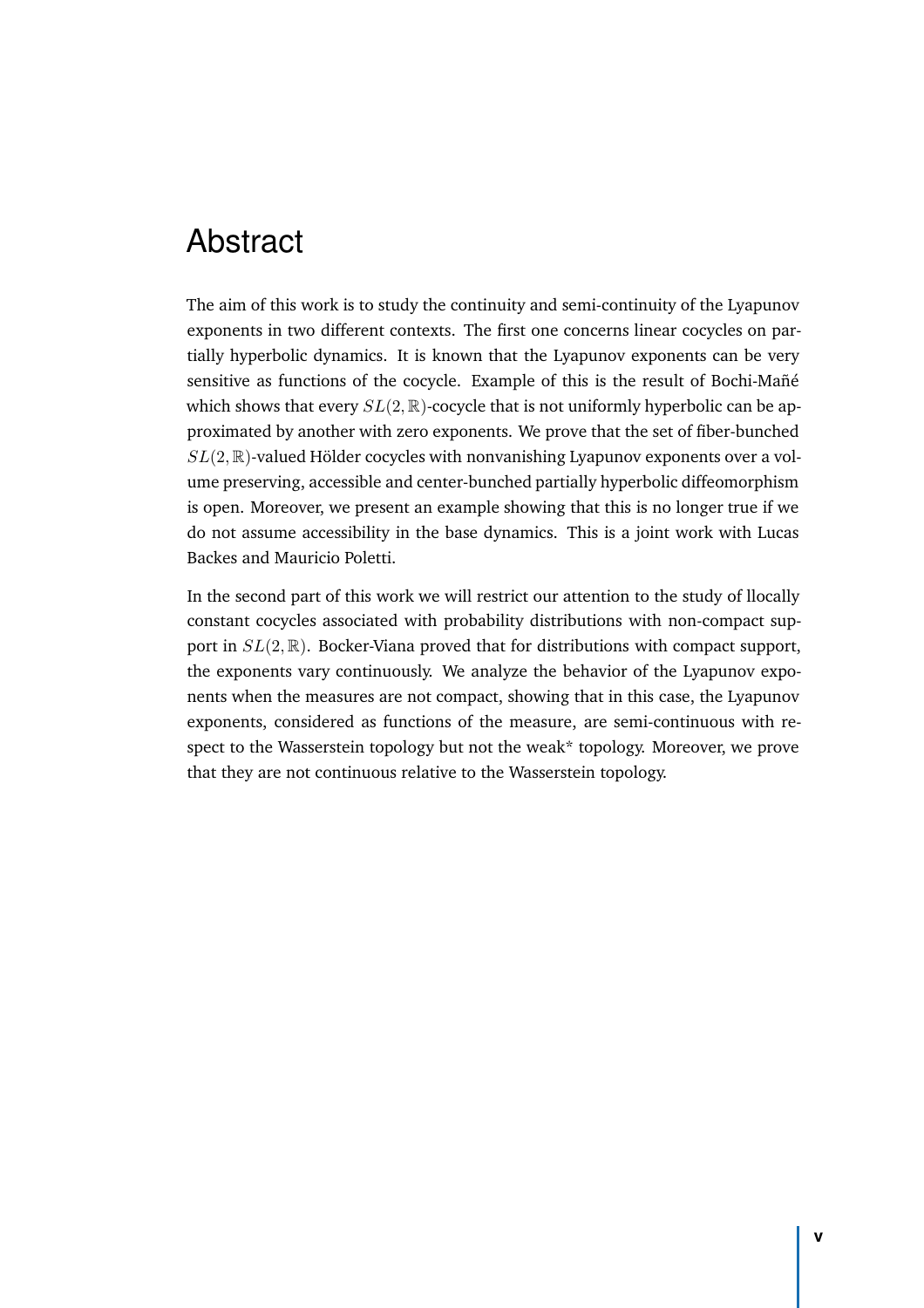# Abstract

The aim of this work is to study the continuity and semi-continuity of the Lyapunov exponents in two different contexts. The first one concerns linear cocycles on partially hyperbolic dynamics. It is known that the Lyapunov exponents can be very sensitive as functions of the cocycle. Example of this is the result of Bochi-Mañé which shows that every $SL(2, \mathbb{R})$-cocycle that is not uniformly hyperbolic can be approximated by another with zero exponents. We prove that the set of fiber-bunched $SL(2, \mathbb{R})$-valued Hölder cocycles with nonvanishing Lyapunov exponents over a volume preserving, accessible and center-bunched partially hyperbolic diffeomorphism is open. Moreover, we present an example showing that this is no longer true if we do not assume accessibility in the base dynamics. This is a joint work with Lucas Backes and Mauricio Poletti.

In the second part of this work we will restrict our attention to the study of llocally constant cocycles associated with probability distributions with non-compact support in $SL(2, \mathbb{R})$. Bocker-Viana proved that for distributions with compact support, the exponents vary continuously. We analyze the behavior of the Lyapunov exponents when the measures are not compact, showing that in this case, the Lyapunov exponents, considered as functions of the measure, are semi-continuous with respect to the Wasserstein topology but not the weak* topology. Moreover, we prove that they are not continuous relative to the Wasserstein topology.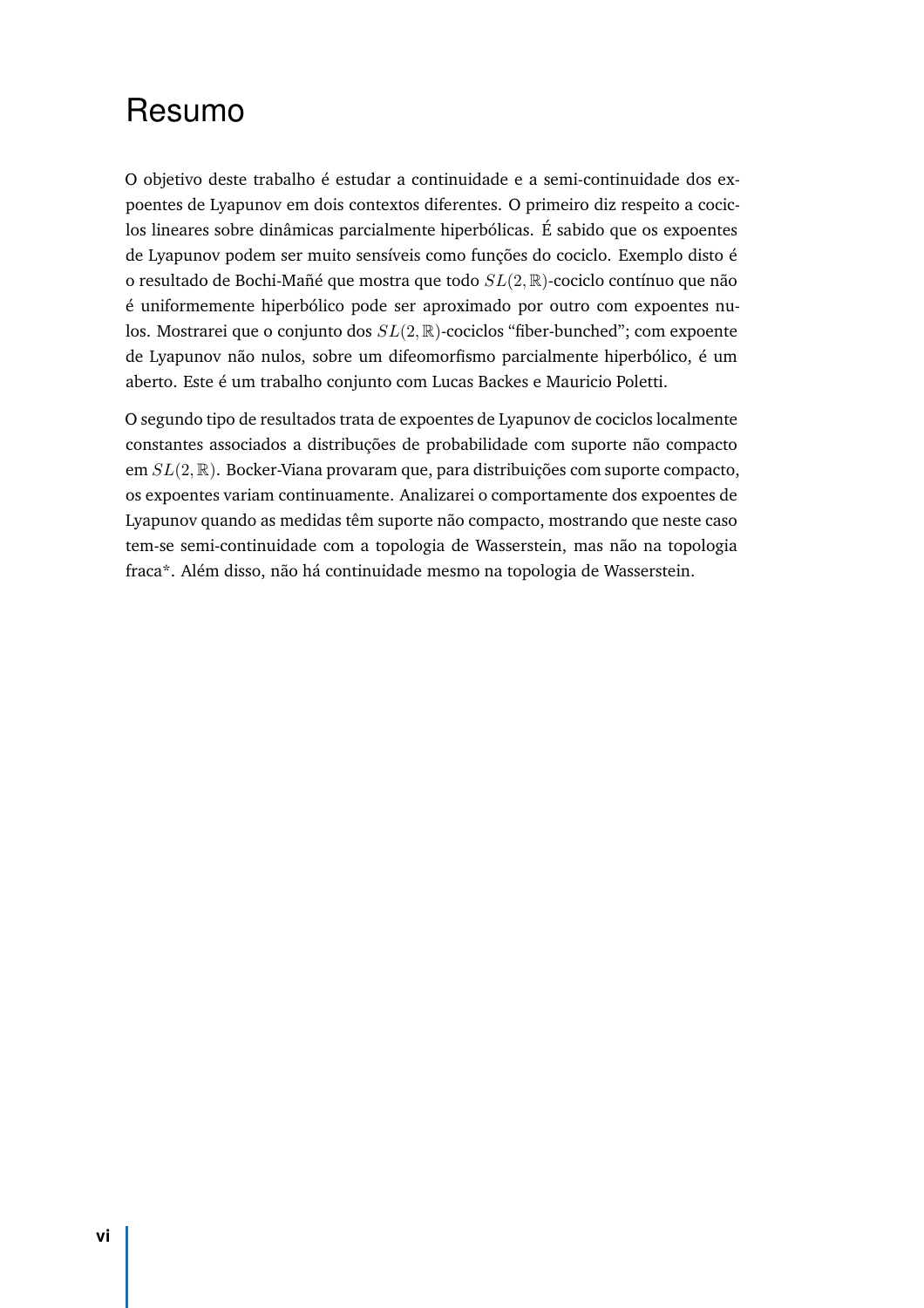# Resumo

O objetivo deste trabalho é estudar a continuidade e a semi-continuidade dos expoentes de Lyapunov em dois contextos diferentes. O primeiro diz respeito a cociclos lineares sobre dinâmicas parcialmente hiperbólicas. É sabido que os expoentes de Lyapunov podem ser muito sensíveis como funções do cociclo. Exemplo disto é o resultado de Bochi-Mañé que mostra que todo $SL(2,\mathbb{R})$-cociclo contínuo que não é uniformemente hiperbólico pode ser aproximado por outro com expoentes nulos. Mostrarei que o conjunto dos $SL(2,\mathbb{R})$-cociclos "fiber-bunched"; com expoente de Lyapunov não nulos, sobre um difeomorfismo parcialmente hiperbólico, é um aberto. Este é um trabalho conjunto com Lucas Backes e Mauricio Poletti.

O segundo tipo de resultados trata de expoentes de Lyapunov de cociclos localmente constantes associados a distribuções de probabilidade com suporte não compacto em $SL(2,\mathbb{R})$. Bocker-Viana provaram que, para distribuições com suporte compacto, os expoentes variam continuamente. Analizarei o comportamente dos expoentes de Lyapunov quando as medidas têm suporte não compacto, mostrando que neste caso tem-se semi-continuidade com a topologia de Wasserstein, mas não na topologia fraca*. Além disso, não há continuidade mesmo na topologia de Wasserstein.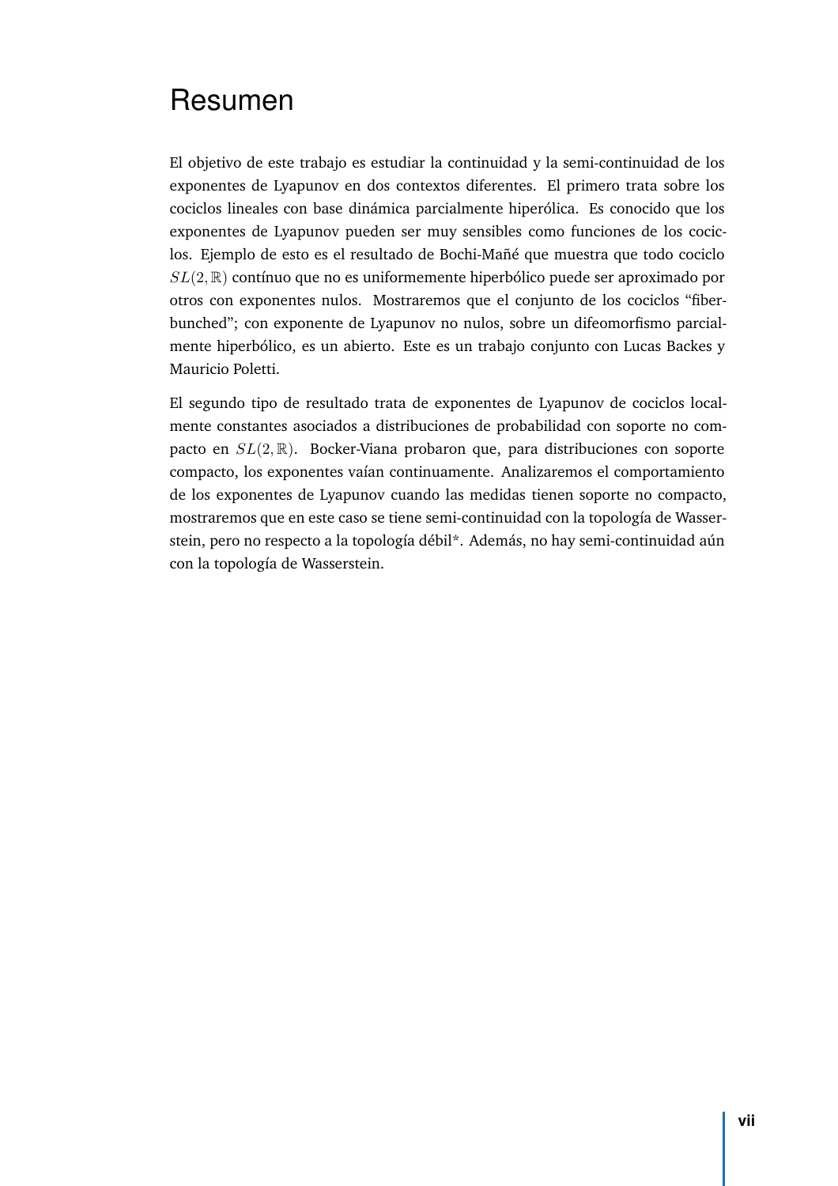# Resumen

El objetivo de este trabajo es estudiar la continuidad y la semi-continuidad de los exponentes de Lyapunov en dos contextos diferentes. El primero trata sobre los cociclos lineales con base dinámica parcialmente hiperólica. Es conocido que los exponentes de Lyapunov pueden ser muy sensibles como funciones de los cociclos. Ejemplo de esto es el resultado de Bochi-Mañé que muestra que todo cociclo $SL(2,\mathbb{R})$ contínuo que no es uniformemente hiperbólico puede ser aproximado por otros con exponentes nulos. Mostraremos que el conjunto de los cociclos "fiber-bunched"; con exponente de Lyapunov no nulos, sobre un difeomorfismo parcialmente hiperbólico, es un abierto. Este es un trabajo conjunto con Lucas Backes y Mauricio Poletti.

El segundo tipo de resultado trata de exponentes de Lyapunov de cociclos localmente constantes asociados a distribuciones de probabilidad con soporte no compacto en $SL(2,\mathbb{R})$. Bocker-Viana probaron que, para distribuciones con soporte compacto, los exponentes vaían continuamente. Analizaremos el comportamiento de los exponentes de Lyapunov cuando las medidas tienen soporte no compacto, mostraremos que en este caso se tiene semi-continuidad con la topología de Wasserstein, pero no respecto a la topología débil*. Además, no hay semi-continuidad aún con la topología de Wasserstein.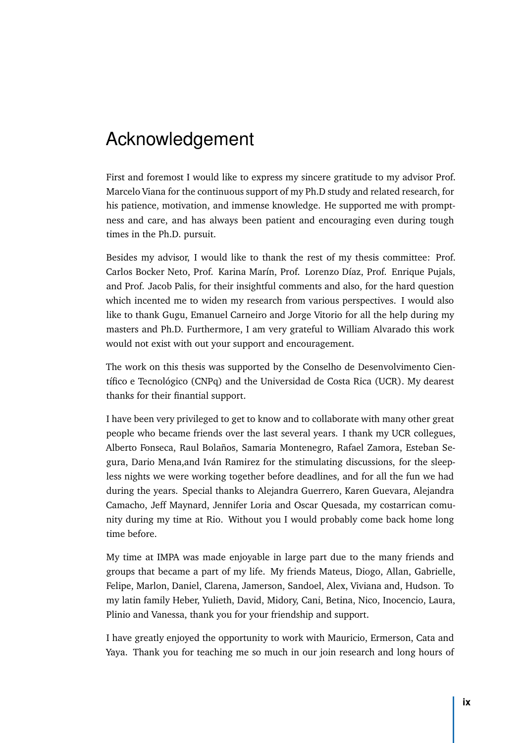# Acknowledgement

First and foremost I would like to express my sincere gratitude to my advisor Prof. Marcelo Viana for the continuous support of my Ph.D study and related research, for his patience, motivation, and immense knowledge. He supported me with promptness and care, and has always been patient and encouraging even during tough times in the Ph.D. pursuit.

Besides my advisor, I would like to thank the rest of my thesis committee: Prof. Carlos Bocker Neto, Prof. Karina Marín, Prof. Lorenzo Díaz, Prof. Enrique Pujals, and Prof. Jacob Palis, for their insightful comments and also, for the hard question which incented me to widen my research from various perspectives. I would also like to thank Gugu, Emanuel Carneiro and Jorge Vitorio for all the help during my masters and Ph.D. Furthermore, I am very grateful to William Alvarado this work would not exist with out your support and encouragement.

The work on this thesis was supported by the Conselho de Desenvolvimento Científico e Tecnológico (CNPq) and the Universidad de Costa Rica (UCR). My dearest thanks for their finantial support.

I have been very privileged to get to know and to collaborate with many other great people who became friends over the last several years. I thank my UCR collegues, Alberto Fonseca, Raul Bolaños, Samaria Montenegro, Rafael Zamora, Esteban Segura, Dario Mena,and Iván Ramirez for the stimulating discussions, for the sleepless nights we were working together before deadlines, and for all the fun we had during the years. Special thanks to Alejandra Guerrero, Karen Guevara, Alejandra Camacho, Jeff Maynard, Jennifer Loria and Oscar Quesada, my costarrican comunity during my time at Rio. Without you I would probably come back home long time before.

My time at IMPA was made enjoyable in large part due to the many friends and groups that became a part of my life. My friends Mateus, Diogo, Allan, Gabrielle, Felipe, Marlon, Daniel, Clarena, Jamerson, Sandoel, Alex, Viviana and, Hudson. To my latin family Heber, Yulieth, David, Midory, Cani, Betina, Nico, Inocencio, Laura, Plinio and Vanessa, thank you for your friendship and support.

I have greatly enjoyed the opportunity to work with Mauricio, Ermerson, Cata and Yaya. Thank you for teaching me so much in our join research and long hours of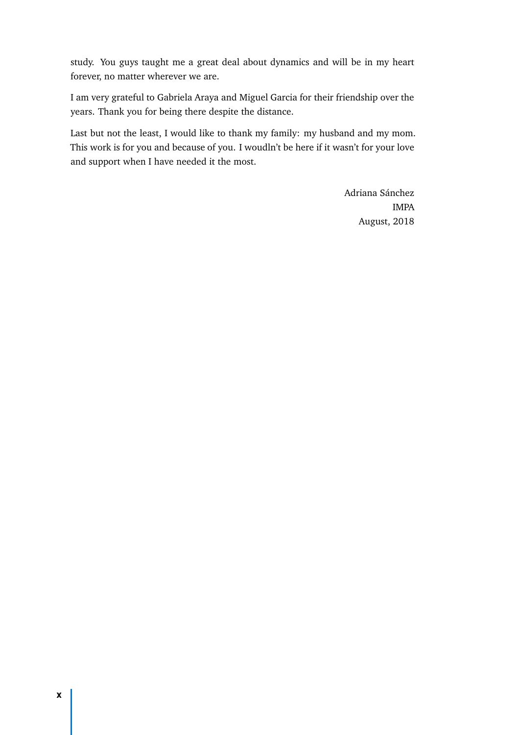study. You guys taught me a great deal about dynamics and will be in my heart forever, no matter wherever we are.

I am very grateful to Gabriela Araya and Miguel Garcia for their friendship over the years. Thank you for being there despite the distance.

Last but not the least, I would like to thank my family: my husband and my mom. This work is for you and because of you. I woudln't be here if it wasn't for your love and support when I have needed it the most.

Adriana Sánchez
IMPA
August, 2018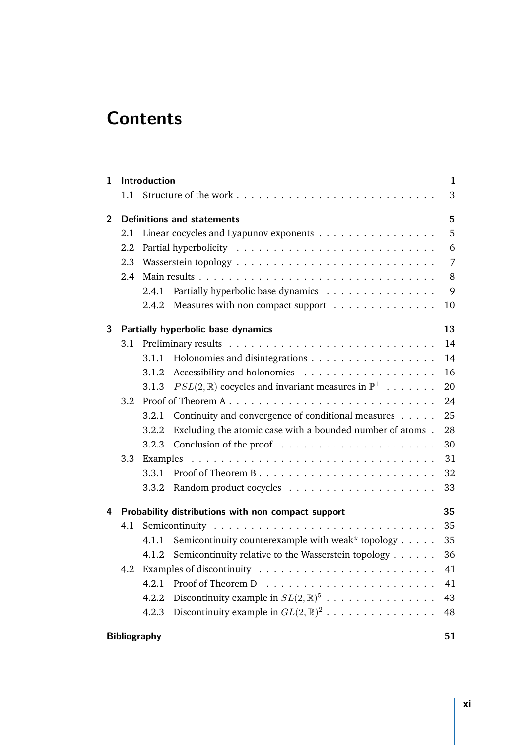# Contents

**1 Introduction** 1
- 1.1 Structure of the work 3

**2 Definitions and statements** 5
- 2.1 Linear cocycles and Lyapunov exponents 5
- 2.2 Partial hyperbolicity 6
- 2.3 Wasserstein topology 7
- 2.4 Main results 8
  - 2.4.1 Partially hyperbolic base dynamics 9
  - 2.4.2 Measures with non compact support 10

**3 Partially hyperbolic base dynamics** 13
- 3.1 Preliminary results 14
  - 3.1.1 Holonomies and disintegrations 14
  - 3.1.2 Accessibility and holonomies 16
  - 3.1.3 $PSL(2,\mathbb{R})$ cocycles and invariant measures in $\mathbb{P}^1$ 20
- 3.2 Proof of Theorem A 24
  - 3.2.1 Continuity and convergence of conditional measures 25
  - 3.2.2 Excluding the atomic case with a bounded number of atoms 28
  - 3.2.3 Conclusion of the proof 30
- 3.3 Examples 31
  - 3.3.1 Proof of Theorem B 32
  - 3.3.2 Random product cocycles 33

**4 Probability distributions with non compact support** 35
- 4.1 Semicontinuity 35
  - 4.1.1 Semicontinuity counterexample with weak* topology 35
  - 4.1.2 Semicontinuity relative to the Wasserstein topology 36
- 4.2 Examples of discontinuity 41
  - 4.2.1 Proof of Theorem D 41
  - 4.2.2 Discontinuity example in $SL(2,\mathbb{R})^5$ 43
  - 4.2.3 Discontinuity example in $GL(2,\mathbb{R})^2$ 48

**Bibliography** 51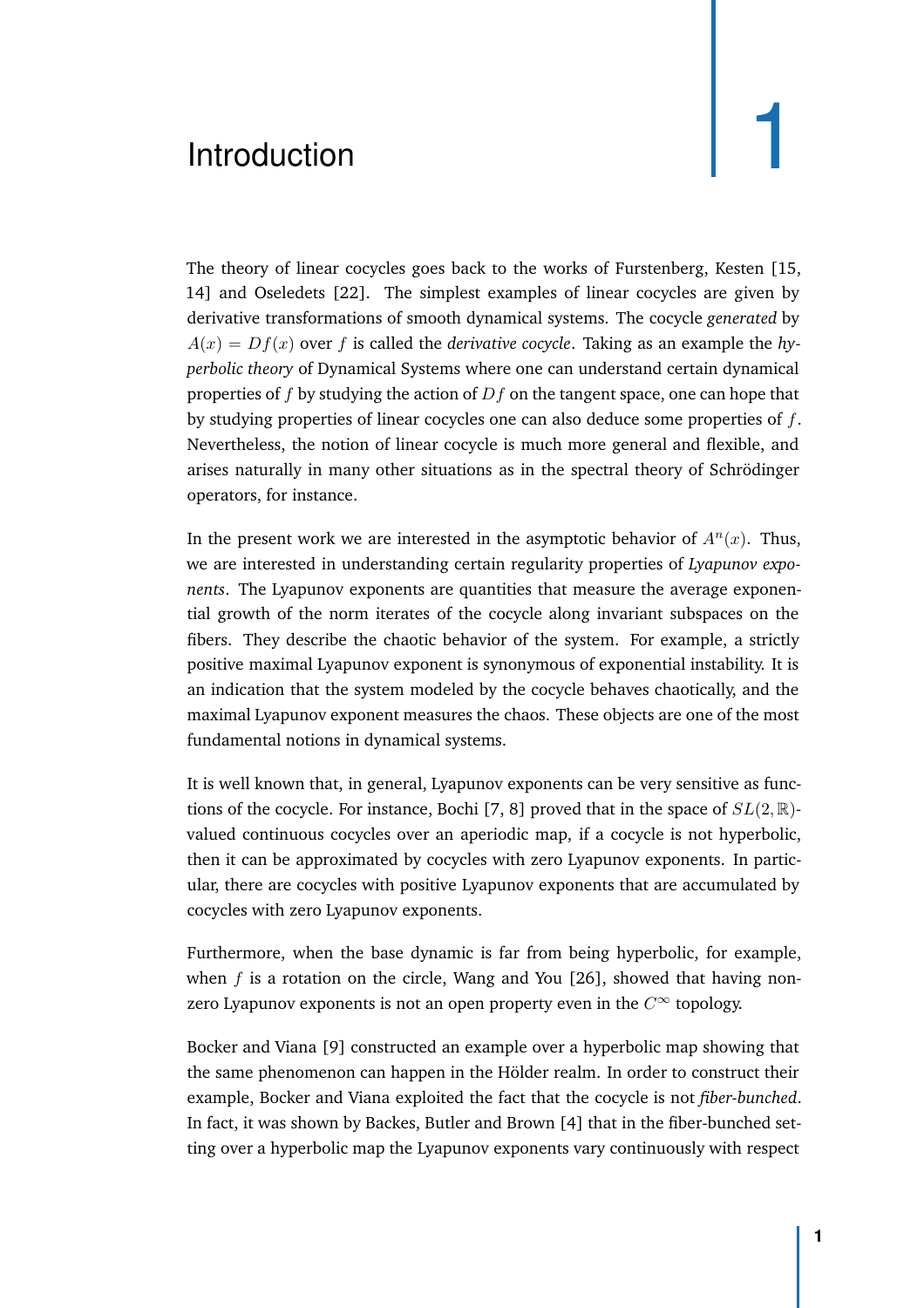# 1 Introduction

The theory of linear cocycles goes back to the works of Furstenberg, Kesten [15, 14] and Oseledets [22]. The simplest examples of linear cocycles are given by derivative transformations of smooth dynamical systems. The cocycle *generated* by $A(x) = Df(x)$ over $f$ is called the *derivative cocycle*. Taking as an example the *hyperbolic theory* of Dynamical Systems where one can understand certain dynamical properties of $f$ by studying the action of $Df$ on the tangent space, one can hope that by studying properties of linear cocycles one can also deduce some properties of $f$. Nevertheless, the notion of linear cocycle is much more general and flexible, and arises naturally in many other situations as in the spectral theory of Schrödinger operators, for instance.

In the present work we are interested in the asymptotic behavior of $A^n(x)$. Thus, we are interested in understanding certain regularity properties of *Lyapunov exponents*. The Lyapunov exponents are quantities that measure the average exponential growth of the norm iterates of the cocycle along invariant subspaces on the fibers. They describe the chaotic behavior of the system. For example, a strictly positive maximal Lyapunov exponent is synonymous of exponential instability. It is an indication that the system modeled by the cocycle behaves chaotically, and the maximal Lyapunov exponent measures the chaos. These objects are one of the most fundamental notions in dynamical systems.

It is well known that, in general, Lyapunov exponents can be very sensitive as functions of the cocycle. For instance, Bochi [7, 8] proved that in the space of $SL(2,\mathbb{R})$-valued continuous cocycles over an aperiodic map, if a cocycle is not hyperbolic, then it can be approximated by cocycles with zero Lyapunov exponents. In particular, there are cocycles with positive Lyapunov exponents that are accumulated by cocycles with zero Lyapunov exponents.

Furthermore, when the base dynamic is far from being hyperbolic, for example, when $f$ is a rotation on the circle, Wang and You [26], showed that having non-zero Lyapunov exponents is not an open property even in the $C^\infty$ topology.

Bocker and Viana [9] constructed an example over a hyperbolic map showing that the same phenomenon can happen in the Hölder realm. In order to construct their example, Bocker and Viana exploited the fact that the cocycle is not *fiber-bunched*. In fact, it was shown by Backes, Butler and Brown [4] that in the fiber-bunched setting over a hyperbolic map the Lyapunov exponents vary continuously with respect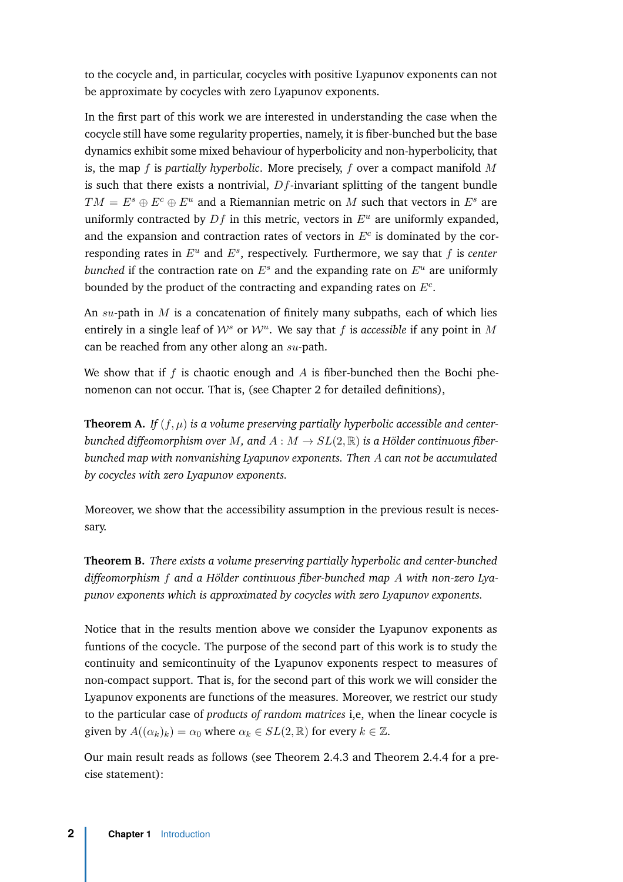to the cocycle and, in particular, cocycles with positive Lyapunov exponents can not be approximate by cocycles with zero Lyapunov exponents.

In the first part of this work we are interested in understanding the case when the cocycle still have some regularity properties, namely, it is fiber-bunched but the base dynamics exhibit some mixed behaviour of hyperbolicity and non-hyperbolicity, that is, the map $f$ is *partially hyperbolic*. More precisely, $f$ over a compact manifold $M$ is such that there exists a nontrivial, $Df$-invariant splitting of the tangent bundle $TM = E^s \oplus E^c \oplus E^u$ and a Riemannian metric on $M$ such that vectors in $E^s$ are uniformly contracted by $Df$ in this metric, vectors in $E^u$ are uniformly expanded, and the expansion and contraction rates of vectors in $E^c$ is dominated by the corresponding rates in $E^u$ and $E^s$, respectively. Furthermore, we say that $f$ is *center bunched* if the contraction rate on $E^s$ and the expanding rate on $E^u$ are uniformly bounded by the product of the contracting and expanding rates on $E^c$.

An $su$-path in $M$ is a concatenation of finitely many subpaths, each of which lies entirely in a single leaf of $\mathcal{W}^s$ or $\mathcal{W}^u$. We say that $f$ is *accessible* if any point in $M$ can be reached from any other along an $su$-path.

We show that if $f$ is chaotic enough and $A$ is fiber-bunched then the Bochi phenomenon can not occur. That is, (see Chapter 2 for detailed definitions),

**Theorem A.** *If $(f, \mu)$ is a volume preserving partially hyperbolic accessible and center-bunched diffeomorphism over $M$, and $A : M \to SL(2, \mathbb{R})$ is a Hölder continuous fiber-bunched map with nonvanishing Lyapunov exponents. Then $A$ can not be accumulated by cocycles with zero Lyapunov exponents.*

Moreover, we show that the accessibility assumption in the previous result is necessary.

**Theorem B.** *There exists a volume preserving partially hyperbolic and center-bunched diffeomorphism $f$ and a Hölder continuous fiber-bunched map $A$ with non-zero Lyapunov exponents which is approximated by cocycles with zero Lyapunov exponents.*

Notice that in the results mention above we consider the Lyapunov exponents as funtions of the cocycle. The purpose of the second part of this work is to study the continuity and semicontinuity of the Lyapunov exponents respect to measures of non-compact support. That is, for the second part of this work we will consider the Lyapunov exponents are functions of the measures. Moreover, we restrict our study to the particular case of *products of random matrices* i,e, when the linear cocycle is given by $A((\alpha_k)_k) = \alpha_0$ where $\alpha_k \in SL(2, \mathbb{R})$ for every $k \in \mathbb{Z}$.

Our main result reads as follows (see Theorem 2.4.3 and Theorem 2.4.4 for a precise statement):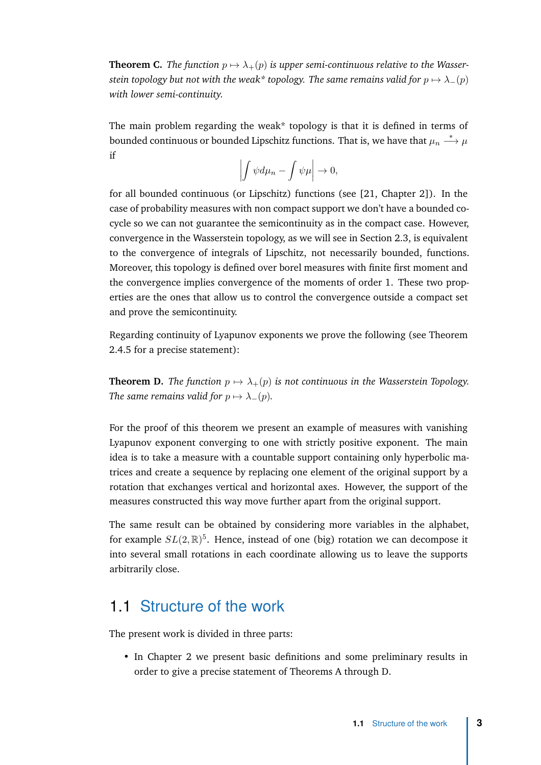**Theorem C.** *The function $p \mapsto \lambda_+(p)$ is upper semi-continuous relative to the Wasserstein topology but not with the weak\* topology. The same remains valid for $p \mapsto \lambda_-(p)$ with lower semi-continuity.*

The main problem regarding the weak* topology is that it is defined in terms of bounded continuous or bounded Lipschitz functions. That is, we have that $\mu_n \xrightarrow{*} \mu$ if

$$\left| \int \psi d\mu_n - \int \psi \mu \right| \to 0,$$

for all bounded continuous (or Lipschitz) functions (see [21, Chapter 2]). In the case of probability measures with non compact support we don't have a bounded cocycle so we can not guarantee the semicontinuity as in the compact case. However, convergence in the Wasserstein topology, as we will see in Section 2.3, is equivalent to the convergence of integrals of Lipschitz, not necessarily bounded, functions. Moreover, this topology is defined over borel measures with finite first moment and the convergence implies convergence of the moments of order 1. These two properties are the ones that allow us to control the convergence outside a compact set and prove the semicontinuity.

Regarding continuity of Lyapunov exponents we prove the following (see Theorem 2.4.5 for a precise statement):

**Theorem D.** *The function $p \mapsto \lambda_+(p)$ is not continuous in the Wasserstein Topology. The same remains valid for $p \mapsto \lambda_-(p)$.*

For the proof of this theorem we present an example of measures with vanishing Lyapunov exponent converging to one with strictly positive exponent. The main idea is to take a measure with a countable support containing only hyperbolic matrices and create a sequence by replacing one element of the original support by a rotation that exchanges vertical and horizontal axes. However, the support of the measures constructed this way move further apart from the original support.

The same result can be obtained by considering more variables in the alphabet, for example $SL(2, \mathbb{R})^5$. Hence, instead of one (big) rotation we can decompose it into several small rotations in each coordinate allowing us to leave the supports arbitrarily close.

## 1.1 Structure of the work

The present work is divided in three parts:

- In Chapter 2 we present basic definitions and some preliminary results in order to give a precise statement of Theorems A through D.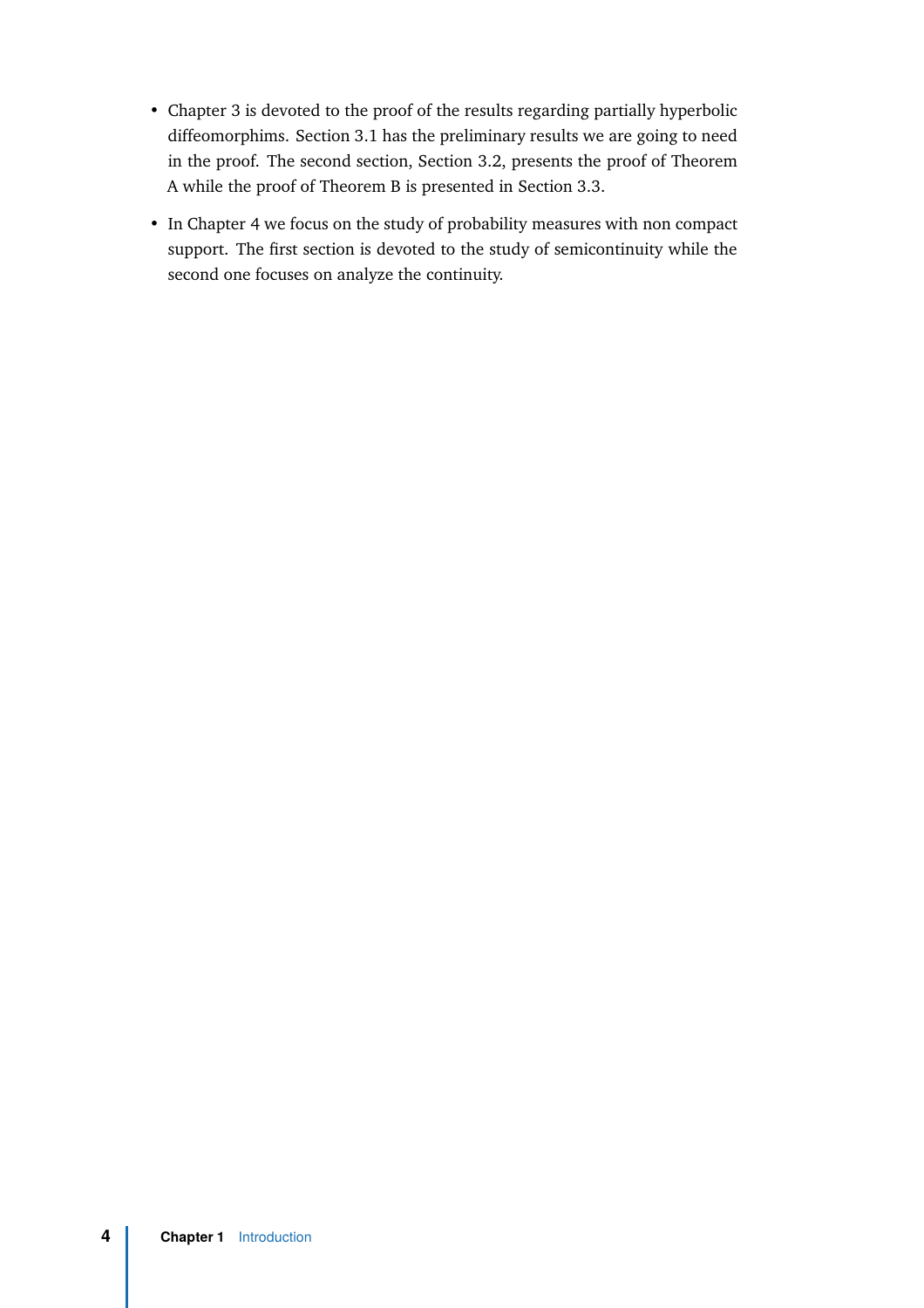- Chapter 3 is devoted to the proof of the results regarding partially hyperbolic diffeomorphims. Section 3.1 has the preliminary results we are going to need in the proof. The second section, Section 3.2, presents the proof of Theorem A while the proof of Theorem B is presented in Section 3.3.
- In Chapter 4 we focus on the study of probability measures with non compact support. The first section is devoted to the study of semicontinuity while the second one focuses on analyze the continuity.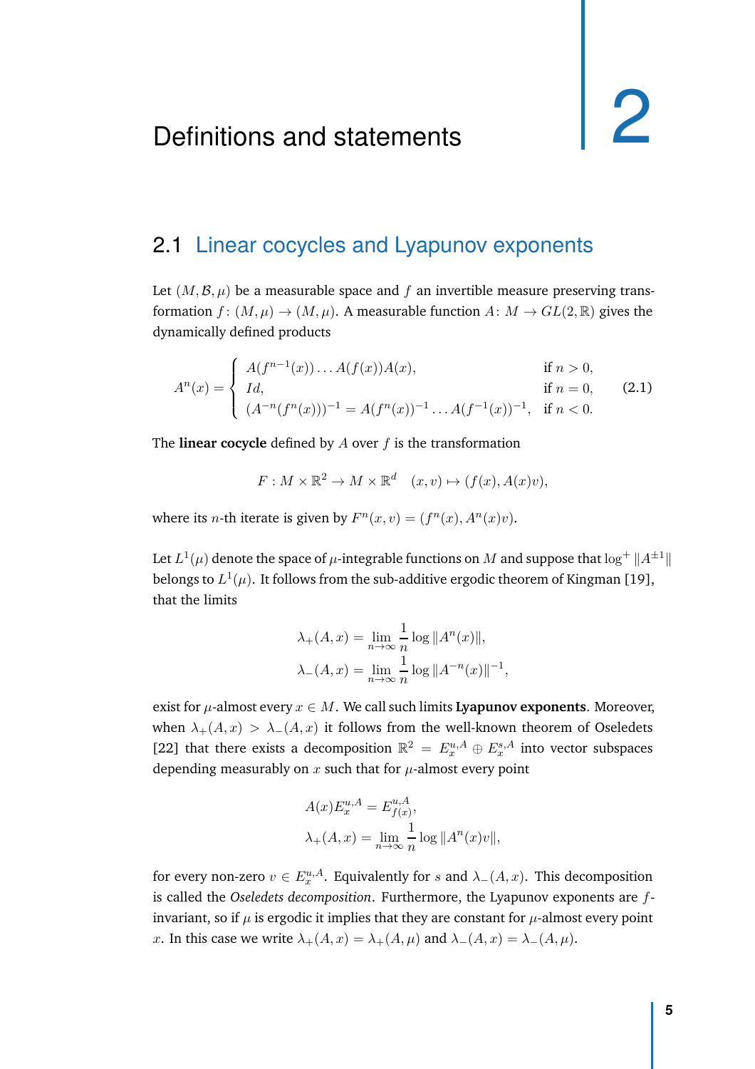# 2 Definitions and statements

## 2.1 Linear cocycles and Lyapunov exponents

Let $(M, \mathcal{B}, \mu)$ be a measurable space and $f$ an invertible measure preserving transformation $f\colon (M,\mu) \to (M,\mu)$. A measurable function $A\colon M \to GL(2,\mathbb{R})$ gives the dynamically defined products

$$A^n(x) = \begin{cases} A(f^{n-1}(x))\dots A(f(x))A(x), & \text{if } n > 0, \\ Id, & \text{if } n = 0, \\ (A^{-n}(f^n(x)))^{-1} = A(f^n(x))^{-1}\dots A(f^{-1}(x))^{-1}, & \text{if } n < 0. \end{cases} \tag{2.1}$$

The **linear cocycle** defined by $A$ over $f$ is the transformation

$$F : M \times \mathbb{R}^2 \to M \times \mathbb{R}^d \quad (x,v) \mapsto (f(x), A(x)v),$$

where its $n$-th iterate is given by $F^n(x,v) = (f^n(x), A^n(x)v)$.

Let $L^1(\mu)$ denote the space of $\mu$-integrable functions on $M$ and suppose that $\log^+ \|A^{\pm 1}\|$ belongs to $L^1(\mu)$. It follows from the sub-additive ergodic theorem of Kingman [19], that the limits

$$\lambda_+(A,x) = \lim_{n\to\infty} \frac{1}{n} \log \|A^n(x)\|,$$
$$\lambda_-(A,x) = \lim_{n\to\infty} \frac{1}{n} \log \|A^{-n}(x)\|^{-1},$$

exist for $\mu$-almost every $x \in M$. We call such limits **Lyapunov exponents**. Moreover, when $\lambda_+(A,x) > \lambda_-(A,x)$ it follows from the well-known theorem of Oseledets [22] that there exists a decomposition $\mathbb{R}^2 = E^{u,A}_x \oplus E^{s,A}_x$ into vector subspaces depending measurably on $x$ such that for $\mu$-almost every point

$$A(x)E^{u,A}_x = E^{u,A}_{f(x)},$$
$$\lambda_+(A,x) = \lim_{n\to\infty} \frac{1}{n} \log \|A^n(x)v\|,$$

for every non-zero $v \in E^{u,A}_x$. Equivalently for $s$ and $\lambda_-(A,x)$. This decomposition is called the *Oseledets decomposition*. Furthermore, the Lyapunov exponents are $f$-invariant, so if $\mu$ is ergodic it implies that they are constant for $\mu$-almost every point $x$. In this case we write $\lambda_+(A,x) = \lambda_+(A,\mu)$ and $\lambda_-(A,x) = \lambda_-(A,\mu)$.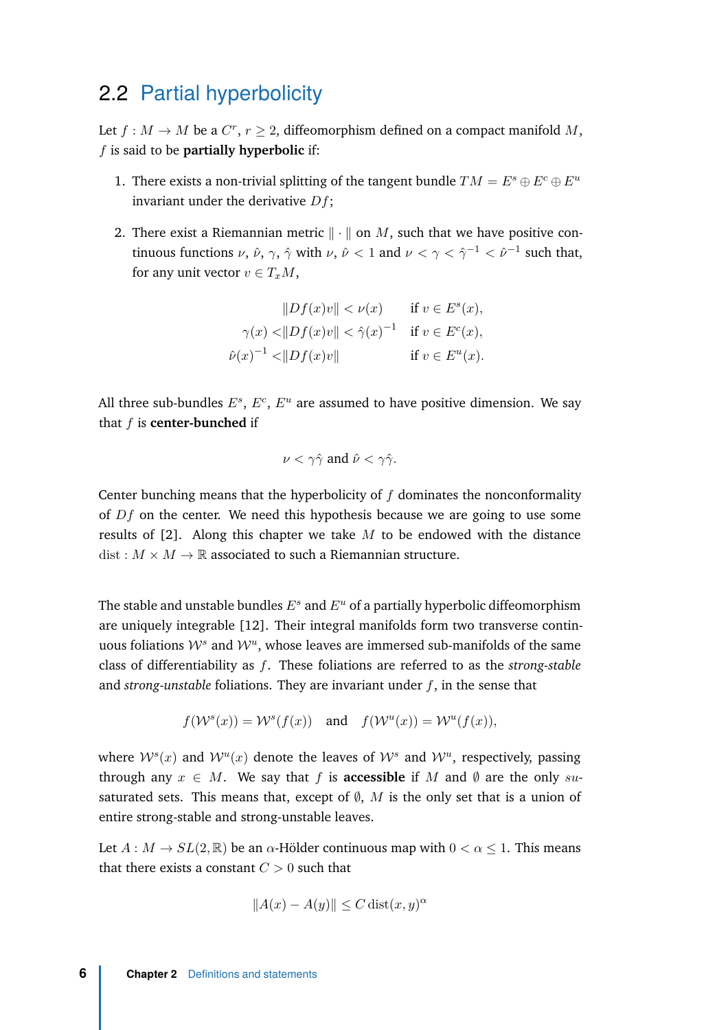## 2.2 Partial hyperbolicity

Let $f : M \to M$ be a $C^r$, $r \geq 2$, diffeomorphism defined on a compact manifold $M$, $f$ is said to be **partially hyperbolic** if:

1. There exists a non-trivial splitting of the tangent bundle $TM = E^s \oplus E^c \oplus E^u$ invariant under the derivative $Df$;
2. There exist a Riemannian metric $\|\cdot\|$ on $M$, such that we have positive continuous functions $\nu$, $\hat{\nu}$, $\gamma$, $\hat{\gamma}$ with $\nu$, $\hat{\nu} < 1$ and $\nu < \gamma < \hat{\gamma}^{-1} < \hat{\nu}^{-1}$ such that, for any unit vector $v \in T_xM$,

$$
\begin{aligned}
\|Df(x)v\| &< \nu(x) && \text{if } v \in E^s(x),\\
\gamma(x) < \|Df(x)v\| &< \hat{\gamma}(x)^{-1} && \text{if } v \in E^c(x),\\
\hat{\nu}(x)^{-1} < \|Df(x)v\| & && \text{if } v \in E^u(x).
\end{aligned}
$$

All three sub-bundles $E^s$, $E^c$, $E^u$ are assumed to have positive dimension. We say that $f$ is **center-bunched** if

$$\nu < \gamma\hat{\gamma} \text{ and } \hat{\nu} < \gamma\hat{\gamma}.$$

Center bunching means that the hyperbolicity of $f$ dominates the nonconformality of $Df$ on the center. We need this hypothesis because we are going to use some results of [2]. Along this chapter we take $M$ to be endowed with the distance $\mathrm{dist} : M \times M \to \mathbb{R}$ associated to such a Riemannian structure.

The stable and unstable bundles $E^s$ and $E^u$ of a partially hyperbolic diffeomorphism are uniquely integrable [12]. Their integral manifolds form two transverse continuous foliations $\mathcal{W}^s$ and $\mathcal{W}^u$, whose leaves are immersed sub-manifolds of the same class of differentiability as $f$. These foliations are referred to as the *strong-stable* and *strong-unstable* foliations. They are invariant under $f$, in the sense that

$$f(\mathcal{W}^s(x)) = \mathcal{W}^s(f(x)) \quad \text{and} \quad f(\mathcal{W}^u(x)) = \mathcal{W}^u(f(x)),$$

where $\mathcal{W}^s(x)$ and $\mathcal{W}^u(x)$ denote the leaves of $\mathcal{W}^s$ and $\mathcal{W}^u$, respectively, passing through any $x \in M$. We say that $f$ is **accessible** if $M$ and $\emptyset$ are the only $su$-saturated sets. This means that, except of $\emptyset$, $M$ is the only set that is a union of entire strong-stable and strong-unstable leaves.

Let $A : M \to SL(2, \mathbb{R})$ be an $\alpha$-Hölder continuous map with $0 < \alpha \leq 1$. This means that there exists a constant $C > 0$ such that

$$\|A(x) - A(y)\| \leq C \,\mathrm{dist}(x, y)^\alpha$$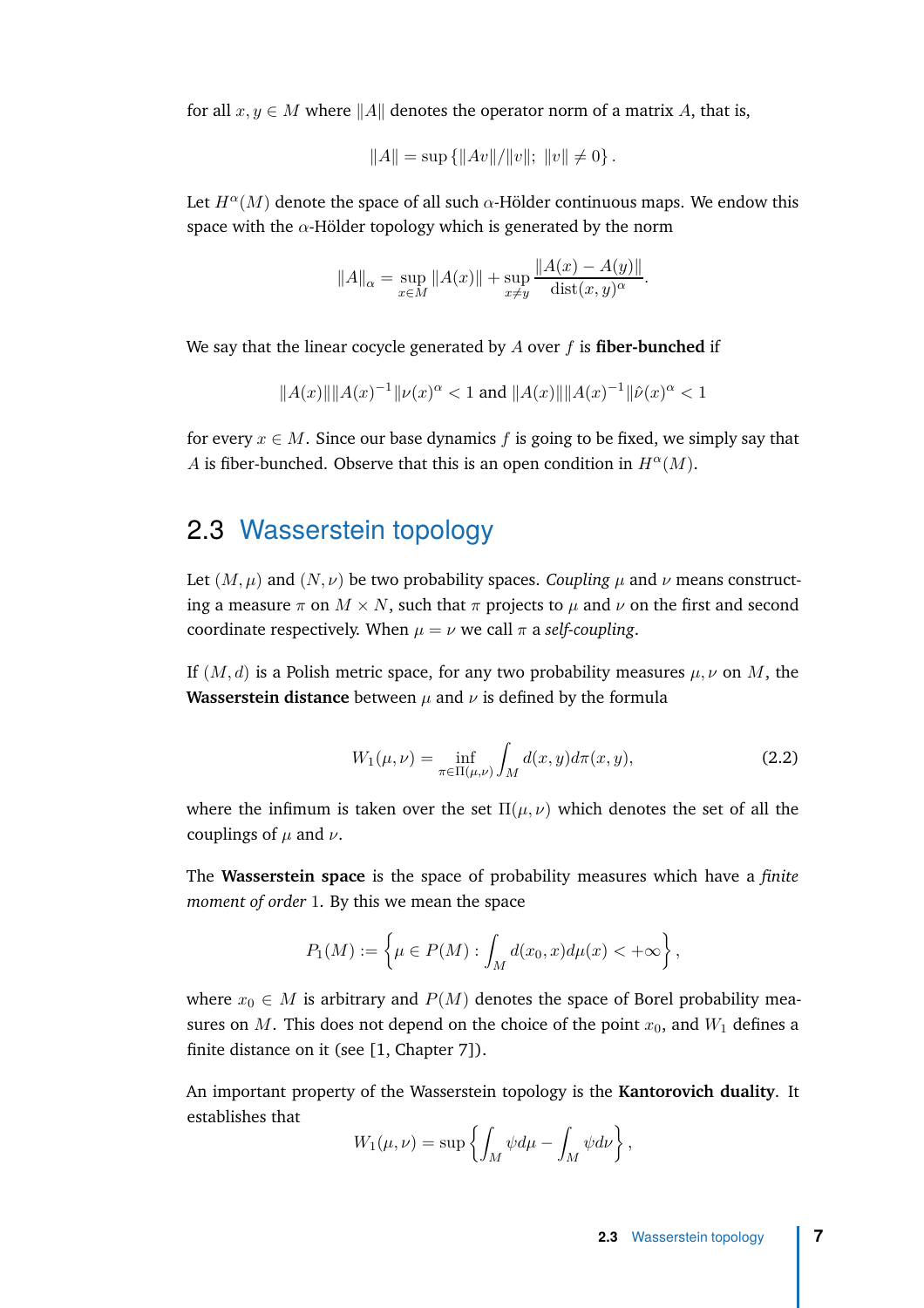for all $x, y \in M$ where $\|A\|$ denotes the operator norm of a matrix $A$, that is,

$$\|A\| = \sup\left\{\|Av\|/\|v\|;\ \|v\| \neq 0\right\}.$$

Let $H^\alpha(M)$ denote the space of all such $\alpha$-Hölder continuous maps. We endow this space with the $\alpha$-Hölder topology which is generated by the norm

$$\|A\|_\alpha = \sup_{x \in M} \|A(x)\| + \sup_{x \neq y} \frac{\|A(x) - A(y)\|}{\operatorname{dist}(x, y)^\alpha}.$$

We say that the linear cocycle generated by $A$ over $f$ is **fiber-bunched** if

$$\|A(x)\|\|A(x)^{-1}\|\nu(x)^\alpha < 1 \text{ and } \|A(x)\|\|A(x)^{-1}\|\hat{\nu}(x)^\alpha < 1$$

for every $x \in M$. Since our base dynamics $f$ is going to be fixed, we simply say that $A$ is fiber-bunched. Observe that this is an open condition in $H^\alpha(M)$.

## 2.3 Wasserstein topology

Let $(M, \mu)$ and $(N, \nu)$ be two probability spaces. *Coupling* $\mu$ and $\nu$ means constructing a measure $\pi$ on $M \times N$, such that $\pi$ projects to $\mu$ and $\nu$ on the first and second coordinate respectively. When $\mu = \nu$ we call $\pi$ a *self-coupling*.

If $(M, d)$ is a Polish metric space, for any two probability measures $\mu, \nu$ on $M$, the **Wasserstein distance** between $\mu$ and $\nu$ is defined by the formula

$$W_1(\mu, \nu) = \inf_{\pi \in \Pi(\mu, \nu)} \int_M d(x, y) d\pi(x, y), \tag{2.2}$$

where the infimum is taken over the set $\Pi(\mu, \nu)$ which denotes the set of all the couplings of $\mu$ and $\nu$.

The **Wasserstein space** is the space of probability measures which have a *finite moment of order* 1. By this we mean the space

$$P_1(M) := \left\{\mu \in P(M) : \int_M d(x_0, x) d\mu(x) < +\infty\right\},$$

where $x_0 \in M$ is arbitrary and $P(M)$ denotes the space of Borel probability measures on $M$. This does not depend on the choice of the point $x_0$, and $W_1$ defines a finite distance on it (see [1, Chapter 7]).

An important property of the Wasserstein topology is the **Kantorovich duality**. It establishes that

$$W_1(\mu, \nu) = \sup\left\{\int_M \psi d\mu - \int_M \psi d\nu\right\},$$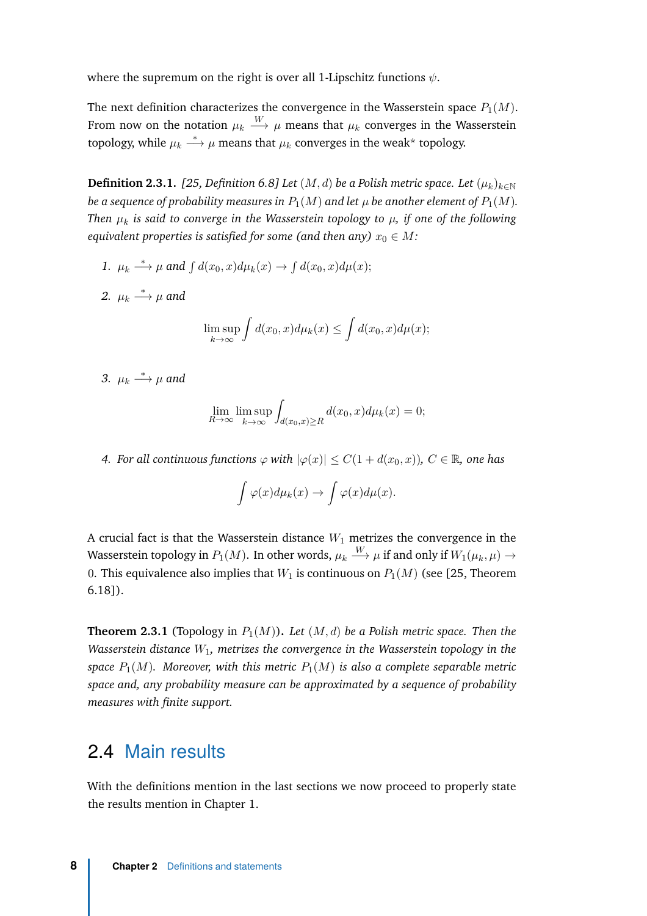where the supremum on the right is over all 1-Lipschitz functions $\psi$.

The next definition characterizes the convergence in the Wasserstein space $P_1(M)$. From now on the notation $\mu_k \xrightarrow{W} \mu$ means that $\mu_k$ converges in the Wasserstein topology, while $\mu_k \xrightarrow{*} \mu$ means that $\mu_k$ converges in the weak* topology.

**Definition 2.3.1.** *[25, Definition 6.8] Let $(M, d)$ be a Polish metric space. Let $(\mu_k)_{k\in\mathbb{N}}$ be a sequence of probability measures in $P_1(M)$ and let $\mu$ be another element of $P_1(M)$. Then $\mu_k$ is said to converge in the Wasserstein topology to $\mu$, if one of the following equivalent properties is satisfied for some (and then any) $x_0 \in M$:*

1. *$\mu_k \xrightarrow{*} \mu$ and $\int d(x_0, x)d\mu_k(x) \to \int d(x_0, x)d\mu(x)$;*
2. *$\mu_k \xrightarrow{*} \mu$ and*
$$\limsup_{k\to\infty} \int d(x_0, x)d\mu_k(x) \leq \int d(x_0, x)d\mu(x);$$
3. *$\mu_k \xrightarrow{*} \mu$ and*
$$\lim_{R\to\infty} \limsup_{k\to\infty} \int_{d(x_0,x)\geq R} d(x_0, x)d\mu_k(x) = 0;$$
4. *For all continuous functions $\varphi$ with $|\varphi(x)| \leq C(1 + d(x_0, x))$, $C \in \mathbb{R}$, one has*
$$\int \varphi(x)d\mu_k(x) \to \int \varphi(x)d\mu(x).$$

A crucial fact is that the Wasserstein distance $W_1$ metrizes the convergence in the Wasserstein topology in $P_1(M)$. In other words, $\mu_k \xrightarrow{W} \mu$ if and only if $W_1(\mu_k, \mu) \to 0$. This equivalence also implies that $W_1$ is continuous on $P_1(M)$ (see [25, Theorem 6.18]).

**Theorem 2.3.1** (Topology in $P_1(M)$)**.** *Let $(M, d)$ be a Polish metric space. Then the Wasserstein distance $W_1$, metrizes the convergence in the Wasserstein topology in the space $P_1(M)$. Moreover, with this metric $P_1(M)$ is also a complete separable metric space and, any probability measure can be approximated by a sequence of probability measures with finite support.*

## 2.4 Main results

With the definitions mention in the last sections we now proceed to properly state the results mention in Chapter 1.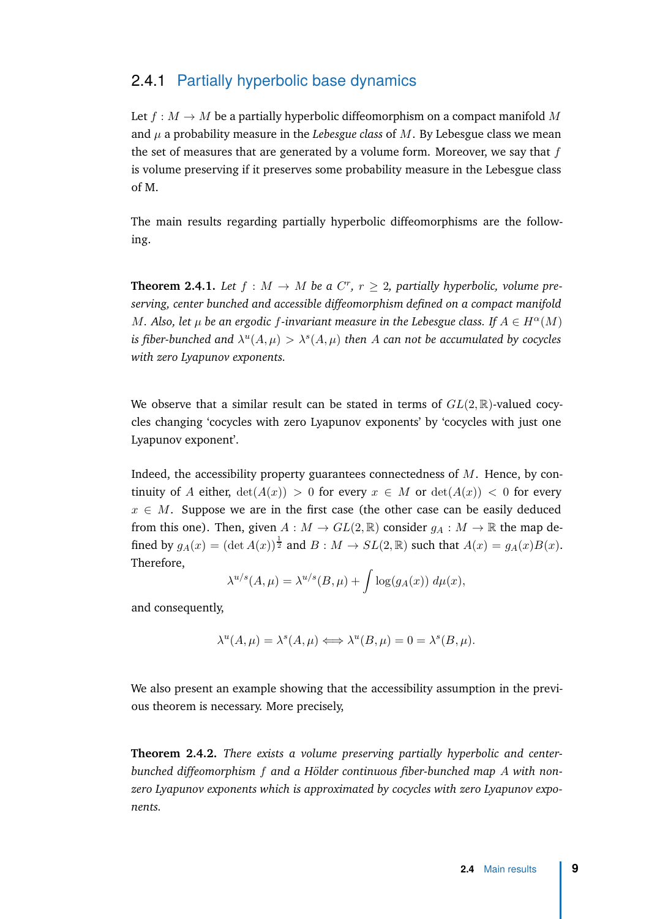### 2.4.1 Partially hyperbolic base dynamics

Let $f : M \to M$ be a partially hyperbolic diffeomorphism on a compact manifold $M$ and $\mu$ a probability measure in the *Lebesgue class* of $M$. By Lebesgue class we mean the set of measures that are generated by a volume form. Moreover, we say that $f$ is volume preserving if it preserves some probability measure in the Lebesgue class of M.

The main results regarding partially hyperbolic diffeomorphisms are the following.

**Theorem 2.4.1.** *Let $f : M \to M$ be a $C^r$, $r \geq 2$, partially hyperbolic, volume preserving, center bunched and accessible diffeomorphism defined on a compact manifold $M$. Also, let $\mu$ be an ergodic $f$-invariant measure in the Lebesgue class. If $A \in H^\alpha(M)$ is fiber-bunched and $\lambda^u(A, \mu) > \lambda^s(A, \mu)$ then $A$ can not be accumulated by cocycles with zero Lyapunov exponents.*

We observe that a similar result can be stated in terms of $GL(2, \mathbb{R})$-valued cocycles changing 'cocycles with zero Lyapunov exponents' by 'cocycles with just one Lyapunov exponent'.

Indeed, the accessibility property guarantees connectedness of $M$. Hence, by continuity of $A$ either, $\det(A(x)) > 0$ for every $x \in M$ or $\det(A(x)) < 0$ for every $x \in M$. Suppose we are in the first case (the other case can be easily deduced from this one). Then, given $A : M \to GL(2, \mathbb{R})$ consider $g_A : M \to \mathbb{R}$ the map defined by $g_A(x) = (\det A(x))^{\frac{1}{2}}$ and $B : M \to SL(2, \mathbb{R})$ such that $A(x) = g_A(x)B(x)$. Therefore,

$$\lambda^{u/s}(A, \mu) = \lambda^{u/s}(B, \mu) + \int \log(g_A(x))\, d\mu(x),$$

and consequently,

$$\lambda^u(A, \mu) = \lambda^s(A, \mu) \iff \lambda^u(B, \mu) = 0 = \lambda^s(B, \mu).$$

We also present an example showing that the accessibility assumption in the previous theorem is necessary. More precisely,

**Theorem 2.4.2.** *There exists a volume preserving partially hyperbolic and center-bunched diffeomorphism $f$ and a Hölder continuous fiber-bunched map $A$ with non-zero Lyapunov exponents which is approximated by cocycles with zero Lyapunov exponents.*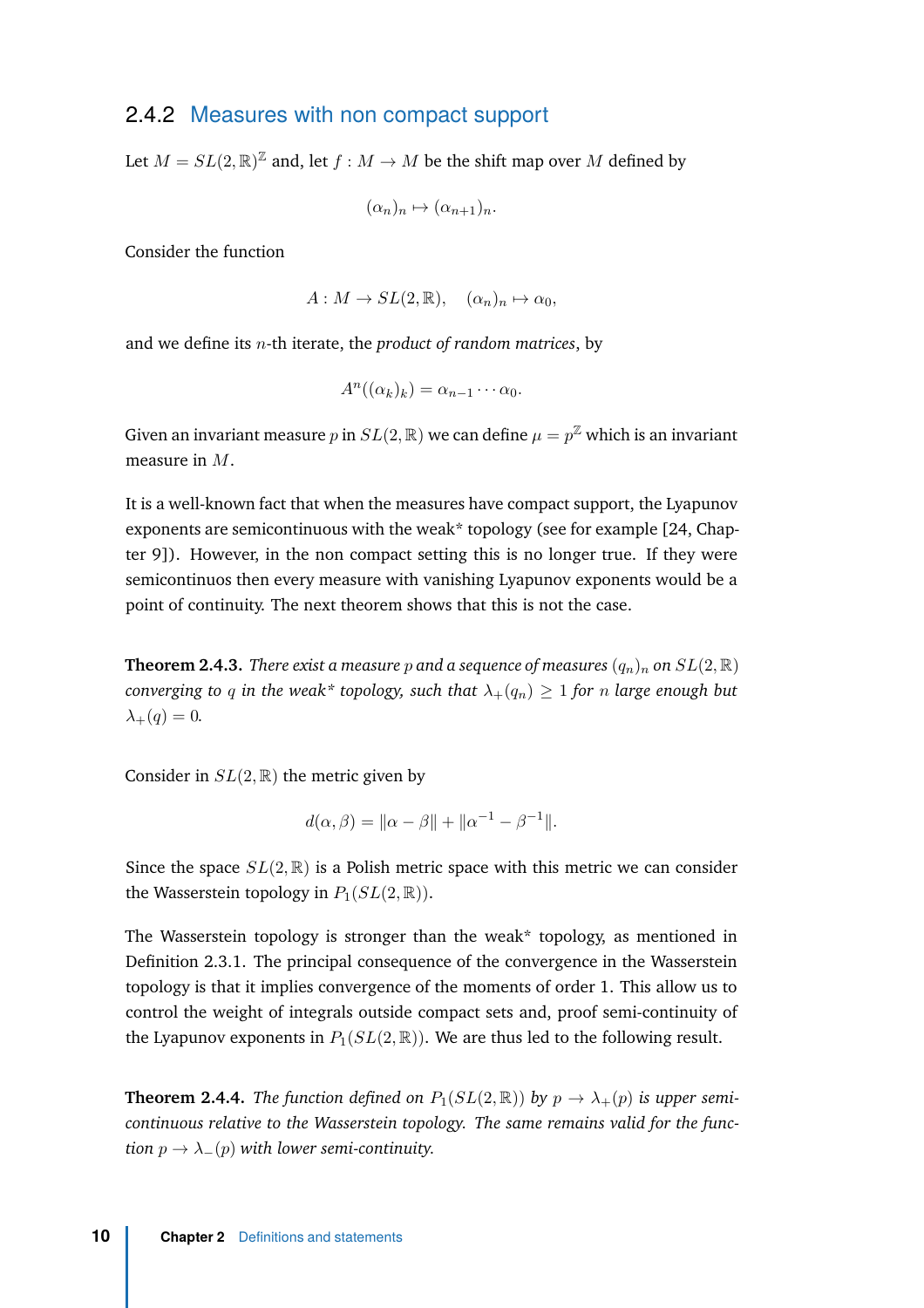### 2.4.2 Measures with non compact support

Let $M = SL(2,\mathbb{R})^{\mathbb{Z}}$ and, let $f : M \to M$ be the shift map over $M$ defined by

$$(\alpha_n)_n \mapsto (\alpha_{n+1})_n.$$

Consider the function

$$A : M \to SL(2,\mathbb{R}), \quad (\alpha_n)_n \mapsto \alpha_0,$$

and we define its $n$-th iterate, the *product of random matrices*, by

$$A^n((\alpha_k)_k) = \alpha_{n-1} \cdots \alpha_0.$$

Given an invariant measure $p$ in $SL(2,\mathbb{R})$ we can define $\mu = p^{\mathbb{Z}}$ which is an invariant measure in $M$.

It is a well-known fact that when the measures have compact support, the Lyapunov exponents are semicontinuous with the weak* topology (see for example [24, Chapter 9]). However, in the non compact setting this is no longer true. If they were semicontinuos then every measure with vanishing Lyapunov exponents would be a point of continuity. The next theorem shows that this is not the case.

**Theorem 2.4.3.** *There exist a measure $p$ and a sequence of measures $(q_n)_n$ on $SL(2,\mathbb{R})$ converging to $q$ in the weak* topology, such that $\lambda_+(q_n) \geq 1$ for $n$ large enough but $\lambda_+(q) = 0$.*

Consider in $SL(2,\mathbb{R})$ the metric given by

$$d(\alpha,\beta) = \|\alpha - \beta\| + \|\alpha^{-1} - \beta^{-1}\|.$$

Since the space $SL(2,\mathbb{R})$ is a Polish metric space with this metric we can consider the Wasserstein topology in $P_1(SL(2,\mathbb{R}))$.

The Wasserstein topology is stronger than the weak* topology, as mentioned in Definition 2.3.1. The principal consequence of the convergence in the Wasserstein topology is that it implies convergence of the moments of order 1. This allow us to control the weight of integrals outside compact sets and, proof semi-continuity of the Lyapunov exponents in $P_1(SL(2,\mathbb{R}))$. We are thus led to the following result.

**Theorem 2.4.4.** *The function defined on $P_1(SL(2,\mathbb{R}))$ by $p \to \lambda_+(p)$ is upper semi-continuous relative to the Wasserstein topology. The same remains valid for the function $p \to \lambda_-(p)$ with lower semi-continuity.*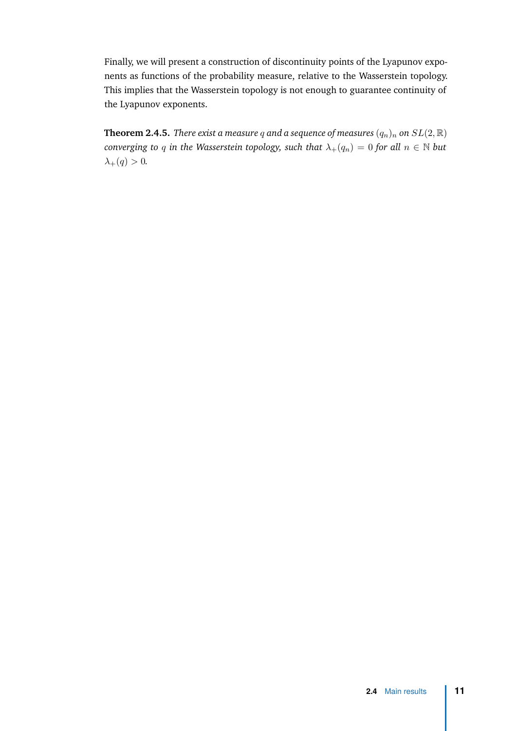Finally, we will present a construction of discontinuity points of the Lyapunov exponents as functions of the probability measure, relative to the Wasserstein topology. This implies that the Wasserstein topology is not enough to guarantee continuity of the Lyapunov exponents.

**Theorem 2.4.5.** *There exist a measure $q$ and a sequence of measures $(q_n)_n$ on $SL(2, \mathbb{R})$ converging to $q$ in the Wasserstein topology, such that $\lambda_+(q_n) = 0$ for all $n \in \mathbb{N}$ but $\lambda_+(q) > 0$.*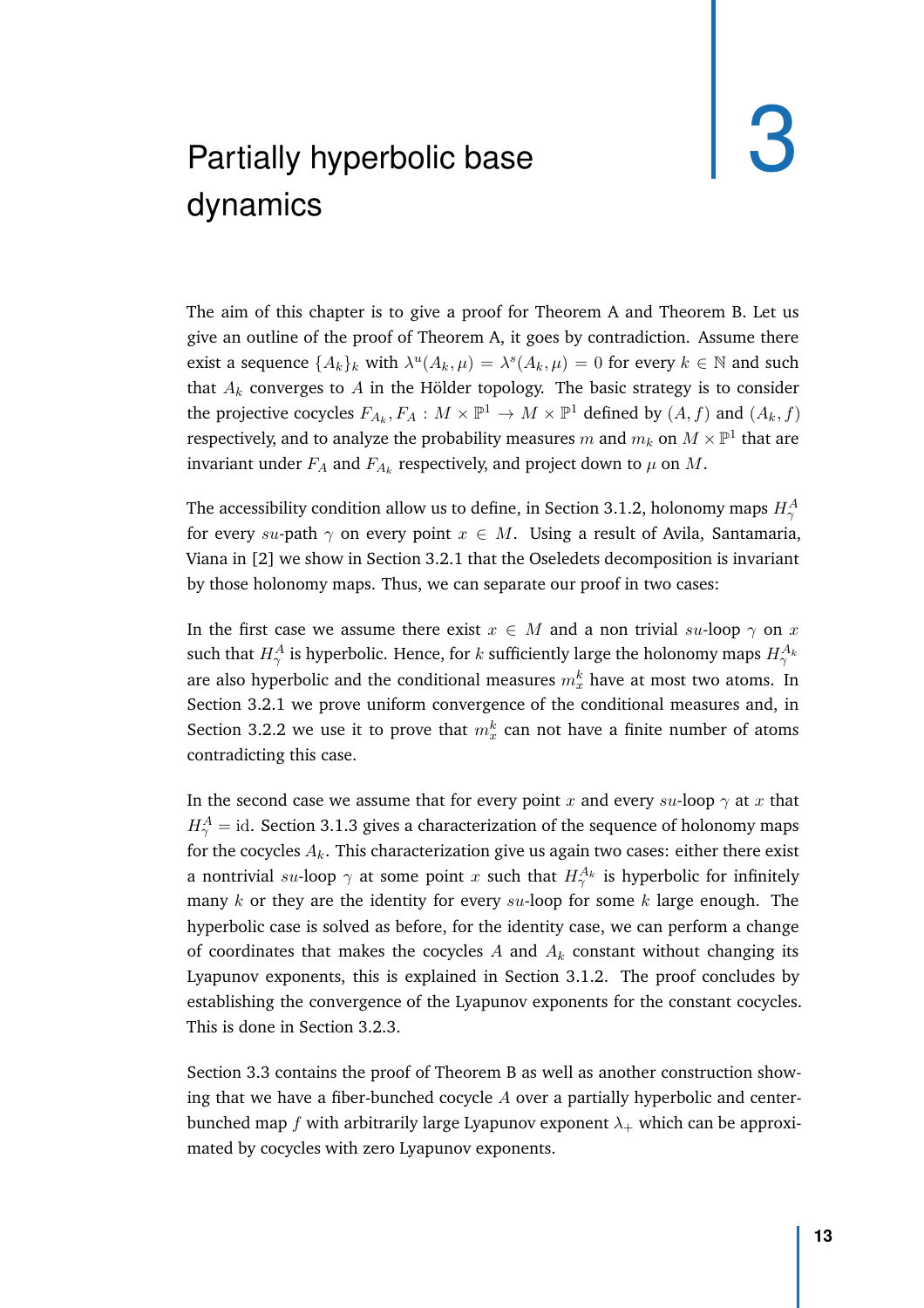# 3 Partially hyperbolic base dynamics

The aim of this chapter is to give a proof for Theorem A and Theorem B. Let us give an outline of the proof of Theorem A, it goes by contradiction. Assume there exist a sequence $\{A_k\}_k$ with $\lambda^u(A_k, \mu) = \lambda^s(A_k, \mu) = 0$ for every $k \in \mathbb{N}$ and such that $A_k$ converges to $A$ in the Hölder topology. The basic strategy is to consider the projective cocycles $F_{A_k}, F_A : M \times \mathbb{P}^1 \to M \times \mathbb{P}^1$ defined by $(A, f)$ and $(A_k, f)$ respectively, and to analyze the probability measures $m$ and $m_k$ on $M \times \mathbb{P}^1$ that are invariant under $F_A$ and $F_{A_k}$ respectively, and project down to $\mu$ on $M$.

The accessibility condition allow us to define, in Section 3.1.2, holonomy maps $H^A_\gamma$ for every $su$-path $\gamma$ on every point $x \in M$. Using a result of Avila, Santamaria, Viana in [2] we show in Section 3.2.1 that the Oseledets decomposition is invariant by those holonomy maps. Thus, we can separate our proof in two cases:

In the first case we assume there exist $x \in M$ and a non trivial $su$-loop $\gamma$ on $x$ such that $H^A_\gamma$ is hyperbolic. Hence, for $k$ sufficiently large the holonomy maps $H^{A_k}_\gamma$ are also hyperbolic and the conditional measures $m^k_x$ have at most two atoms. In Section 3.2.1 we prove uniform convergence of the conditional measures and, in Section 3.2.2 we use it to prove that $m^k_x$ can not have a finite number of atoms contradicting this case.

In the second case we assume that for every point $x$ and every $su$-loop $\gamma$ at $x$ that $H^A_\gamma = \mathrm{id}$. Section 3.1.3 gives a characterization of the sequence of holonomy maps for the cocycles $A_k$. This characterization give us again two cases: either there exist a nontrivial $su$-loop $\gamma$ at some point $x$ such that $H^{A_k}_\gamma$ is hyperbolic for infinitely many $k$ or they are the identity for every $su$-loop for some $k$ large enough. The hyperbolic case is solved as before, for the identity case, we can perform a change of coordinates that makes the cocycles $A$ and $A_k$ constant without changing its Lyapunov exponents, this is explained in Section 3.1.2. The proof concludes by establishing the convergence of the Lyapunov exponents for the constant cocycles. This is done in Section 3.2.3.

Section 3.3 contains the proof of Theorem B as well as another construction showing that we have a fiber-bunched cocycle $A$ over a partially hyperbolic and center-bunched map $f$ with arbitrarily large Lyapunov exponent $\lambda_+$ which can be approximated by cocycles with zero Lyapunov exponents.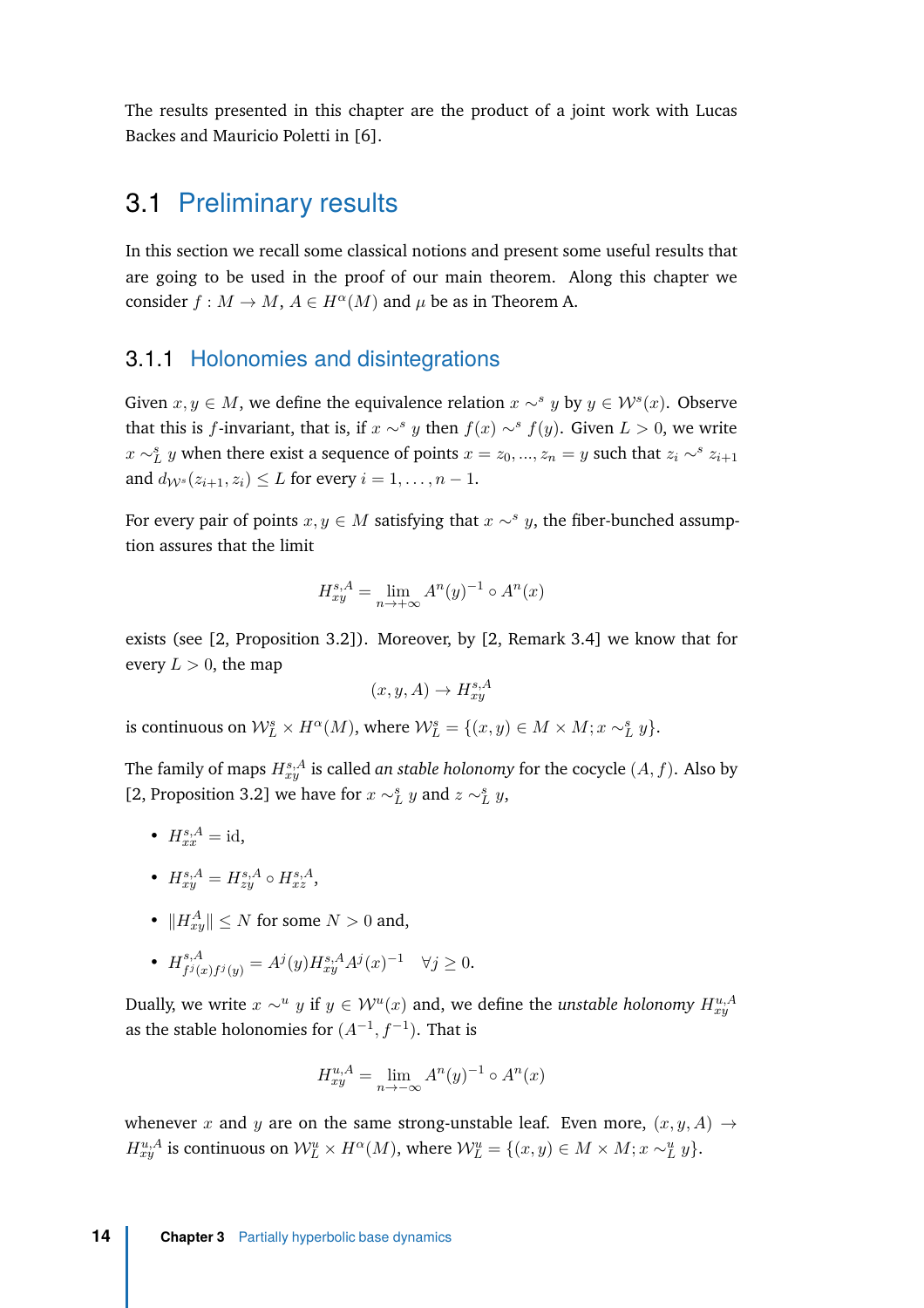The results presented in this chapter are the product of a joint work with Lucas Backes and Mauricio Poletti in [6].

## 3.1 Preliminary results

In this section we recall some classical notions and present some useful results that are going to be used in the proof of our main theorem. Along this chapter we consider $f : M \to M$, $A \in H^\alpha(M)$ and $\mu$ be as in Theorem A.

### 3.1.1 Holonomies and disintegrations

Given $x, y \in M$, we define the equivalence relation $x \sim^s y$ by $y \in \mathcal{W}^s(x)$. Observe that this is $f$-invariant, that is, if $x \sim^s y$ then $f(x) \sim^s f(y)$. Given $L > 0$, we write $x \sim^s_L y$ when there exist a sequence of points $x = z_0, ..., z_n = y$ such that $z_i \sim^s z_{i+1}$ and $d_{\mathcal{W}^s}(z_{i+1}, z_i) \leq L$ for every $i = 1, \ldots, n-1$.

For every pair of points $x, y \in M$ satisfying that $x \sim^s y$, the fiber-bunched assumption assures that the limit

$$H^{s,A}_{xy} = \lim_{n \to +\infty} A^n(y)^{-1} \circ A^n(x)$$

exists (see [2, Proposition 3.2]). Moreover, by [2, Remark 3.4] we know that for every $L > 0$, the map

$$(x, y, A) \to H^{s,A}_{xy}$$

is continuous on $\mathcal{W}^s_L \times H^\alpha(M)$, where $\mathcal{W}^s_L = \{(x, y) \in M \times M; x \sim^s_L y\}$.

The family of maps $H^{s,A}_{xy}$ is called *an stable holonomy* for the cocycle $(A, f)$. Also by [2, Proposition 3.2] we have for $x \sim^s_L y$ and $z \sim^s_L y$,

- $H^{s,A}_{xx} = \mathrm{id}$,
- $H^{s,A}_{xy} = H^{s,A}_{zy} \circ H^{s,A}_{xz}$,
- $\|H^A_{xy}\| \leq N$ for some $N > 0$ and,
- $H^{s,A}_{f^j(x) f^j(y)} = A^j(y) H^{s,A}_{xy} A^j(x)^{-1} \quad \forall j \geq 0$.

Dually, we write $x \sim^u y$ if $y \in \mathcal{W}^u(x)$ and, we define the *unstable holonomy* $H^{u,A}_{xy}$ as the stable holonomies for $(A^{-1}, f^{-1})$. That is

$$H^{u,A}_{xy} = \lim_{n \to -\infty} A^n(y)^{-1} \circ A^n(x)$$

whenever $x$ and $y$ are on the same strong-unstable leaf. Even more, $(x, y, A) \to H^{u,A}_{xy}$ is continuous on $\mathcal{W}^u_L \times H^\alpha(M)$, where $\mathcal{W}^u_L = \{(x, y) \in M \times M; x \sim^u_L y\}$.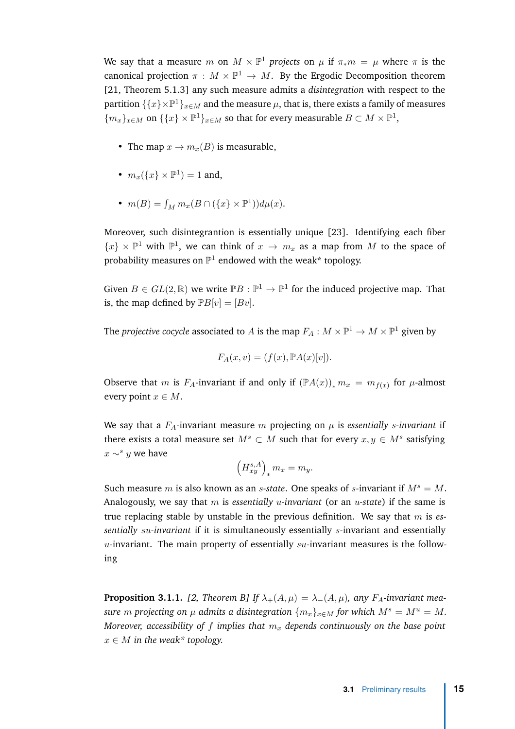We say that a measure $m$ on $M \times \mathbb{P}^1$ *projects* on $\mu$ if $\pi_* m = \mu$ where $\pi$ is the canonical projection $\pi : M \times \mathbb{P}^1 \to M$. By the Ergodic Decomposition theorem [21, Theorem 5.1.3] any such measure admits a *disintegration* with respect to the partition $\{\{x\} \times \mathbb{P}^1\}_{x \in M}$ and the measure $\mu$, that is, there exists a family of measures $\{m_x\}_{x \in M}$ on $\{\{x\} \times \mathbb{P}^1\}_{x \in M}$ so that for every measurable $B \subset M \times \mathbb{P}^1$,

- The map $x \to m_x(B)$ is measurable,
- $m_x(\{x\} \times \mathbb{P}^1) = 1$ and,
- $m(B) = \int_M m_x(B \cap (\{x\} \times \mathbb{P}^1)) d\mu(x)$.

Moreover, such disintegrantion is essentially unique [23]. Identifying each fiber $\{x\} \times \mathbb{P}^1$ with $\mathbb{P}^1$, we can think of $x \to m_x$ as a map from $M$ to the space of probability measures on $\mathbb{P}^1$ endowed with the weak* topology.

Given $B \in GL(2, \mathbb{R})$ we write $\mathbb{P}B : \mathbb{P}^1 \to \mathbb{P}^1$ for the induced projective map. That is, the map defined by $\mathbb{P}B[v] = [Bv]$.

The *projective cocycle* associated to $A$ is the map $F_A : M \times \mathbb{P}^1 \to M \times \mathbb{P}^1$ given by

$$F_A(x, v) = (f(x), \mathbb{P}A(x)[v]).$$

Observe that $m$ is $F_A$-invariant if and only if $(\mathbb{P}A(x))_* m_x = m_{f(x)}$ for $\mu$-almost every point $x \in M$.

We say that a $F_A$-invariant measure $m$ projecting on $\mu$ is *essentially* $s$*-invariant* if there exists a total measure set $M^s \subset M$ such that for every $x, y \in M^s$ satisfying $x \sim^s y$ we have

$$\left(H^{s,A}_{xy}\right)_* m_x = m_y.$$

Such measure $m$ is also known as an $s$*-state*. One speaks of $s$-invariant if $M^s = M$. Analogously, we say that $m$ is *essentially* $u$*-invariant* (or an $u$*-state*) if the same is true replacing stable by unstable in the previous definition. We say that $m$ is *essentially* $su$*-invariant* if it is simultaneously essentially $s$-invariant and essentially $u$-invariant. The main property of essentially $su$-invariant measures is the following

**Proposition 3.1.1.** *[2, Theorem B] If $\lambda_+(A, \mu) = \lambda_-(A, \mu)$, any $F_A$-invariant measure $m$ projecting on $\mu$ admits a disintegration $\{m_x\}_{x \in M}$ for which $M^s = M^u = M$. Moreover, accessibility of $f$ implies that $m_x$ depends continuously on the base point $x \in M$ in the weak* topology.*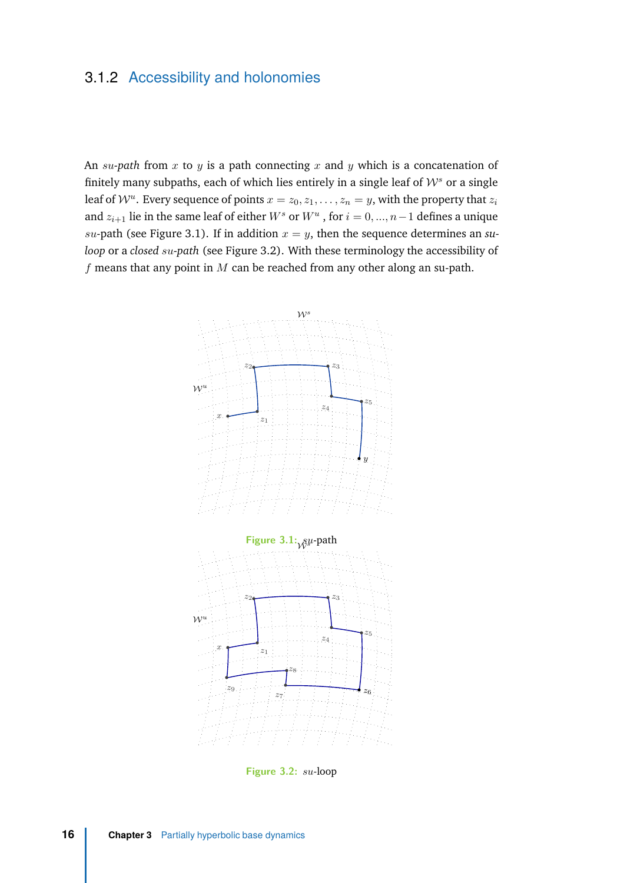### 3.1.2 Accessibility and holonomies

An *$su$-path* from $x$ to $y$ is a path connecting $x$ and $y$ which is a concatenation of finitely many subpaths, each of which lies entirely in a single leaf of $\mathcal{W}^s$ or a single leaf of $\mathcal{W}^u$. Every sequence of points $x = z_0, z_1, \ldots, z_n = y$, with the property that $z_i$ and $z_{i+1}$ lie in the same leaf of either $W^s$ or $W^u$ , for $i = 0, ..., n-1$ defines a unique $su$-path (see Figure 3.1). If in addition $x = y$, then the sequence determines an *su-loop* or a *closed $su$-path* (see Figure 3.2). With these terminology the accessibility of $f$ means that any point in $M$ can be reached from any other along an su-path.

Figure 3.1: $su$-path

Figure 3.2: $su$-loop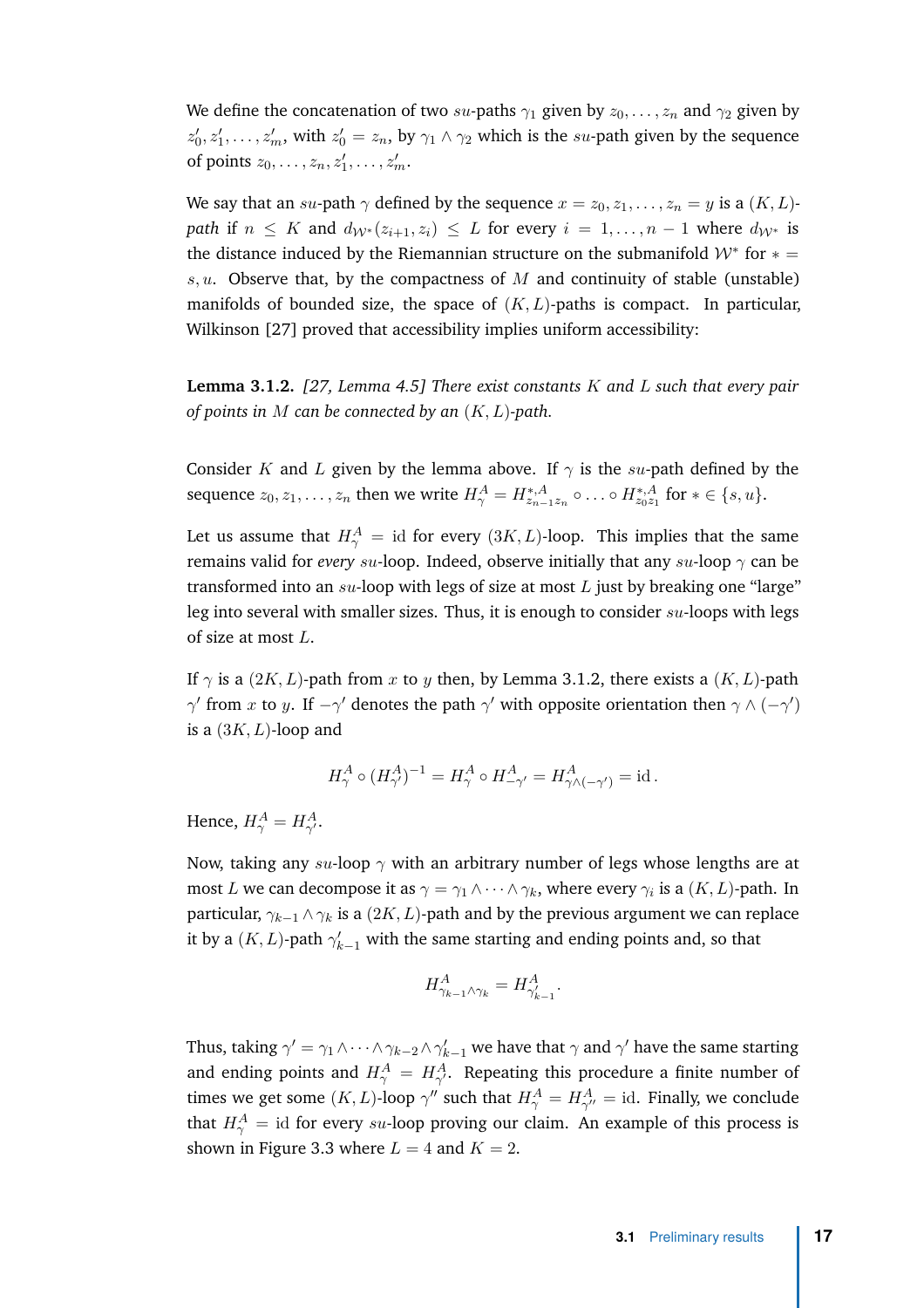We define the concatenation of two $su$-paths $\gamma_1$ given by $z_0, \dots, z_n$ and $\gamma_2$ given by $z'_0, z'_1, \dots, z'_m$, with $z'_0 = z_n$, by $\gamma_1 \wedge \gamma_2$ which is the $su$-path given by the sequence of points $z_0, \dots, z_n, z'_1, \dots, z'_m$.

We say that an $su$-path $\gamma$ defined by the sequence $x = z_0, z_1, \dots, z_n = y$ is a $(K, L)$-*path* if $n \leq K$ and $d_{\mathcal{W}^*}(z_{i+1}, z_i) \leq L$ for every $i = 1, \dots, n-1$ where $d_{\mathcal{W}^*}$ is the distance induced by the Riemannian structure on the submanifold $\mathcal{W}^*$ for $* = s, u$. Observe that, by the compactness of $M$ and continuity of stable (unstable) manifolds of bounded size, the space of $(K, L)$-paths is compact. In particular, Wilkinson [27] proved that accessibility implies uniform accessibility:

**Lemma 3.1.2.** *[27, Lemma 4.5] There exist constants $K$ and $L$ such that every pair of points in $M$ can be connected by an $(K, L)$-path.*

Consider $K$ and $L$ given by the lemma above. If $\gamma$ is the $su$-path defined by the sequence $z_0, z_1, \dots, z_n$ then we write $H^A_\gamma = H^{*,A}_{z_{n-1}z_n} \circ \dots \circ H^{*,A}_{z_0 z_1}$ for $* \in \{s, u\}$.

Let us assume that $H^A_\gamma = \mathrm{id}$ for every $(3K, L)$-loop. This implies that the same remains valid for *every* $su$-loop. Indeed, observe initially that any $su$-loop $\gamma$ can be transformed into an $su$-loop with legs of size at most $L$ just by breaking one "large" leg into several with smaller sizes. Thus, it is enough to consider $su$-loops with legs of size at most $L$.

If $\gamma$ is a $(2K, L)$-path from $x$ to $y$ then, by Lemma 3.1.2, there exists a $(K, L)$-path $\gamma'$ from $x$ to $y$. If $-\gamma'$ denotes the path $\gamma'$ with opposite orientation then $\gamma \wedge (-\gamma')$ is a $(3K, L)$-loop and

$$H^A_\gamma \circ (H^A_{\gamma'})^{-1} = H^A_\gamma \circ H^A_{-\gamma'} = H^A_{\gamma \wedge (-\gamma')} = \mathrm{id}\,.$$

Hence, $H^A_\gamma = H^A_{\gamma'}$.

Now, taking any $su$-loop $\gamma$ with an arbitrary number of legs whose lengths are at most $L$ we can decompose it as $\gamma = \gamma_1 \wedge \dots \wedge \gamma_k$, where every $\gamma_i$ is a $(K, L)$-path. In particular, $\gamma_{k-1} \wedge \gamma_k$ is a $(2K, L)$-path and by the previous argument we can replace it by a $(K, L)$-path $\gamma'_{k-1}$ with the same starting and ending points and, so that

$$H^A_{\gamma_{k-1} \wedge \gamma_k} = H^A_{\gamma'_{k-1}}.$$

Thus, taking $\gamma' = \gamma_1 \wedge \dots \wedge \gamma_{k-2} \wedge \gamma'_{k-1}$ we have that $\gamma$ and $\gamma'$ have the same starting and ending points and $H^A_\gamma = H^A_{\gamma'}$. Repeating this procedure a finite number of times we get some $(K, L)$-loop $\gamma''$ such that $H^A_\gamma = H^A_{\gamma''} = \mathrm{id}$. Finally, we conclude that $H^A_\gamma = \mathrm{id}$ for every $su$-loop proving our claim. An example of this process is shown in Figure 3.3 where $L = 4$ and $K = 2$.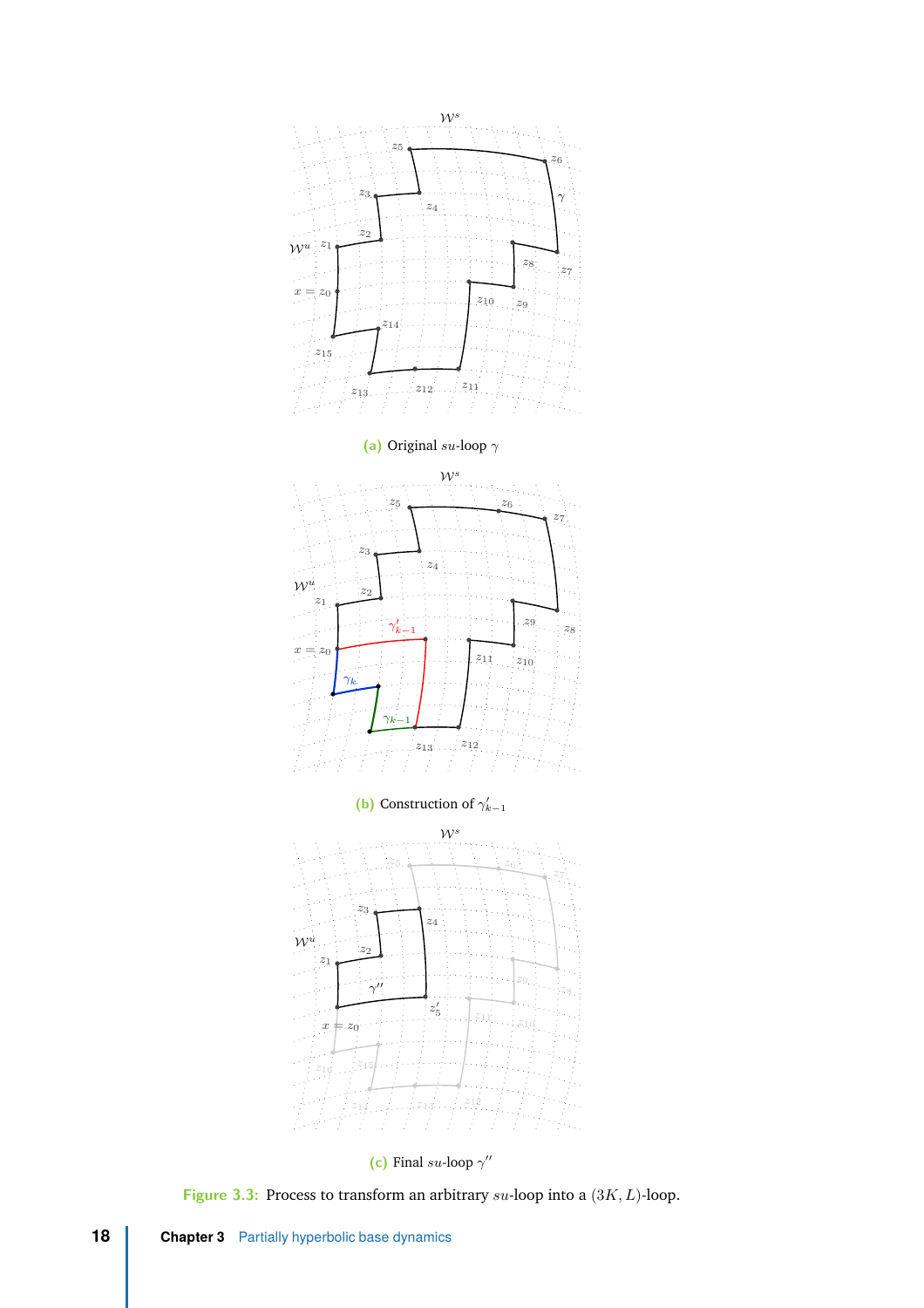(a) Original $su$-loop $\gamma$

(b) Construction of $\gamma'_{k-1}$

(c) Final $su$-loop $\gamma''$

**Figure 3.3:** Process to transform an arbitrary $su$-loop into a $(3K, L)$-loop.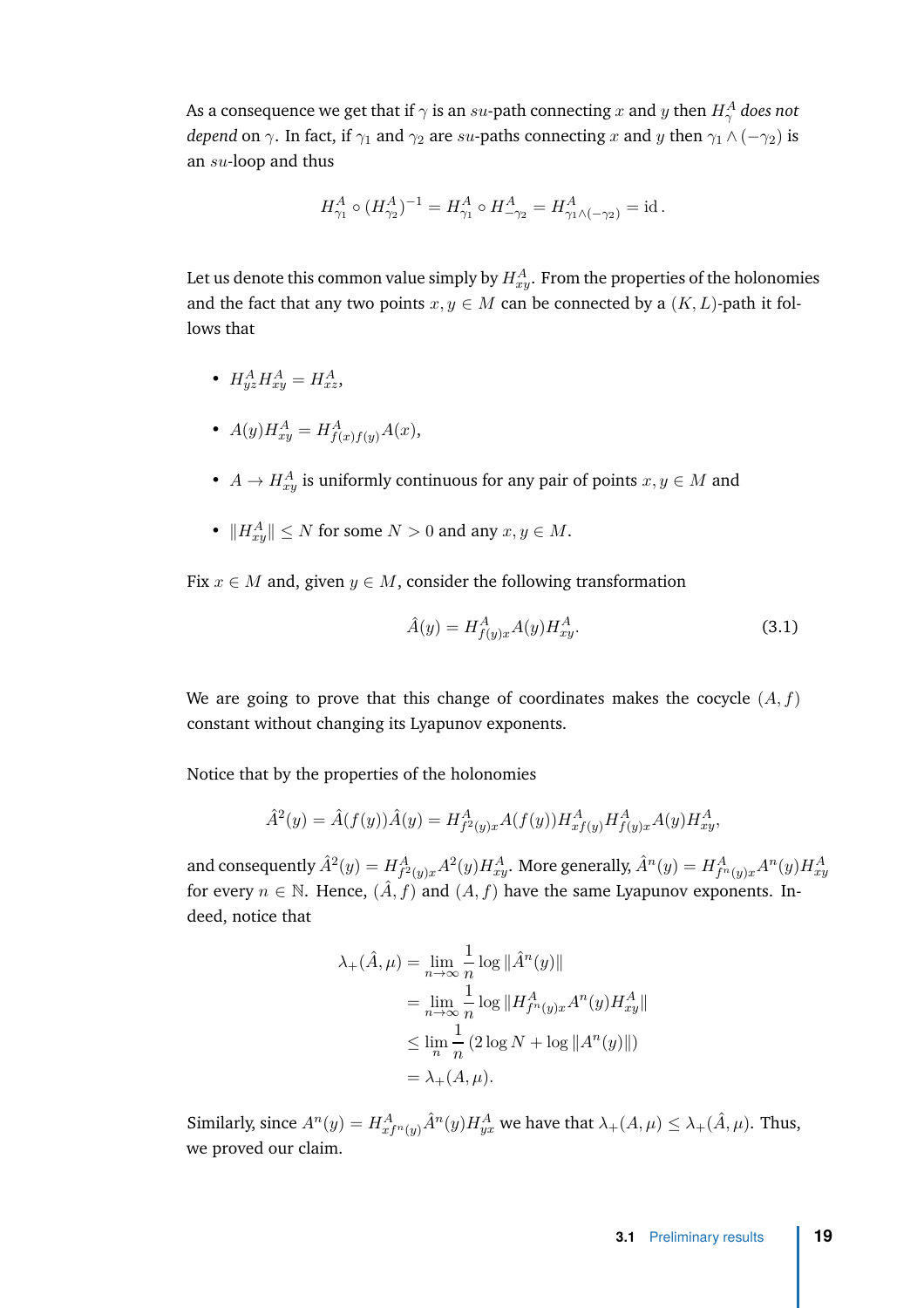As a consequence we get that if $\gamma$ is an $su$-path connecting $x$ and $y$ then $H^A_\gamma$ *does not depend* on $\gamma$. In fact, if $\gamma_1$ and $\gamma_2$ are $su$-paths connecting $x$ and $y$ then $\gamma_1 \wedge (-\gamma_2)$ is an $su$-loop and thus

$$H^A_{\gamma_1} \circ (H^A_{\gamma_2})^{-1} = H^A_{\gamma_1} \circ H^A_{-\gamma_2} = H^A_{\gamma_1 \wedge (-\gamma_2)} = \mathrm{id}\,.$$

Let us denote this common value simply by $H^A_{xy}$. From the properties of the holonomies and the fact that any two points $x, y \in M$ can be connected by a $(K, L)$-path it follows that

- $H^A_{yz} H^A_{xy} = H^A_{xz}$,
- $A(y) H^A_{xy} = H^A_{f(x)f(y)} A(x)$,
- $A \to H^A_{xy}$ is uniformly continuous for any pair of points $x, y \in M$ and
- $\|H^A_{xy}\| \leq N$ for some $N > 0$ and any $x, y \in M$.

Fix $x \in M$ and, given $y \in M$, consider the following transformation

$$\hat{A}(y) = H^A_{f(y)x} A(y) H^A_{xy}. \tag{3.1}$$

We are going to prove that this change of coordinates makes the cocycle $(A, f)$ constant without changing its Lyapunov exponents.

Notice that by the properties of the holonomies

$$\hat{A}^2(y) = \hat{A}(f(y))\hat{A}(y) = H^A_{f^2(y)x} A(f(y)) H^A_{xf(y)} H^A_{f(y)x} A(y) H^A_{xy},$$

and consequently $\hat{A}^2(y) = H^A_{f^2(y)x} A^2(y) H^A_{xy}$. More generally, $\hat{A}^n(y) = H^A_{f^n(y)x} A^n(y) H^A_{xy}$ for every $n \in \mathbb{N}$. Hence, $(\hat{A}, f)$ and $(A, f)$ have the same Lyapunov exponents. Indeed, notice that

$$\begin{aligned}
\lambda_+(\hat{A}, \mu) &= \lim_{n\to\infty} \frac{1}{n} \log \|\hat{A}^n(y)\| \\
&= \lim_{n\to\infty} \frac{1}{n} \log \|H^A_{f^n(y)x} A^n(y) H^A_{xy}\| \\
&\leq \lim_{n} \frac{1}{n} \left(2 \log N + \log \|A^n(y)\|\right) \\
&= \lambda_+(A, \mu).
\end{aligned}$$

Similarly, since $A^n(y) = H^A_{xf^n(y)} \hat{A}^n(y) H^A_{yx}$ we have that $\lambda_+(A, \mu) \leq \lambda_+(\hat{A}, \mu)$. Thus, we proved our claim.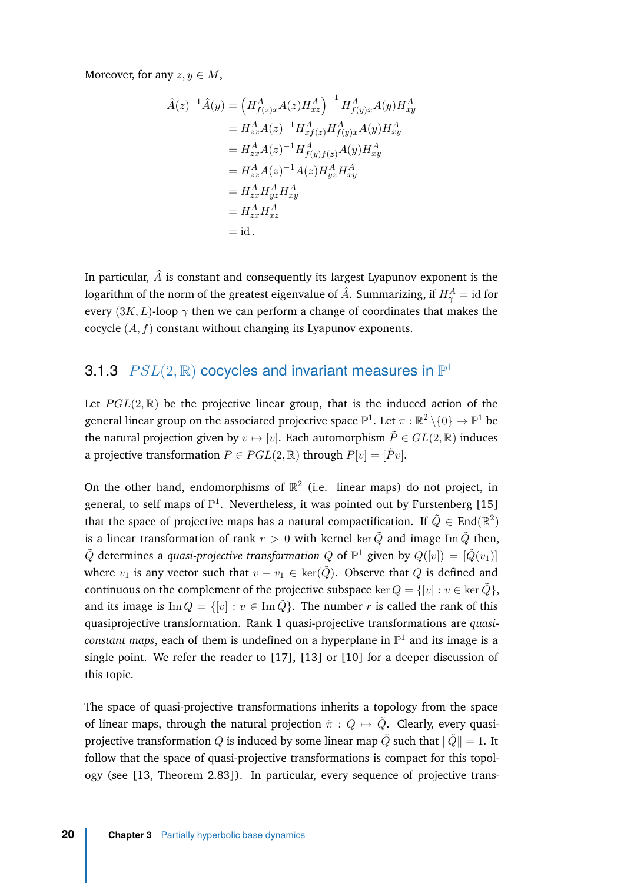Moreover, for any $z, y \in M$,

$$
\begin{aligned}
\hat{A}(z)^{-1}\hat{A}(y) &= \left(H^A_{f(z)x} A(z) H^A_{xz}\right)^{-1} H^A_{f(y)x} A(y) H^A_{xy} \\
&= H^A_{zx} A(z)^{-1} H^A_{xf(z)} H^A_{f(y)x} A(y) H^A_{xy} \\
&= H^A_{zx} A(z)^{-1} H^A_{f(y)f(z)} A(y) H^A_{xy} \\
&= H^A_{zx} A(z)^{-1} A(z) H^A_{yz} H^A_{xy} \\
&= H^A_{zx} H^A_{yz} H^A_{xy} \\
&= H^A_{zx} H^A_{xz} \\
&= \mathrm{id}\,.
\end{aligned}
$$

In particular, $\hat{A}$ is constant and consequently its largest Lyapunov exponent is the logarithm of the norm of the greatest eigenvalue of $\hat{A}$. Summarizing, if $H^A_\gamma = \mathrm{id}$ for every $(3K, L)$-loop $\gamma$ then we can perform a change of coordinates that makes the cocycle $(A, f)$ constant without changing its Lyapunov exponents.

### 3.1.3 $PSL(2,\mathbb{R})$ cocycles and invariant measures in $\mathbb{P}^1$

Let $PGL(2,\mathbb{R})$ be the projective linear group, that is the induced action of the general linear group on the associated projective space $\mathbb{P}^1$. Let $\pi : \mathbb{R}^2 \setminus \{0\} \to \mathbb{P}^1$ be the natural projection given by $v \mapsto [v]$. Each automorphism $\tilde{P} \in GL(2,\mathbb{R})$ induces a projective transformation $P \in PGL(2,\mathbb{R})$ through $P[v] = [\tilde{P}v]$.

On the other hand, endomorphisms of $\mathbb{R}^2$ (i.e. linear maps) do not project, in general, to self maps of $\mathbb{P}^1$. Nevertheless, it was pointed out by Furstenberg [15] that the space of projective maps has a natural compactification. If $\tilde{Q} \in \mathrm{End}(\mathbb{R}^2)$ is a linear transformation of rank $r > 0$ with kernel $\ker \tilde{Q}$ and image $\mathrm{Im}\,\tilde{Q}$ then, $\tilde{Q}$ determines a *quasi-projective transformation* $Q$ of $\mathbb{P}^1$ given by $Q([v]) = [\tilde{Q}(v_1)]$ where $v_1$ is any vector such that $v - v_1 \in \ker(\tilde{Q})$. Observe that $Q$ is defined and continuous on the complement of the projective subspace $\ker Q = \{[v] : v \in \ker \tilde{Q}\}$, and its image is $\mathrm{Im}\, Q = \{[v] : v \in \mathrm{Im}\,\tilde{Q}\}$. The number $r$ is called the rank of this quasiprojective transformation. Rank 1 quasi-projective transformations are *quasi-constant maps*, each of them is undefined on a hyperplane in $\mathbb{P}^1$ and its image is a single point. We refer the reader to [17], [13] or [10] for a deeper discussion of this topic.

The space of quasi-projective transformations inherits a topology from the space of linear maps, through the natural projection $\tilde{\pi} : Q \mapsto \tilde{Q}$. Clearly, every quasi-projective transformation $Q$ is induced by some linear map $\tilde{Q}$ such that $\|\tilde{Q}\| = 1$. It follow that the space of quasi-projective transformations is compact for this topology (see [13, Theorem 2.83]). In particular, every sequence of projective trans-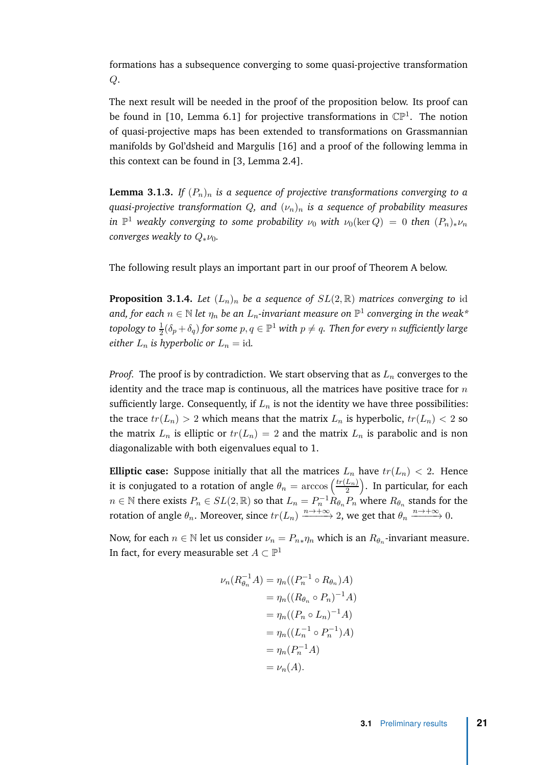formations has a subsequence converging to some quasi-projective transformation $Q$.

The next result will be needed in the proof of the proposition below. Its proof can be found in [10, Lemma 6.1] for projective transformations in $\mathbb{CP}^1$. The notion of quasi-projective maps has been extended to transformations on Grassmannian manifolds by Gol'dsheid and Margulis [16] and a proof of the following lemma in this context can be found in [3, Lemma 2.4].

**Lemma 3.1.3.** *If $(P_n)_n$ is a sequence of projective transformations converging to a quasi-projective transformation $Q$, and $(\nu_n)_n$ is a sequence of probability measures in $\mathbb{P}^1$ weakly converging to some probability $\nu_0$ with $\nu_0(\ker Q) = 0$ then $(P_n)_*\nu_n$ converges weakly to $Q_*\nu_0$.*

The following result plays an important part in our proof of Theorem A below.

**Proposition 3.1.4.** *Let $(L_n)_n$ be a sequence of $SL(2,\mathbb{R})$ matrices converging to $\mathrm{id}$ and, for each $n \in \mathbb{N}$ let $\eta_n$ be an $L_n$-invariant measure on $\mathbb{P}^1$ converging in the weak\* topology to $\frac{1}{2}(\delta_p + \delta_q)$ for some $p, q \in \mathbb{P}^1$ with $p \neq q$. Then for every $n$ sufficiently large either $L_n$ is hyperbolic or $L_n = \mathrm{id}$.*

*Proof.* The proof is by contradiction. We start observing that as $L_n$ converges to the identity and the trace map is continuous, all the matrices have positive trace for $n$ sufficiently large. Consequently, if $L_n$ is not the identity we have three possibilities: the trace $tr(L_n) > 2$ which means that the matrix $L_n$ is hyperbolic, $tr(L_n) < 2$ so the matrix $L_n$ is elliptic or $tr(L_n) = 2$ and the matrix $L_n$ is parabolic and is non diagonalizable with both eigenvalues equal to 1.

**Elliptic case:** Suppose initially that all the matrices $L_n$ have $tr(L_n) < 2$. Hence it is conjugated to a rotation of angle $\theta_n = \arccos\left(\frac{tr(L_n)}{2}\right)$. In particular, for each $n \in \mathbb{N}$ there exists $P_n \in SL(2,\mathbb{R})$ so that $L_n = P_n^{-1} R_{\theta_n} P_n$ where $R_{\theta_n}$ stands for the rotation of angle $\theta_n$. Moreover, since $tr(L_n) \xrightarrow{n\to+\infty} 2$, we get that $\theta_n \xrightarrow{n\to+\infty} 0$.

Now, for each $n \in \mathbb{N}$ let us consider $\nu_n = P_{n*}\eta_n$ which is an $R_{\theta_n}$-invariant measure. In fact, for every measurable set $A \subset \mathbb{P}^1$

$$
\begin{aligned}
\nu_n(R_{\theta_n}^{-1} A) &= \eta_n((P_n^{-1} \circ R_{\theta_n})A) \\
&= \eta_n((R_{\theta_n} \circ P_n)^{-1} A) \\
&= \eta_n((P_n \circ L_n)^{-1} A) \\
&= \eta_n((L_n^{-1} \circ P_n^{-1})A) \\
&= \eta_n(P_n^{-1} A) \\
&= \nu_n(A).
\end{aligned}
$$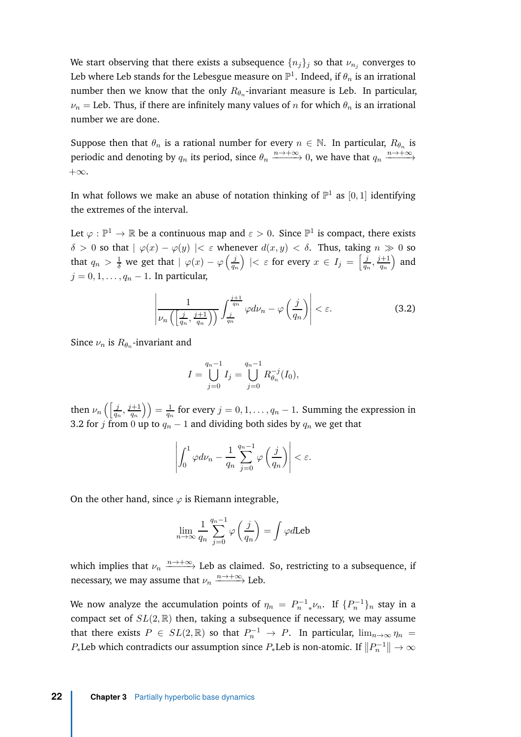We start observing that there exists a subsequence $\{n_j\}_j$ so that $\nu_{n_j}$ converges to Leb where Leb stands for the Lebesgue measure on $\mathbb{P}^1$. Indeed, if $\theta_n$ is an irrational number then we know that the only $R_{\theta_n}$-invariant measure is Leb. In particular, $\nu_n = \text{Leb}$. Thus, if there are infinitely many values of $n$ for which $\theta_n$ is an irrational number we are done.

Suppose then that $\theta_n$ is a rational number for every $n \in \mathbb{N}$. In particular, $R_{\theta_n}$ is periodic and denoting by $q_n$ its period, since $\theta_n \xrightarrow{n\to+\infty} 0$, we have that $q_n \xrightarrow{n\to+\infty} +\infty$.

In what follows we make an abuse of notation thinking of $\mathbb{P}^1$ as $[0,1]$ identifying the extremes of the interval.

Let $\varphi : \mathbb{P}^1 \to \mathbb{R}$ be a continuous map and $\varepsilon > 0$. Since $\mathbb{P}^1$ is compact, there exists $\delta > 0$ so that $|\ \varphi(x) - \varphi(y)\ | < \varepsilon$ whenever $d(x,y) < \delta$. Thus, taking $n \gg 0$ so that $q_n > \frac{1}{\delta}$ we get that $|\ \varphi(x) - \varphi\left(\frac{j}{q_n}\right)\ | < \varepsilon$ for every $x \in I_j = \left[\frac{j}{q_n}, \frac{j+1}{q_n}\right)$ and $j = 0, 1, \ldots, q_n - 1$. In particular,

$$\left| \frac{1}{\nu_n\left(\left[\frac{j}{q_n}, \frac{j+1}{q_n}\right)\right)} \int_{\frac{j}{q_n}}^{\frac{j+1}{q_n}} \varphi d\nu_n - \varphi\left(\frac{j}{q_n}\right) \right| < \varepsilon. \tag{3.2}$$

Since $\nu_n$ is $R_{\theta_n}$-invariant and

$$I = \bigcup_{j=0}^{q_n-1} I_j = \bigcup_{j=0}^{q_n-1} R_{\theta_n}^{-j}(I_0),$$

then $\nu_n\left(\left[\frac{j}{q_n}, \frac{j+1}{q_n}\right)\right) = \frac{1}{q_n}$ for every $j = 0, 1, \ldots, q_n - 1$. Summing the expression in 3.2 for $j$ from $0$ up to $q_n - 1$ and dividing both sides by $q_n$ we get that

$$\left| \int_0^1 \varphi d\nu_n - \frac{1}{q_n} \sum_{j=0}^{q_n-1} \varphi\left(\frac{j}{q_n}\right) \right| < \varepsilon.$$

On the other hand, since $\varphi$ is Riemann integrable,

$$\lim_{n\to\infty} \frac{1}{q_n} \sum_{j=0}^{q_n-1} \varphi\left(\frac{j}{q_n}\right) = \int \varphi d\text{Leb}$$

which implies that $\nu_n \xrightarrow{n\to+\infty} \text{Leb}$ as claimed. So, restricting to a subsequence, if necessary, we may assume that $\nu_n \xrightarrow{n\to+\infty} \text{Leb}$.

We now analyze the accumulation points of $\eta_n = {P_n^{-1}}_*\nu_n$. If $\{P_n^{-1}\}_n$ stay in a compact set of $SL(2,\mathbb{R})$ then, taking a subsequence if necessary, we may assume that there exists $P \in SL(2,\mathbb{R})$ so that $P_n^{-1} \to P$. In particular, $\lim_{n\to\infty} \eta_n = P_*\text{Leb}$ which contradicts our assumption since $P_*\text{Leb}$ is non-atomic. If $\|P_n^{-1}\| \to \infty$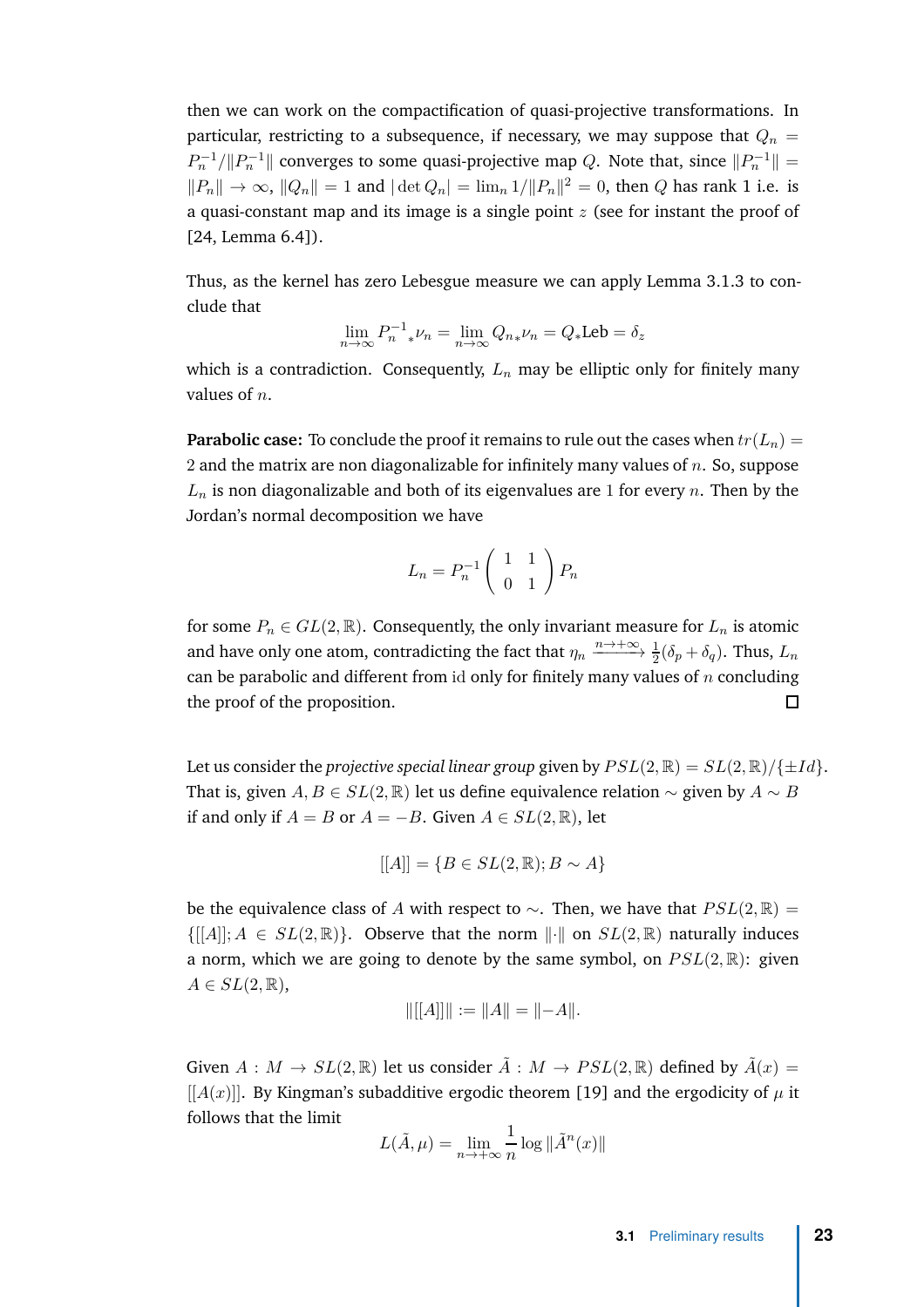then we can work on the compactification of quasi-projective transformations. In particular, restricting to a subsequence, if necessary, we may suppose that $Q_n = P_n^{-1}/\|P_n^{-1}\|$ converges to some quasi-projective map $Q$. Note that, since $\|P_n^{-1}\| = \|P_n\| \to \infty$, $\|Q_n\| = 1$ and $|\det Q_n| = \lim_n 1/\|P_n\|^2 = 0$, then $Q$ has rank 1 i.e. is a quasi-constant map and its image is a single point $z$ (see for instant the proof of [24, Lemma 6.4]).

Thus, as the kernel has zero Lebesgue measure we can apply Lemma 3.1.3 to conclude that

$$\lim_{n\to\infty} {P_n^{-1}}_* \nu_n = \lim_{n\to\infty} Q_{n*}\nu_n = Q_*\text{Leb} = \delta_z$$

which is a contradiction. Consequently, $L_n$ may be elliptic only for finitely many values of $n$.

**Parabolic case:** To conclude the proof it remains to rule out the cases when $tr(L_n) = 2$ and the matrix are non diagonalizable for infinitely many values of $n$. So, suppose $L_n$ is non diagonalizable and both of its eigenvalues are $1$ for every $n$. Then by the Jordan's normal decomposition we have

$$L_n = P_n^{-1} \begin{pmatrix} 1 & 1 \\ 0 & 1 \end{pmatrix} P_n$$

for some $P_n \in GL(2,\mathbb{R})$. Consequently, the only invariant measure for $L_n$ is atomic and have only one atom, contradicting the fact that $\eta_n \xrightarrow{n\to+\infty} \frac{1}{2}(\delta_p + \delta_q)$. Thus, $L_n$ can be parabolic and different from $\mathrm{id}$ only for finitely many values of $n$ concluding the proof of the proposition. □

Let us consider the *projective special linear group* given by $PSL(2,\mathbb{R}) = SL(2,\mathbb{R})/\{\pm Id\}$. That is, given $A, B \in SL(2,\mathbb{R})$ let us define equivalence relation $\sim$ given by $A \sim B$ if and only if $A = B$ or $A = -B$. Given $A \in SL(2,\mathbb{R})$, let

$$[[A]] = \{B \in SL(2,\mathbb{R}); B \sim A\}$$

be the equivalence class of $A$ with respect to $\sim$. Then, we have that $PSL(2,\mathbb{R}) = \{[[A]]; A \in SL(2,\mathbb{R})\}$. Observe that the norm $\|\cdot\|$ on $SL(2,\mathbb{R})$ naturally induces a norm, which we are going to denote by the same symbol, on $PSL(2,\mathbb{R})$: given $A \in SL(2,\mathbb{R})$,

$$\|[[A]]\| := \|A\| = \|-A\|.$$

Given $A : M \to SL(2,\mathbb{R})$ let us consider $\tilde{A} : M \to PSL(2,\mathbb{R})$ defined by $\tilde{A}(x) = [[A(x)]]$. By Kingman's subadditive ergodic theorem [19] and the ergodicity of $\mu$ it follows that the limit

$$L(\tilde{A},\mu) = \lim_{n\to+\infty} \frac{1}{n} \log \|\tilde{A}^n(x)\|$$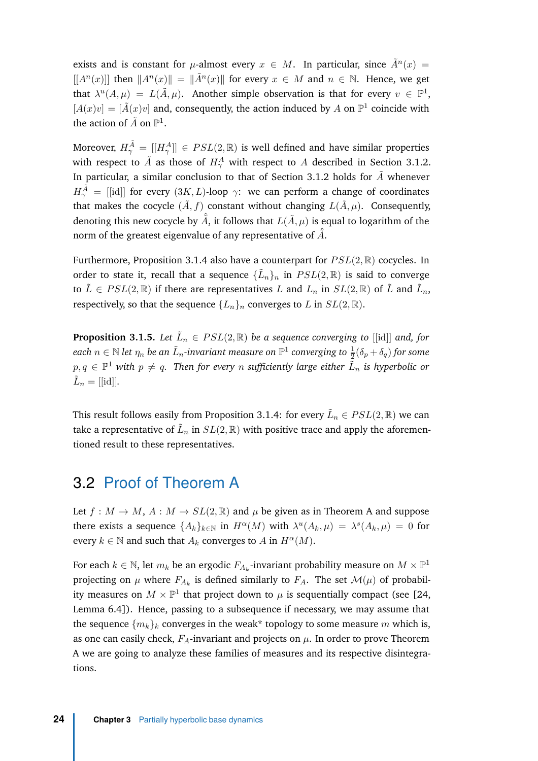exists and is constant for $\mu$-almost every $x \in M$. In particular, since $\tilde{A}^n(x) = [[A^n(x)]]$ then $\|A^n(x)\| = \|\tilde{A}^n(x)\|$ for every $x \in M$ and $n \in \mathbb{N}$. Hence, we get that $\lambda^u(A, \mu) = L(\tilde{A}, \mu)$. Another simple observation is that for every $v \in \mathbb{P}^1$, $[A(x)v] = [\tilde{A}(x)v]$ and, consequently, the action induced by $A$ on $\mathbb{P}^1$ coincide with the action of $\tilde{A}$ on $\mathbb{P}^1$.

Moreover, $H^{\tilde{A}}_{\gamma} = [[H^A_{\gamma}]] \in PSL(2, \mathbb{R})$ is well defined and have similar properties with respect to $\tilde{A}$ as those of $H^A_{\gamma}$ with respect to $A$ described in Section 3.1.2. In particular, a similar conclusion to that of Section 3.1.2 holds for $\tilde{A}$ whenever $H^{\tilde{A}}_{\gamma} = [[\text{id}]]$ for every $(3K, L)$-loop $\gamma$: we can perform a change of coordinates that makes the cocycle $(\tilde{A}, f)$ constant without changing $L(\tilde{A}, \mu)$. Consequently, denoting this new cocycle by $\hat{\tilde{A}}$, it follows that $L(\tilde{A}, \mu)$ is equal to logarithm of the norm of the greatest eigenvalue of any representative of $\hat{\tilde{A}}$.

Furthermore, Proposition 3.1.4 also have a counterpart for $PSL(2, \mathbb{R})$ cocycles. In order to state it, recall that a sequence $\{\tilde{L}_n\}_n$ in $PSL(2, \mathbb{R})$ is said to converge to $\tilde{L} \in PSL(2, \mathbb{R})$ if there are representatives $L$ and $L_n$ in $SL(2, \mathbb{R})$ of $\tilde{L}$ and $\tilde{L}_n$, respectively, so that the sequence $\{L_n\}_n$ converges to $L$ in $SL(2, \mathbb{R})$.

**Proposition 3.1.5.** *Let $\tilde{L}_n \in PSL(2, \mathbb{R})$ be a sequence converging to $[[\text{id}]]$ and, for each $n \in \mathbb{N}$ let $\eta_n$ be an $\tilde{L}_n$-invariant measure on $\mathbb{P}^1$ converging to $\frac{1}{2}(\delta_p + \delta_q)$ for some $p, q \in \mathbb{P}^1$ with $p \neq q$. Then for every $n$ sufficiently large either $\tilde{L}_n$ is hyperbolic or $\tilde{L}_n = [[\text{id}]]$.*

This result follows easily from Proposition 3.1.4: for every $\tilde{L}_n \in PSL(2, \mathbb{R})$ we can take a representative of $\tilde{L}_n$ in $SL(2, \mathbb{R})$ with positive trace and apply the aforementioned result to these representatives.

## 3.2 Proof of Theorem A

Let $f : M \to M$, $A : M \to SL(2, \mathbb{R})$ and $\mu$ be given as in Theorem A and suppose there exists a sequence $\{A_k\}_{k \in \mathbb{N}}$ in $H^{\alpha}(M)$ with $\lambda^u(A_k, \mu) = \lambda^s(A_k, \mu) = 0$ for every $k \in \mathbb{N}$ and such that $A_k$ converges to $A$ in $H^{\alpha}(M)$.

For each $k \in \mathbb{N}$, let $m_k$ be an ergodic $F_{A_k}$-invariant probability measure on $M \times \mathbb{P}^1$ projecting on $\mu$ where $F_{A_k}$ is defined similarly to $F_A$. The set $\mathcal{M}(\mu)$ of probability measures on $M \times \mathbb{P}^1$ that project down to $\mu$ is sequentially compact (see [24, Lemma 6.4]). Hence, passing to a subsequence if necessary, we may assume that the sequence $\{m_k\}_k$ converges in the weak* topology to some measure $m$ which is, as one can easily check, $F_A$-invariant and projects on $\mu$. In order to prove Theorem A we are going to analyze these families of measures and its respective disintegrations.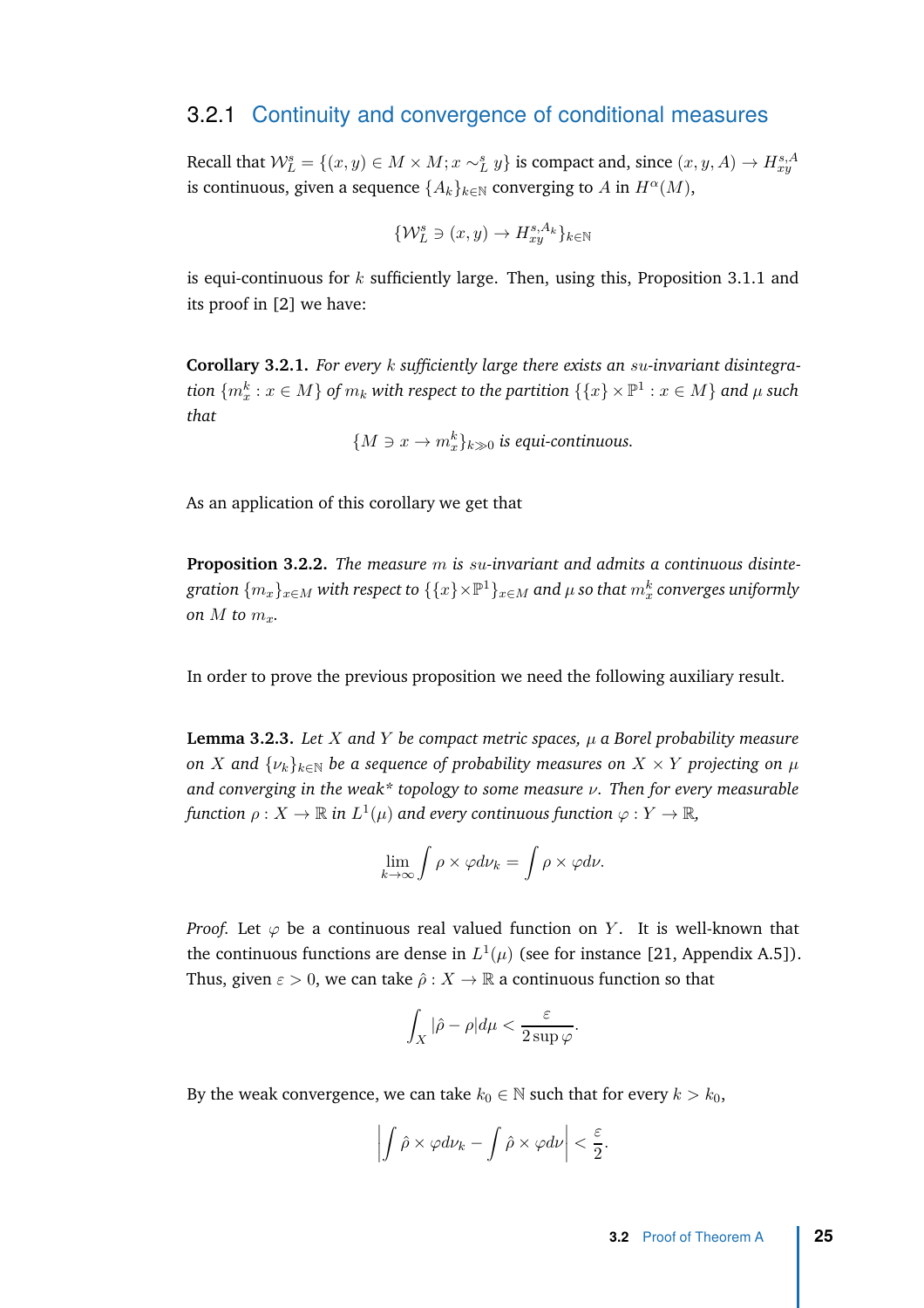### 3.2.1 Continuity and convergence of conditional measures

Recall that $\mathcal{W}^s_L = \{(x,y) \in M \times M; x \sim^s_L y\}$ is compact and, since $(x,y,A) \to H^{s,A}_{xy}$ is continuous, given a sequence $\{A_k\}_{k\in\mathbb{N}}$ converging to $A$ in $H^\alpha(M)$,

$$\{\mathcal{W}^s_L \ni (x,y) \to H^{s,A_k}_{xy}\}_{k\in\mathbb{N}}$$

is equi-continuous for $k$ sufficiently large. Then, using this, Proposition 3.1.1 and its proof in [2] we have:

**Corollary 3.2.1.** *For every $k$ sufficiently large there exists an $su$-invariant disintegration $\{m^k_x : x \in M\}$ of $m_k$ with respect to the partition $\{\{x\} \times \mathbb{P}^1 : x \in M\}$ and $\mu$ such that*

$$\{M \ni x \to m^k_x\}_{k\gg 0} \text{ is equi-continuous.}$$

As an application of this corollary we get that

**Proposition 3.2.2.** *The measure $m$ is $su$-invariant and admits a continuous disintegration $\{m_x\}_{x\in M}$ with respect to $\{\{x\}\times\mathbb{P}^1\}_{x\in M}$ and $\mu$ so that $m^k_x$ converges uniformly on $M$ to $m_x$.*

In order to prove the previous proposition we need the following auxiliary result.

**Lemma 3.2.3.** *Let $X$ and $Y$ be compact metric spaces, $\mu$ a Borel probability measure on $X$ and $\{\nu_k\}_{k\in\mathbb{N}}$ be a sequence of probability measures on $X \times Y$ projecting on $\mu$ and converging in the weak\* topology to some measure $\nu$. Then for every measurable function $\rho : X \to \mathbb{R}$ in $L^1(\mu)$ and every continuous function $\varphi : Y \to \mathbb{R}$,*

$$\lim_{k\to\infty} \int \rho \times \varphi d\nu_k = \int \rho \times \varphi d\nu.$$

*Proof.* Let $\varphi$ be a continuous real valued function on $Y$. It is well-known that the continuous functions are dense in $L^1(\mu)$ (see for instance [21, Appendix A.5]). Thus, given $\varepsilon > 0$, we can take $\hat{\rho} : X \to \mathbb{R}$ a continuous function so that

$$\int_X |\hat{\rho} - \rho| d\mu < \frac{\varepsilon}{2 \sup \varphi}.$$

By the weak convergence, we can take $k_0 \in \mathbb{N}$ such that for every $k > k_0$,

$$\left| \int \hat{\rho} \times \varphi d\nu_k - \int \hat{\rho} \times \varphi d\nu \right| < \frac{\varepsilon}{2}.$$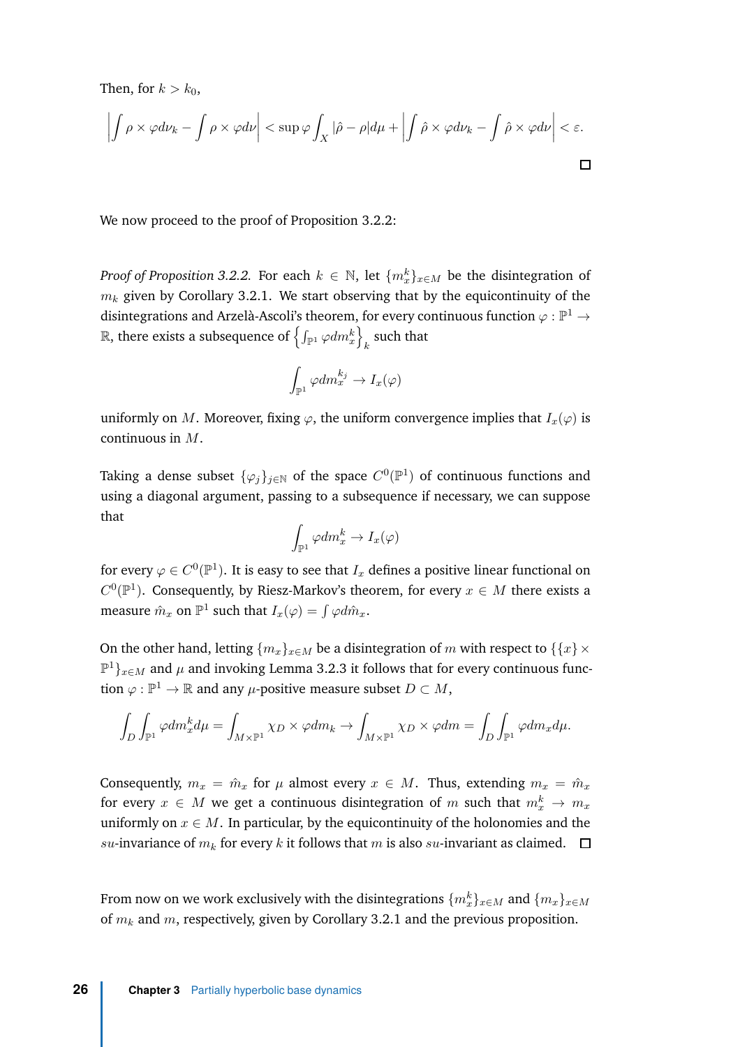Then, for $k > k_0$,

$$\left| \int \rho \times \varphi d\nu_k - \int \rho \times \varphi d\nu \right| < \sup \varphi \int_X |\hat{\rho} - \rho| d\mu + \left| \int \hat{\rho} \times \varphi d\nu_k - \int \hat{\rho} \times \varphi d\nu \right| < \varepsilon.$$

□

We now proceed to the proof of Proposition 3.2.2:

*Proof of Proposition 3.2.2.* For each $k \in \mathbb{N}$, let $\{m_x^k\}_{x \in M}$ be the disintegration of $m_k$ given by Corollary 3.2.1. We start observing that by the equicontinuity of the disintegrations and Arzelà-Ascoli's theorem, for every continuous function $\varphi : \mathbb{P}^1 \to \mathbb{R}$, there exists a subsequence of $\left\{ \int_{\mathbb{P}^1} \varphi dm_x^k \right\}_k$ such that

$$\int_{\mathbb{P}^1} \varphi dm_x^{k_j} \to I_x(\varphi)$$

uniformly on $M$. Moreover, fixing $\varphi$, the uniform convergence implies that $I_x(\varphi)$ is continuous in $M$.

Taking a dense subset $\{\varphi_j\}_{j \in \mathbb{N}}$ of the space $C^0(\mathbb{P}^1)$ of continuous functions and using a diagonal argument, passing to a subsequence if necessary, we can suppose that

$$\int_{\mathbb{P}^1} \varphi dm_x^k \to I_x(\varphi)$$

for every $\varphi \in C^0(\mathbb{P}^1)$. It is easy to see that $I_x$ defines a positive linear functional on $C^0(\mathbb{P}^1)$. Consequently, by Riesz-Markov's theorem, for every $x \in M$ there exists a measure $\hat{m}_x$ on $\mathbb{P}^1$ such that $I_x(\varphi) = \int \varphi d\hat{m}_x$.

On the other hand, letting $\{m_x\}_{x \in M}$ be a disintegration of $m$ with respect to $\{\{x\} \times \mathbb{P}^1\}_{x \in M}$ and $\mu$ and invoking Lemma 3.2.3 it follows that for every continuous function $\varphi : \mathbb{P}^1 \to \mathbb{R}$ and any $\mu$-positive measure subset $D \subset M$,

$$\int_D \int_{\mathbb{P}^1} \varphi dm_x^k d\mu = \int_{M \times \mathbb{P}^1} \chi_D \times \varphi dm_k \to \int_{M \times \mathbb{P}^1} \chi_D \times \varphi dm = \int_D \int_{\mathbb{P}^1} \varphi dm_x d\mu.$$

Consequently, $m_x = \hat{m}_x$ for $\mu$ almost every $x \in M$. Thus, extending $m_x = \hat{m}_x$ for every $x \in M$ we get a continuous disintegration of $m$ such that $m_x^k \to m_x$ uniformly on $x \in M$. In particular, by the equicontinuity of the holonomies and the $su$-invariance of $m_k$ for every $k$ it follows that $m$ is also $su$-invariant as claimed. □

From now on we work exclusively with the disintegrations $\{m_x^k\}_{x \in M}$ and $\{m_x\}_{x \in M}$ of $m_k$ and $m$, respectively, given by Corollary 3.2.1 and the previous proposition.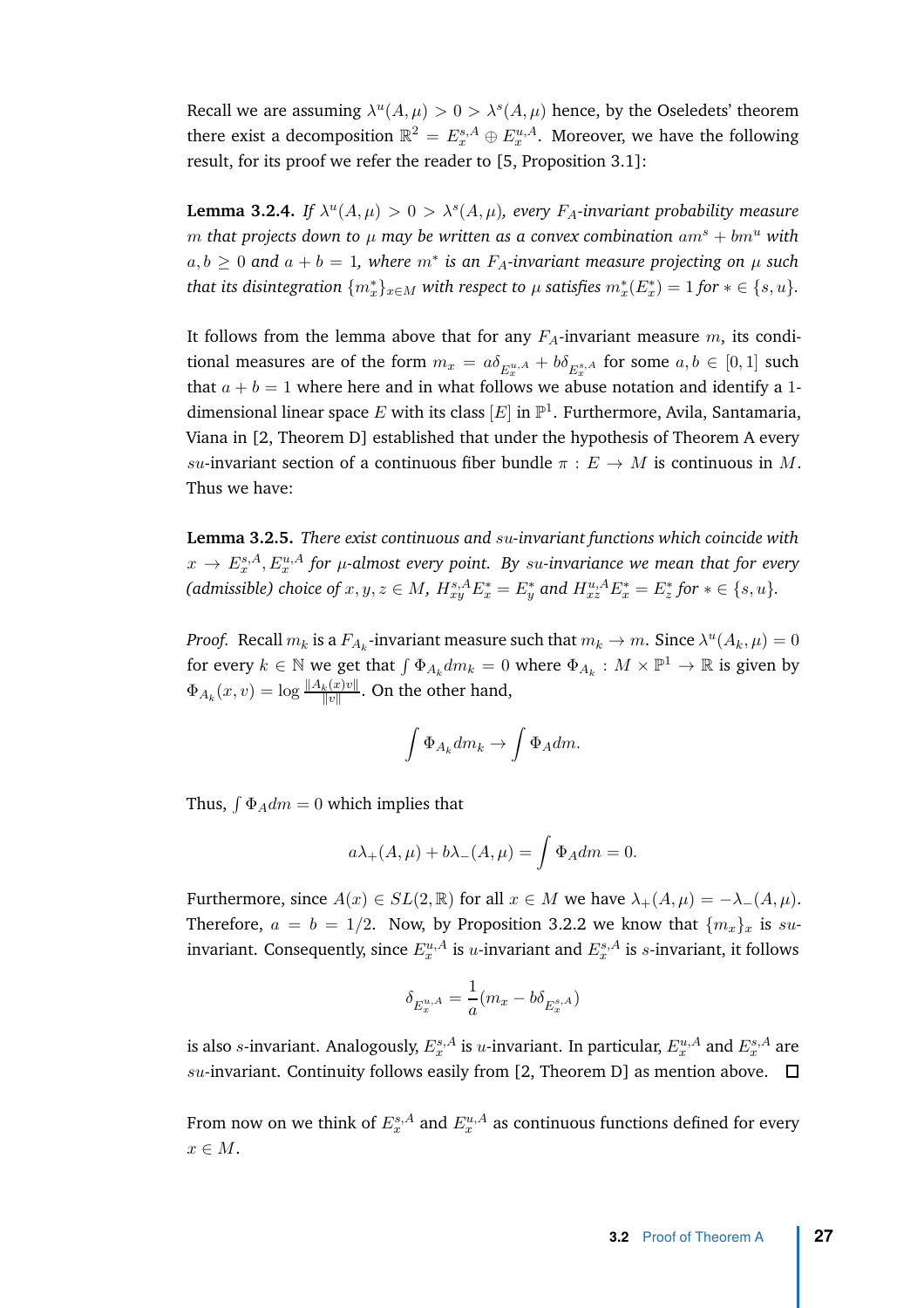Recall we are assuming $\lambda^u(A,\mu) > 0 > \lambda^s(A,\mu)$ hence, by the Oseledets' theorem there exist a decomposition $\mathbb{R}^2 = E_x^{s,A} \oplus E_x^{u,A}$. Moreover, we have the following result, for its proof we refer the reader to [5, Proposition 3.1]:

**Lemma 3.2.4.** *If $\lambda^u(A,\mu) > 0 > \lambda^s(A,\mu)$, every $F_A$-invariant probability measure $m$ that projects down to $\mu$ may be written as a convex combination $am^s + bm^u$ with $a, b \geq 0$ and $a + b = 1$, where $m^*$ is an $F_A$-invariant measure projecting on $\mu$ such that its disintegration $\{m_x^*\}_{x\in M}$ with respect to $\mu$ satisfies $m_x^*(E_x^*) = 1$ for $* \in \{s,u\}$.*

It follows from the lemma above that for any $F_A$-invariant measure $m$, its conditional measures are of the form $m_x = a\delta_{E_x^{u,A}} + b\delta_{E_x^{s,A}}$ for some $a, b \in [0,1]$ such that $a + b = 1$ where here and in what follows we abuse notation and identify a 1-dimensional linear space $E$ with its class $[E]$ in $\mathbb{P}^1$. Furthermore, Avila, Santamaria, Viana in [2, Theorem D] established that under the hypothesis of Theorem A every $su$-invariant section of a continuous fiber bundle $\pi : E \to M$ is continuous in $M$. Thus we have:

**Lemma 3.2.5.** *There exist continuous and $su$-invariant functions which coincide with $x \to E_x^{s,A}, E_x^{u,A}$ for $\mu$-almost every point. By $su$-invariance we mean that for every (admissible) choice of $x, y, z \in M$, $H_{xy}^{s,A} E_x^* = E_y^*$ and $H_{xz}^{u,A} E_x^* = E_z^*$ for $* \in \{s,u\}$.*

*Proof.* Recall $m_k$ is a $F_{A_k}$-invariant measure such that $m_k \to m$. Since $\lambda^u(A_k,\mu) = 0$ for every $k \in \mathbb{N}$ we get that $\int \Phi_{A_k} dm_k = 0$ where $\Phi_{A_k} : M \times \mathbb{P}^1 \to \mathbb{R}$ is given by $\Phi_{A_k}(x,v) = \log \frac{\|A_k(x)v\|}{\|v\|}$. On the other hand,

$$\int \Phi_{A_k} dm_k \to \int \Phi_A dm.$$

Thus, $\int \Phi_A dm = 0$ which implies that

$$a\lambda_+(A,\mu) + b\lambda_-(A,\mu) = \int \Phi_A dm = 0.$$

Furthermore, since $A(x) \in SL(2,\mathbb{R})$ for all $x \in M$ we have $\lambda_+(A,\mu) = -\lambda_-(A,\mu)$. Therefore, $a = b = 1/2$. Now, by Proposition 3.2.2 we know that $\{m_x\}_x$ is $su$-invariant. Consequently, since $E_x^{u,A}$ is $u$-invariant and $E_x^{s,A}$ is $s$-invariant, it follows

$$\delta_{E_x^{u,A}} = \frac{1}{a}(m_x - b\delta_{E_x^{s,A}})$$

is also $s$-invariant. Analogously, $E_x^{s,A}$ is $u$-invariant. In particular, $E_x^{u,A}$ and $E_x^{s,A}$ are $su$-invariant. Continuity follows easily from [2, Theorem D] as mention above. $\square$

From now on we think of $E_x^{s,A}$ and $E_x^{u,A}$ as continuous functions defined for every $x \in M$.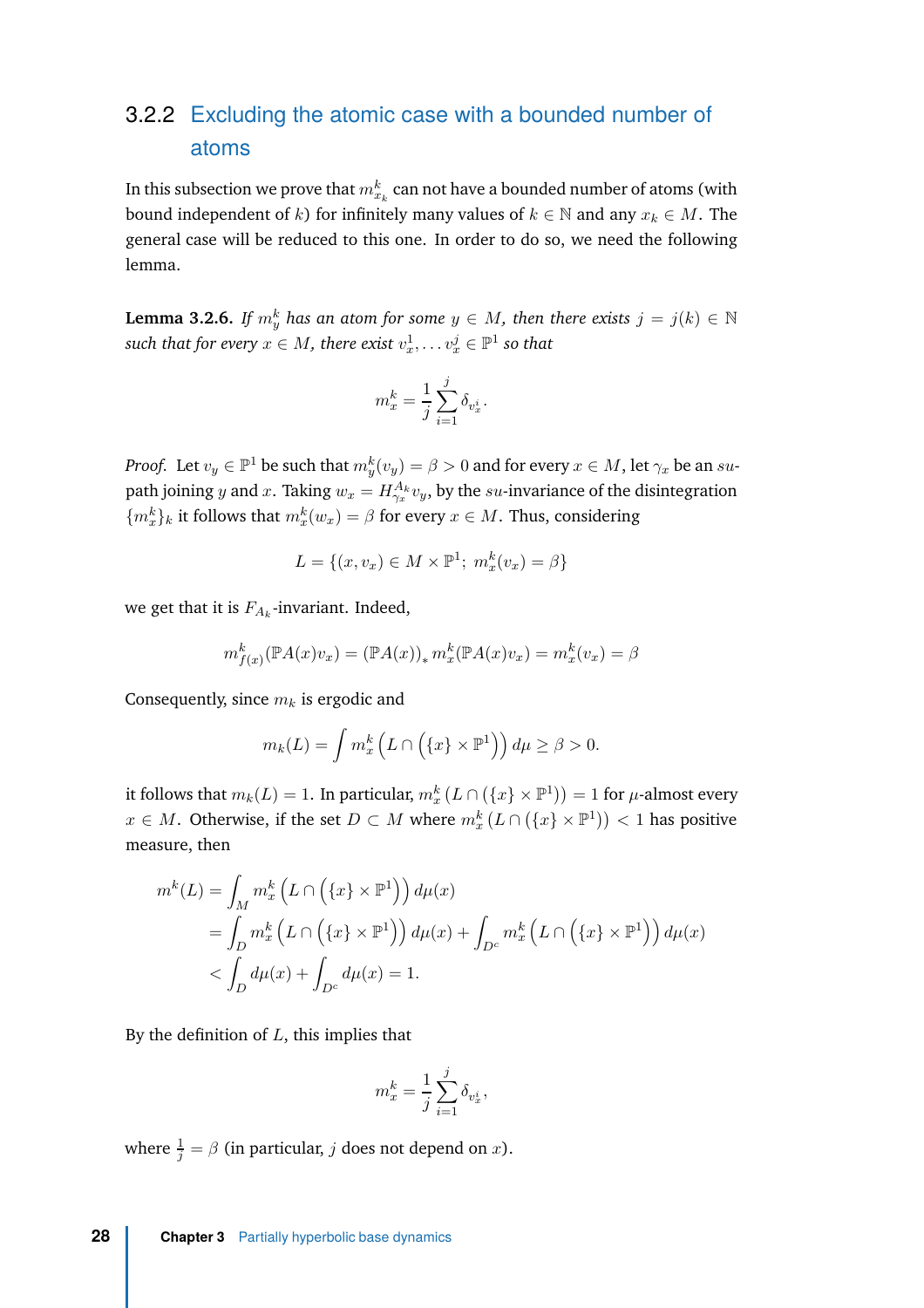### 3.2.2 Excluding the atomic case with a bounded number of atoms

In this subsection we prove that $m^k_{x_k}$ can not have a bounded number of atoms (with bound independent of $k$) for infinitely many values of $k \in \mathbb{N}$ and any $x_k \in M$. The general case will be reduced to this one. In order to do so, we need the following lemma.

**Lemma 3.2.6.** *If $m^k_y$ has an atom for some $y \in M$, then there exists $j = j(k) \in \mathbb{N}$ such that for every $x \in M$, there exist $v^1_x, \dots v^j_x \in \mathbb{P}^1$ so that*

$$m^k_x = \frac{1}{j}\sum_{i=1}^{j} \delta_{v^i_x}.$$

*Proof.* Let $v_y \in \mathbb{P}^1$ be such that $m^k_y(v_y) = \beta > 0$ and for every $x \in M$, let $\gamma_x$ be an $su$-path joining $y$ and $x$. Taking $w_x = H^{A_k}_{\gamma_x} v_y$, by the $su$-invariance of the disintegration $\{m^k_x\}_k$ it follows that $m^k_x(w_x) = \beta$ for every $x \in M$. Thus, considering

$$L = \{(x, v_x) \in M \times \mathbb{P}^1;\ m^k_x(v_x) = \beta\}$$

we get that it is $F_{A_k}$-invariant. Indeed,

$$m^k_{f(x)}(\mathbb{P}A(x)v_x) = (\mathbb{P}A(x))_* m^k_x(\mathbb{P}A(x)v_x) = m^k_x(v_x) = \beta$$

Consequently, since $m_k$ is ergodic and

$$m_k(L) = \int m^k_x\left(L \cap \left(\{x\} \times \mathbb{P}^1\right)\right) d\mu \geq \beta > 0.$$

it follows that $m_k(L) = 1$. In particular, $m^k_x\left(L \cap (\{x\} \times \mathbb{P}^1)\right) = 1$ for $\mu$-almost every $x \in M$. Otherwise, if the set $D \subset M$ where $m^k_x\left(L \cap (\{x\} \times \mathbb{P}^1)\right) < 1$ has positive measure, then

$$\begin{aligned}
m^k(L) &= \int_M m^k_x\left(L \cap \left(\{x\} \times \mathbb{P}^1\right)\right) d\mu(x) \\
&= \int_D m^k_x\left(L \cap \left(\{x\} \times \mathbb{P}^1\right)\right) d\mu(x) + \int_{D^c} m^k_x\left(L \cap \left(\{x\} \times \mathbb{P}^1\right)\right) d\mu(x) \\
&< \int_D d\mu(x) + \int_{D^c} d\mu(x) = 1.
\end{aligned}$$

By the definition of $L$, this implies that

$$m^k_x = \frac{1}{j}\sum_{i=1}^{j} \delta_{v^i_x},$$

where $\frac{1}{j} = \beta$ (in particular, $j$ does not depend on $x$).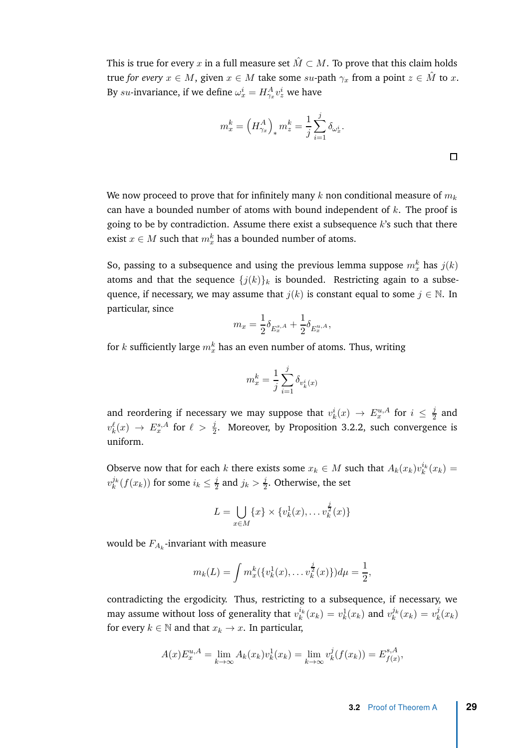This is true for every $x$ in a full measure set $\hat{M} \subset M$. To prove that this claim holds true *for every* $x \in M$, given $x \in M$ take some $su$-path $\gamma_x$ from a point $z \in \hat{M}$ to $x$. By $su$-invariance, if we define $\omega_x^i = H_{\gamma_x}^A v_z^i$ we have

$$m_x^k = \left(H_{\gamma_x}^A\right)_* m_z^k = \frac{1}{j}\sum_{i=1}^{j} \delta_{\omega_x^i}.$$

□

We now proceed to prove that for infinitely many $k$ non conditional measure of $m_k$ can have a bounded number of atoms with bound independent of $k$. The proof is going to be by contradiction. Assume there exist a subsequence $k$'s such that there exist $x \in M$ such that $m_x^k$ has a bounded number of atoms.

So, passing to a subsequence and using the previous lemma suppose $m_x^k$ has $j(k)$ atoms and that the sequence $\{j(k)\}_k$ is bounded. Restricting again to a subsequence, if necessary, we may assume that $j(k)$ is constant equal to some $j \in \mathbb{N}$. In particular, since

$$m_x = \frac{1}{2}\delta_{E_x^{s,A}} + \frac{1}{2}\delta_{E_x^{u,A}},$$

for $k$ sufficiently large $m_x^k$ has an even number of atoms. Thus, writing

$$m_x^k = \frac{1}{j}\sum_{i=1}^{j} \delta_{v_k^i(x)}$$

and reordering if necessary we may suppose that $v_k^i(x) \to E_x^{u,A}$ for $i \leq \frac{j}{2}$ and $v_k^\ell(x) \to E_x^{s,A}$ for $\ell > \frac{j}{2}$. Moreover, by Proposition 3.2.2, such convergence is uniform.

Observe now that for each $k$ there exists some $x_k \in M$ such that $A_k(x_k)v_k^{i_k}(x_k) = v_k^{j_k}(f(x_k))$ for some $i_k \leq \frac{j}{2}$ and $j_k > \frac{j}{2}$. Otherwise, the set

$$L = \bigcup_{x \in M} \{x\} \times \{v_k^1(x), \ldots v_k^{\frac{j}{2}}(x)\}$$

would be $F_{A_k}$-invariant with measure

$$m_k(L) = \int m_x^k(\{v_k^1(x), \ldots v_k^{\frac{j}{2}}(x)\})d\mu = \frac{1}{2},$$

contradicting the ergodicity. Thus, restricting to a subsequence, if necessary, we may assume without loss of generality that $v_k^{i_k}(x_k) = v_k^1(x_k)$ and $v_k^{j_k}(x_k) = v_k^j(x_k)$ for every $k \in \mathbb{N}$ and that $x_k \to x$. In particular,

$$A(x)E_x^{u,A} = \lim_{k\to\infty} A_k(x_k)v_k^1(x_k) = \lim_{k\to\infty} v_k^j(f(x_k)) = E_{f(x)}^{s,A},$$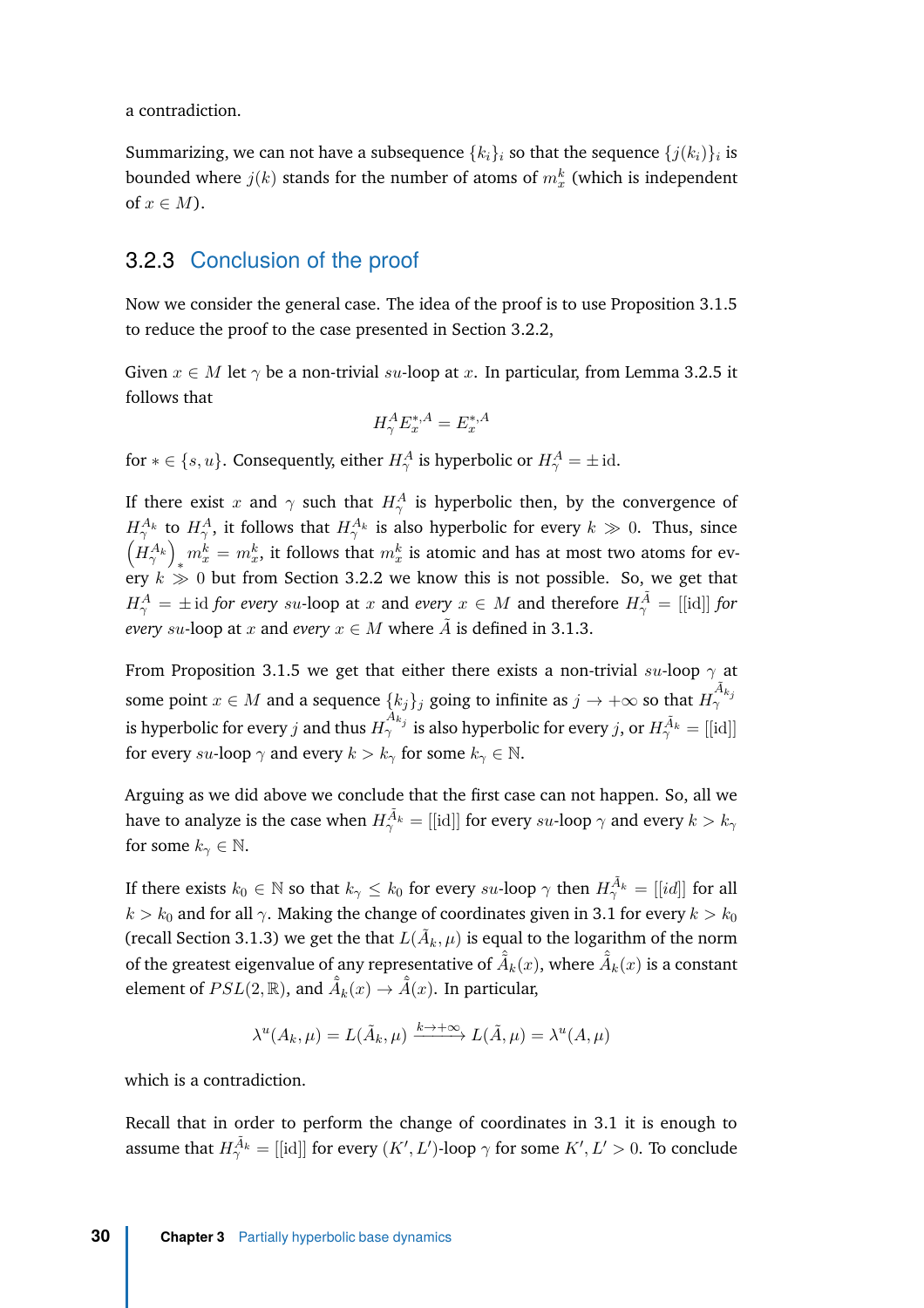a contradiction.

Summarizing, we can not have a subsequence $\{k_i\}_i$ so that the sequence $\{j(k_i)\}_i$ is bounded where $j(k)$ stands for the number of atoms of $m_x^k$ (which is independent of $x \in M$).

### 3.2.3 Conclusion of the proof

Now we consider the general case. The idea of the proof is to use Proposition 3.1.5 to reduce the proof to the case presented in Section 3.2.2,

Given $x \in M$ let $\gamma$ be a non-trivial $su$-loop at $x$. In particular, from Lemma 3.2.5 it follows that

$$H_\gamma^A E_x^{*,A} = E_x^{*,A}$$

for $* \in \{s,u\}$. Consequently, either $H_\gamma^A$ is hyperbolic or $H_\gamma^A = \pm\,\mathrm{id}$.

If there exist $x$ and $\gamma$ such that $H_\gamma^A$ is hyperbolic then, by the convergence of $H_\gamma^{A_k}$ to $H_\gamma^A$, it follows that $H_\gamma^{A_k}$ is also hyperbolic for every $k \gg 0$. Thus, since $\left(H_\gamma^{A_k}\right)_* m_x^k = m_x^k$, it follows that $m_x^k$ is atomic and has at most two atoms for every $k \gg 0$ but from Section 3.2.2 we know this is not possible. So, we get that $H_\gamma^A = \pm\,\mathrm{id}$ *for every* $su$-loop at $x$ and *every* $x \in M$ and therefore $H_\gamma^{\tilde{A}} = [[\mathrm{id}]]$ *for every* $su$-loop at $x$ and *every* $x \in M$ where $\tilde{A}$ is defined in 3.1.3.

From Proposition 3.1.5 we get that either there exists a non-trivial $su$-loop $\gamma$ at some point $x \in M$ and a sequence $\{k_j\}_j$ going to infinite as $j \to +\infty$ so that $H_\gamma^{\tilde{A}_{k_j}}$ is hyperbolic for every $j$ and thus $H_\gamma^{A_{k_j}}$ is also hyperbolic for every $j$, or $H_\gamma^{\tilde{A}_k} = [[\mathrm{id}]]$ for every $su$-loop $\gamma$ and every $k > k_\gamma$ for some $k_\gamma \in \mathbb{N}$.

Arguing as we did above we conclude that the first case can not happen. So, all we have to analyze is the case when $H_\gamma^{\tilde{A}_k} = [[\mathrm{id}]]$ for every $su$-loop $\gamma$ and every $k > k_\gamma$ for some $k_\gamma \in \mathbb{N}$.

If there exists $k_0 \in \mathbb{N}$ so that $k_\gamma \leq k_0$ for every $su$-loop $\gamma$ then $H_\gamma^{\tilde{A}_k} = [[id]]$ for all $k > k_0$ and for all $\gamma$. Making the change of coordinates given in 3.1 for every $k > k_0$ (recall Section 3.1.3) we get the that $L(\tilde{A}_k, \mu)$ is equal to the logarithm of the norm of the greatest eigenvalue of any representative of $\hat{\tilde{A}}_k(x)$, where $\hat{\tilde{A}}_k(x)$ is a constant element of $PSL(2,\mathbb{R})$, and $\hat{\tilde{A}}_k(x) \to \hat{\tilde{A}}(x)$. In particular,

$$\lambda^u(A_k,\mu) = L(\tilde{A}_k,\mu) \xrightarrow{k\to+\infty} L(\tilde{A},\mu) = \lambda^u(A,\mu)$$

which is a contradiction.

Recall that in order to perform the change of coordinates in 3.1 it is enough to assume that $H_\gamma^{\tilde{A}_k} = [[\mathrm{id}]]$ for every $(K',L')$-loop $\gamma$ for some $K', L' > 0$. To conclude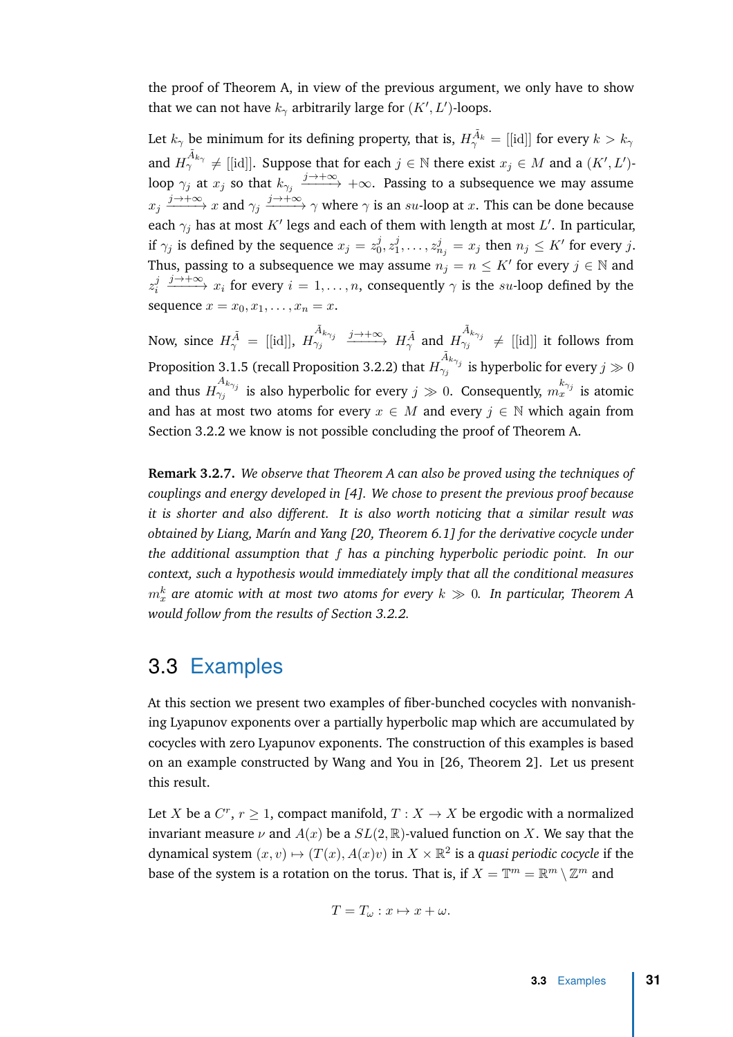the proof of Theorem A, in view of the previous argument, we only have to show that we can not have $k_\gamma$ arbitrarily large for $(K', L')$-loops.

Let $k_\gamma$ be minimum for its defining property, that is, $H_\gamma^{\tilde{A}_k} = [[\mathrm{id}]]$ for every $k > k_\gamma$ and $H_\gamma^{\tilde{A}_{k_\gamma}} \neq [[\mathrm{id}]]$. Suppose that for each $j \in \mathbb{N}$ there exist $x_j \in M$ and a $(K', L')$-loop $\gamma_j$ at $x_j$ so that $k_{\gamma_j} \xrightarrow{j \to +\infty} +\infty$. Passing to a subsequence we may assume $x_j \xrightarrow{j \to +\infty} x$ and $\gamma_j \xrightarrow{j \to +\infty} \gamma$ where $\gamma$ is an $su$-loop at $x$. This can be done because each $\gamma_j$ has at most $K'$ legs and each of them with length at most $L'$. In particular, if $\gamma_j$ is defined by the sequence $x_j = z_0^j, z_1^j, \ldots, z_{n_j}^j = x_j$ then $n_j \leq K'$ for every $j$. Thus, passing to a subsequence we may assume $n_j = n \leq K'$ for every $j \in \mathbb{N}$ and $z_i^j \xrightarrow{j \to +\infty} x_i$ for every $i = 1, \ldots, n$, consequently $\gamma$ is the $su$-loop defined by the sequence $x = x_0, x_1, \ldots, x_n = x$.

Now, since $H_\gamma^{\tilde{A}} = [[\mathrm{id}]]$, $H_{\gamma_j}^{\tilde{A}_{k_{\gamma_j}}} \xrightarrow{j \to +\infty} H_\gamma^{\tilde{A}}$ and $H_{\gamma_j}^{\tilde{A}_{k_{\gamma_j}}} \neq [[\mathrm{id}]]$ it follows from Proposition 3.1.5 (recall Proposition 3.2.2) that $H_{\gamma_j}^{\tilde{A}_{k_{\gamma_j}}}$ is hyperbolic for every $j \gg 0$ and thus $H_{\gamma_j}^{A_{k_{\gamma_j}}}$ is also hyperbolic for every $j \gg 0$. Consequently, $m_x^{k_{\gamma_j}}$ is atomic and has at most two atoms for every $x \in M$ and every $j \in \mathbb{N}$ which again from Section 3.2.2 we know is not possible concluding the proof of Theorem A.

**Remark 3.2.7.** *We observe that Theorem A can also be proved using the techniques of couplings and energy developed in [4]. We chose to present the previous proof because it is shorter and also different. It is also worth noticing that a similar result was obtained by Liang, Marín and Yang [20, Theorem 6.1] for the derivative cocycle under the additional assumption that $f$ has a pinching hyperbolic periodic point. In our context, such a hypothesis would immediately imply that all the conditional measures $m_x^k$ are atomic with at most two atoms for every $k \gg 0$. In particular, Theorem A would follow from the results of Section 3.2.2.*

## 3.3 Examples

At this section we present two examples of fiber-bunched cocycles with nonvanishing Lyapunov exponents over a partially hyperbolic map which are accumulated by cocycles with zero Lyapunov exponents. The construction of this examples is based on an example constructed by Wang and You in [26, Theorem 2]. Let us present this result.

Let $X$ be a $C^r$, $r \geq 1$, compact manifold, $T : X \to X$ be ergodic with a normalized invariant measure $\nu$ and $A(x)$ be a $SL(2, \mathbb{R})$-valued function on $X$. We say that the dynamical system $(x, v) \mapsto (T(x), A(x)v)$ in $X \times \mathbb{R}^2$ is a *quasi periodic cocycle* if the base of the system is a rotation on the torus. That is, if $X = \mathbb{T}^m = \mathbb{R}^m \setminus \mathbb{Z}^m$ and

$$T = T_\omega : x \mapsto x + \omega.$$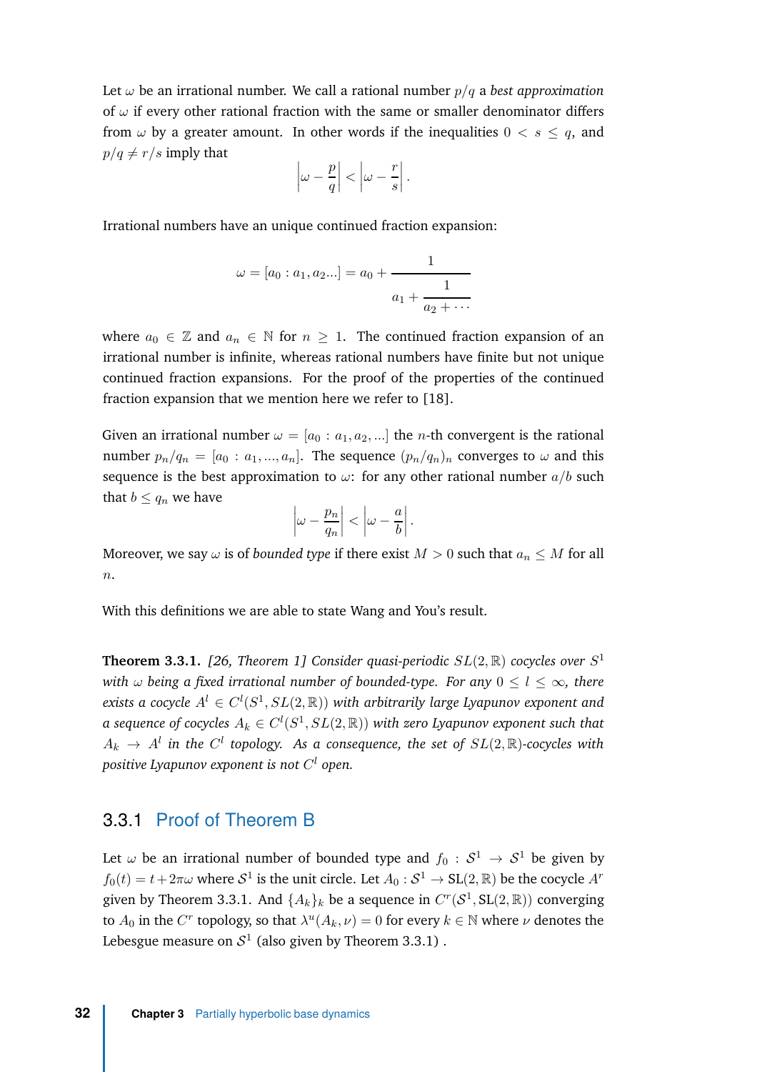Let $\omega$ be an irrational number. We call a rational number $p/q$ a *best approximation* of $\omega$ if every other rational fraction with the same or smaller denominator differs from $\omega$ by a greater amount. In other words if the inequalities $0 < s \leq q$, and $p/q \neq r/s$ imply that

$$\left|\omega - \frac{p}{q}\right| < \left|\omega - \frac{r}{s}\right|.$$

Irrational numbers have an unique continued fraction expansion:

$$\omega = [a_0 : a_1, a_2 ...] = a_0 + \cfrac{1}{a_1 + \cfrac{1}{a_2 + \cdots}}$$

where $a_0 \in \mathbb{Z}$ and $a_n \in \mathbb{N}$ for $n \geq 1$. The continued fraction expansion of an irrational number is infinite, whereas rational numbers have finite but not unique continued fraction expansions. For the proof of the properties of the continued fraction expansion that we mention here we refer to [18].

Given an irrational number $\omega = [a_0 : a_1, a_2, ...]$ the $n$-th convergent is the rational number $p_n/q_n = [a_0 : a_1, ..., a_n]$. The sequence $(p_n/q_n)_n$ converges to $\omega$ and this sequence is the best approximation to $\omega$: for any other rational number $a/b$ such that $b \leq q_n$ we have

$$\left|\omega - \frac{p_n}{q_n}\right| < \left|\omega - \frac{a}{b}\right|.$$

Moreover, we say $\omega$ is of *bounded type* if there exist $M > 0$ such that $a_n \leq M$ for all $n$.

With this definitions we are able to state Wang and You's result.

**Theorem 3.3.1.** *[26, Theorem 1] Consider quasi-periodic $SL(2,\mathbb{R})$ cocycles over $S^1$ with $\omega$ being a fixed irrational number of bounded-type. For any $0 \leq l \leq \infty$, there exists a cocycle $A^l \in C^l(S^1, SL(2,\mathbb{R}))$ with arbitrarily large Lyapunov exponent and a sequence of cocycles $A_k \in C^l(S^1, SL(2,\mathbb{R}))$ with zero Lyapunov exponent such that $A_k \to A^l$ in the $C^l$ topology. As a consequence, the set of $SL(2,\mathbb{R})$-cocycles with positive Lyapunov exponent is not $C^l$ open.*

### 3.3.1 Proof of Theorem B

Let $\omega$ be an irrational number of bounded type and $f_0 : \mathcal{S}^1 \to \mathcal{S}^1$ be given by $f_0(t) = t + 2\pi\omega$ where $\mathcal{S}^1$ is the unit circle. Let $A_0 : \mathcal{S}^1 \to \mathrm{SL}(2,\mathbb{R})$ be the cocycle $A^r$ given by Theorem 3.3.1. And $\{A_k\}_k$ be a sequence in $C^r(\mathcal{S}^1, \mathrm{SL}(2,\mathbb{R}))$ converging to $A_0$ in the $C^r$ topology, so that $\lambda^u(A_k, \nu) = 0$ for every $k \in \mathbb{N}$ where $\nu$ denotes the Lebesgue measure on $\mathcal{S}^1$ (also given by Theorem 3.3.1) .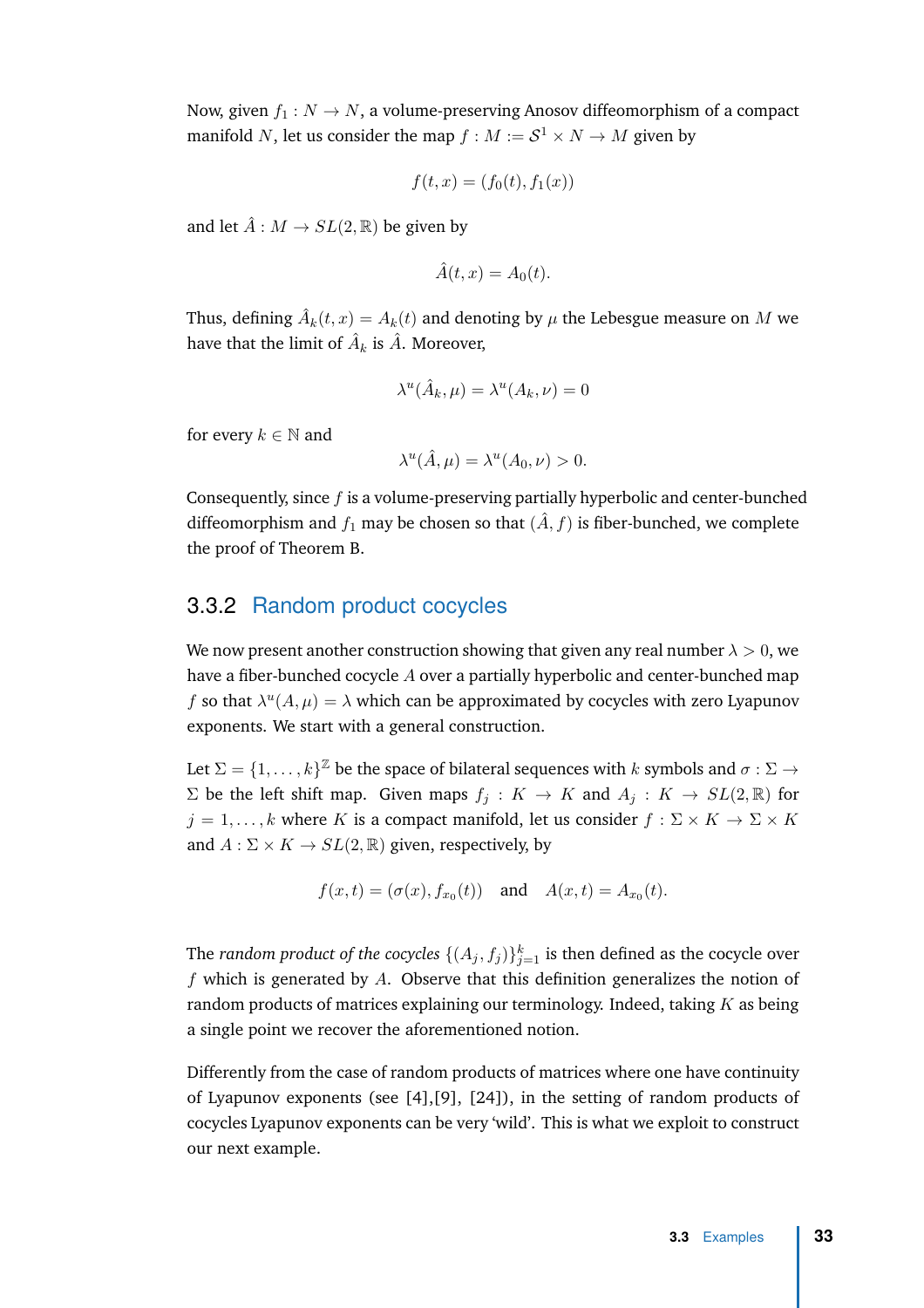Now, given $f_1 : N \to N$, a volume-preserving Anosov diffeomorphism of a compact manifold $N$, let us consider the map $f : M := \mathcal{S}^1 \times N \to M$ given by

$$f(t,x) = (f_0(t), f_1(x))$$

and let $\hat{A} : M \to SL(2,\mathbb{R})$ be given by

$$\hat{A}(t,x) = A_0(t).$$

Thus, defining $\hat{A}_k(t,x) = A_k(t)$ and denoting by $\mu$ the Lebesgue measure on $M$ we have that the limit of $\hat{A}_k$ is $\hat{A}$. Moreover,

$$\lambda^u(\hat{A}_k, \mu) = \lambda^u(A_k, \nu) = 0$$

for every $k \in \mathbb{N}$ and

$$\lambda^u(\hat{A}, \mu) = \lambda^u(A_0, \nu) > 0.$$

Consequently, since $f$ is a volume-preserving partially hyperbolic and center-bunched diffeomorphism and $f_1$ may be chosen so that $(\hat{A}, f)$ is fiber-bunched, we complete the proof of Theorem B.

### 3.3.2 Random product cocycles

We now present another construction showing that given any real number $\lambda > 0$, we have a fiber-bunched cocycle $A$ over a partially hyperbolic and center-bunched map $f$ so that $\lambda^u(A,\mu) = \lambda$ which can be approximated by cocycles with zero Lyapunov exponents. We start with a general construction.

Let $\Sigma = \{1, \ldots, k\}^{\mathbb{Z}}$ be the space of bilateral sequences with $k$ symbols and $\sigma : \Sigma \to \Sigma$ be the left shift map. Given maps $f_j : K \to K$ and $A_j : K \to SL(2,\mathbb{R})$ for $j = 1, \ldots, k$ where $K$ is a compact manifold, let us consider $f : \Sigma \times K \to \Sigma \times K$ and $A : \Sigma \times K \to SL(2,\mathbb{R})$ given, respectively, by

$$f(x,t) = (\sigma(x), f_{x_0}(t)) \quad \text{and} \quad A(x,t) = A_{x_0}(t).$$

The *random product of the cocycles* $\{(A_j, f_j)\}_{j=1}^{k}$ is then defined as the cocycle over $f$ which is generated by $A$. Observe that this definition generalizes the notion of random products of matrices explaining our terminology. Indeed, taking $K$ as being a single point we recover the aforementioned notion.

Differently from the case of random products of matrices where one have continuity of Lyapunov exponents (see [4],[9], [24]), in the setting of random products of cocycles Lyapunov exponents can be very 'wild'. This is what we exploit to construct our next example.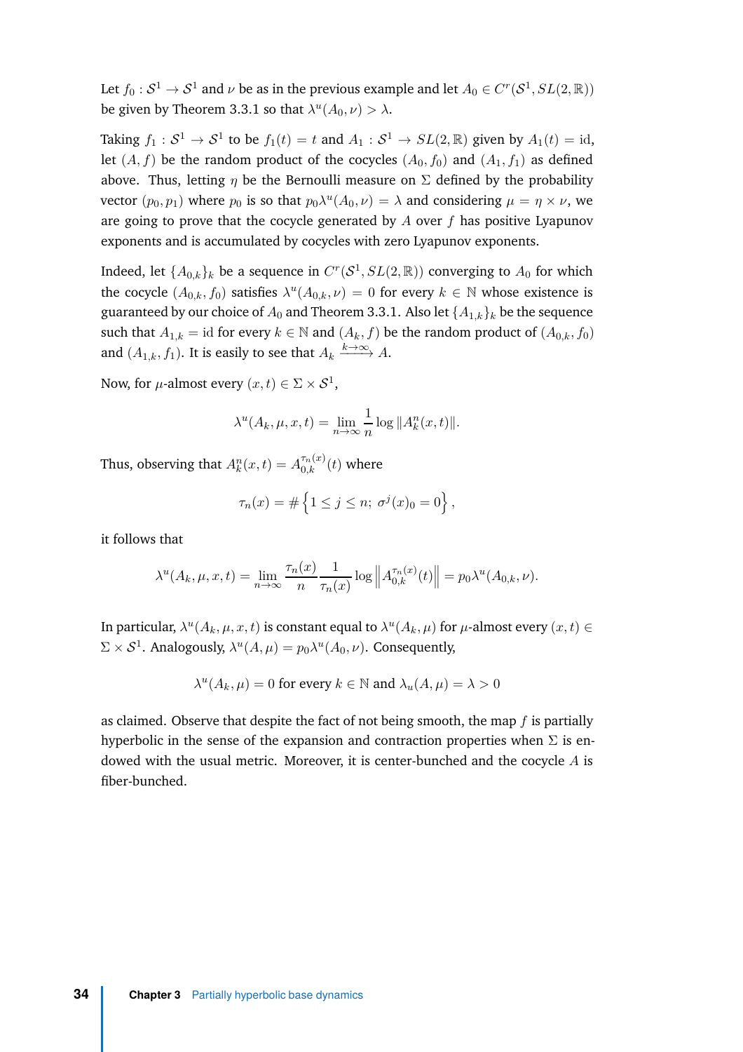Let $f_0 : \mathcal{S}^1 \to \mathcal{S}^1$ and $\nu$ be as in the previous example and let $A_0 \in C^r(\mathcal{S}^1, SL(2,\mathbb{R}))$ be given by Theorem 3.3.1 so that $\lambda^u(A_0,\nu) > \lambda$.

Taking $f_1 : \mathcal{S}^1 \to \mathcal{S}^1$ to be $f_1(t) = t$ and $A_1 : \mathcal{S}^1 \to SL(2,\mathbb{R})$ given by $A_1(t) = \mathrm{id}$, let $(A, f)$ be the random product of the cocycles $(A_0, f_0)$ and $(A_1, f_1)$ as defined above. Thus, letting $\eta$ be the Bernoulli measure on $\Sigma$ defined by the probability vector $(p_0, p_1)$ where $p_0$ is so that $p_0\lambda^u(A_0,\nu) = \lambda$ and considering $\mu = \eta \times \nu$, we are going to prove that the cocycle generated by $A$ over $f$ has positive Lyapunov exponents and is accumulated by cocycles with zero Lyapunov exponents.

Indeed, let $\{A_{0,k}\}_k$ be a sequence in $C^r(\mathcal{S}^1, SL(2,\mathbb{R}))$ converging to $A_0$ for which the cocycle $(A_{0,k}, f_0)$ satisfies $\lambda^u(A_{0,k},\nu) = 0$ for every $k \in \mathbb{N}$ whose existence is guaranteed by our choice of $A_0$ and Theorem 3.3.1. Also let $\{A_{1,k}\}_k$ be the sequence such that $A_{1,k} = \mathrm{id}$ for every $k \in \mathbb{N}$ and $(A_k, f)$ be the random product of $(A_{0,k}, f_0)$ and $(A_{1,k}, f_1)$. It is easily to see that $A_k \xrightarrow{k\to\infty} A$.

Now, for $\mu$-almost every $(x,t) \in \Sigma \times \mathcal{S}^1$,

$$\lambda^u(A_k, \mu, x, t) = \lim_{n\to\infty} \frac{1}{n} \log \|A_k^n(x,t)\|.$$

Thus, observing that $A_k^n(x,t) = A_{0,k}^{\tau_n(x)}(t)$ where

$$\tau_n(x) = \#\left\{1 \leq j \leq n;\ \sigma^j(x)_0 = 0\right\},$$

it follows that

$$\lambda^u(A_k, \mu, x, t) = \lim_{n\to\infty} \frac{\tau_n(x)}{n} \frac{1}{\tau_n(x)} \log \left\| A_{0,k}^{\tau_n(x)}(t) \right\| = p_0 \lambda^u(A_{0,k}, \nu).$$

In particular, $\lambda^u(A_k, \mu, x, t)$ is constant equal to $\lambda^u(A_k, \mu)$ for $\mu$-almost every $(x,t) \in \Sigma \times \mathcal{S}^1$. Analogously, $\lambda^u(A, \mu) = p_0 \lambda^u(A_0, \nu)$. Consequently,

$$\lambda^u(A_k, \mu) = 0 \text{ for every } k \in \mathbb{N} \text{ and } \lambda_u(A, \mu) = \lambda > 0$$

as claimed. Observe that despite the fact of not being smooth, the map $f$ is partially hyperbolic in the sense of the expansion and contraction properties when $\Sigma$ is endowed with the usual metric. Moreover, it is center-bunched and the cocycle $A$ is fiber-bunched.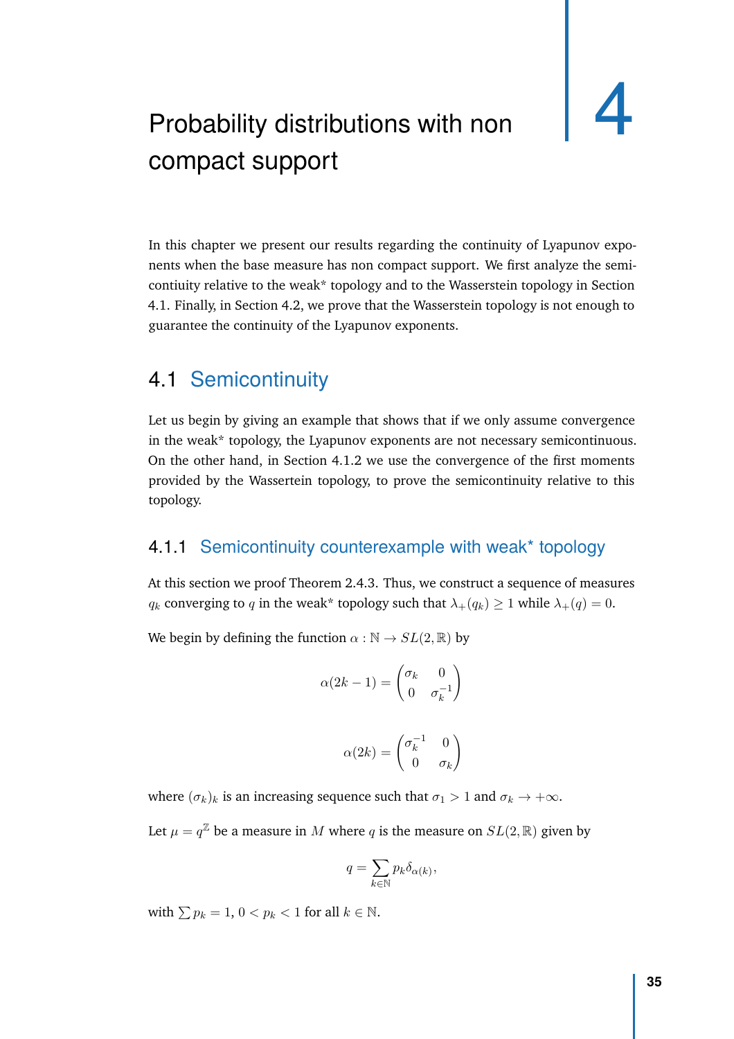# 4 Probability distributions with non compact support

In this chapter we present our results regarding the continuity of Lyapunov exponents when the base measure has non compact support. We first analyze the semicontiuity relative to the weak* topology and to the Wasserstein topology in Section 4.1. Finally, in Section 4.2, we prove that the Wasserstein topology is not enough to guarantee the continuity of the Lyapunov exponents.

## 4.1 Semicontinuity

Let us begin by giving an example that shows that if we only assume convergence in the weak* topology, the Lyapunov exponents are not necessary semicontinuous. On the other hand, in Section 4.1.2 we use the convergence of the first moments provided by the Wassertein topology, to prove the semicontinuity relative to this topology.

### 4.1.1 Semicontinuity counterexample with weak* topology

At this section we proof Theorem 2.4.3. Thus, we construct a sequence of measures $q_k$ converging to $q$ in the weak* topology such that $\lambda_+(q_k) \geq 1$ while $\lambda_+(q) = 0$.

We begin by defining the function $\alpha : \mathbb{N} \to SL(2, \mathbb{R})$ by

$$\alpha(2k-1) = \begin{pmatrix} \sigma_k & 0 \\ 0 & \sigma_k^{-1} \end{pmatrix}$$

$$\alpha(2k) = \begin{pmatrix} \sigma_k^{-1} & 0 \\ 0 & \sigma_k \end{pmatrix}$$

where $(\sigma_k)_k$ is an increasing sequence such that $\sigma_1 > 1$ and $\sigma_k \to +\infty$.

Let $\mu = q^{\mathbb{Z}}$ be a measure in $M$ where $q$ is the measure on $SL(2, \mathbb{R})$ given by

$$q = \sum_{k \in \mathbb{N}} p_k \delta_{\alpha(k)},$$

with $\sum p_k = 1$, $0 < p_k < 1$ for all $k \in \mathbb{N}$.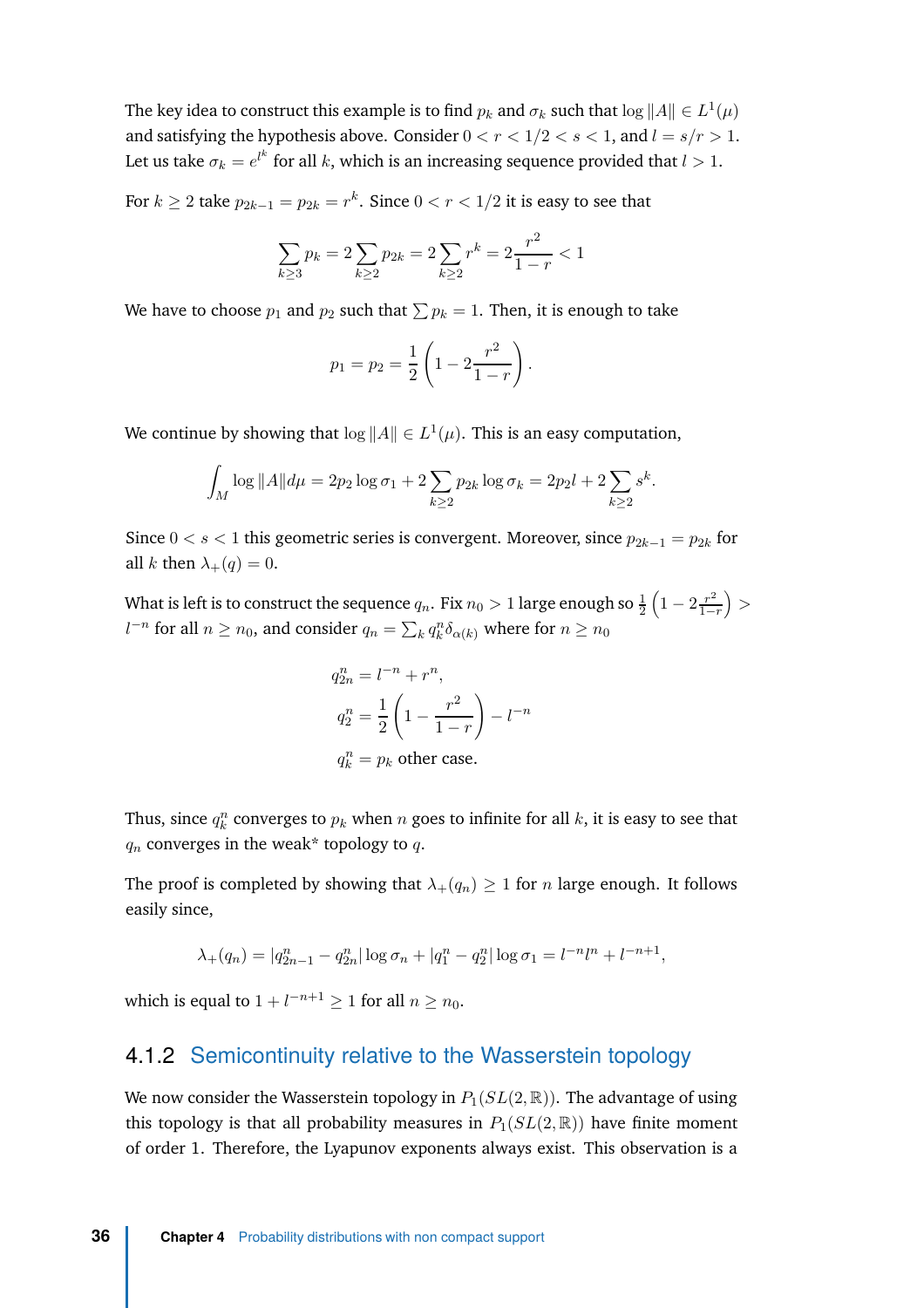The key idea to construct this example is to find $p_k$ and $\sigma_k$ such that $\log\|A\| \in L^1(\mu)$ and satisfying the hypothesis above. Consider $0 < r < 1/2 < s < 1$, and $l = s/r > 1$. Let us take $\sigma_k = e^{l^k}$ for all $k$, which is an increasing sequence provided that $l > 1$.

For $k \geq 2$ take $p_{2k-1} = p_{2k} = r^k$. Since $0 < r < 1/2$ it is easy to see that

$$\sum_{k\geq 3} p_k = 2\sum_{k\geq 2} p_{2k} = 2\sum_{k\geq 2} r^k = 2\frac{r^2}{1-r} < 1$$

We have to choose $p_1$ and $p_2$ such that $\sum p_k = 1$. Then, it is enough to take

$$p_1 = p_2 = \frac{1}{2}\left(1 - 2\frac{r^2}{1-r}\right).$$

We continue by showing that $\log\|A\| \in L^1(\mu)$. This is an easy computation,

$$\int_M \log\|A\| d\mu = 2p_2 \log\sigma_1 + 2\sum_{k\geq 2} p_{2k}\log\sigma_k = 2p_2 l + 2\sum_{k\geq 2} s^k.$$

Since $0 < s < 1$ this geometric series is convergent. Moreover, since $p_{2k-1} = p_{2k}$ for all $k$ then $\lambda_+(q) = 0$.

What is left is to construct the sequence $q_n$. Fix $n_0 > 1$ large enough so $\frac{1}{2}\left(1 - 2\frac{r^2}{1-r}\right) > l^{-n}$ for all $n \geq n_0$, and consider $q_n = \sum_k q_k^n \delta_{\alpha(k)}$ where for $n \geq n_0$

$$q_{2n}^n = l^{-n} + r^n,$$
$$q_2^n = \frac{1}{2}\left(1 - \frac{r^2}{1-r}\right) - l^{-n}$$
$$q_k^n = p_k \text{ other case.}$$

Thus, since $q_k^n$ converges to $p_k$ when $n$ goes to infinite for all $k$, it is easy to see that $q_n$ converges in the weak* topology to $q$.

The proof is completed by showing that $\lambda_+(q_n) \geq 1$ for $n$ large enough. It follows easily since,

$$\lambda_+(q_n) = |q_{2n-1}^n - q_{2n}^n|\log\sigma_n + |q_1^n - q_2^n|\log\sigma_1 = l^{-n}l^n + l^{-n+1},$$

which is equal to $1 + l^{-n+1} \geq 1$ for all $n \geq n_0$.

### 4.1.2 Semicontinuity relative to the Wasserstein topology

We now consider the Wasserstein topology in $P_1(SL(2,\mathbb{R}))$. The advantage of using this topology is that all probability measures in $P_1(SL(2,\mathbb{R}))$ have finite moment of order 1. Therefore, the Lyapunov exponents always exist. This observation is a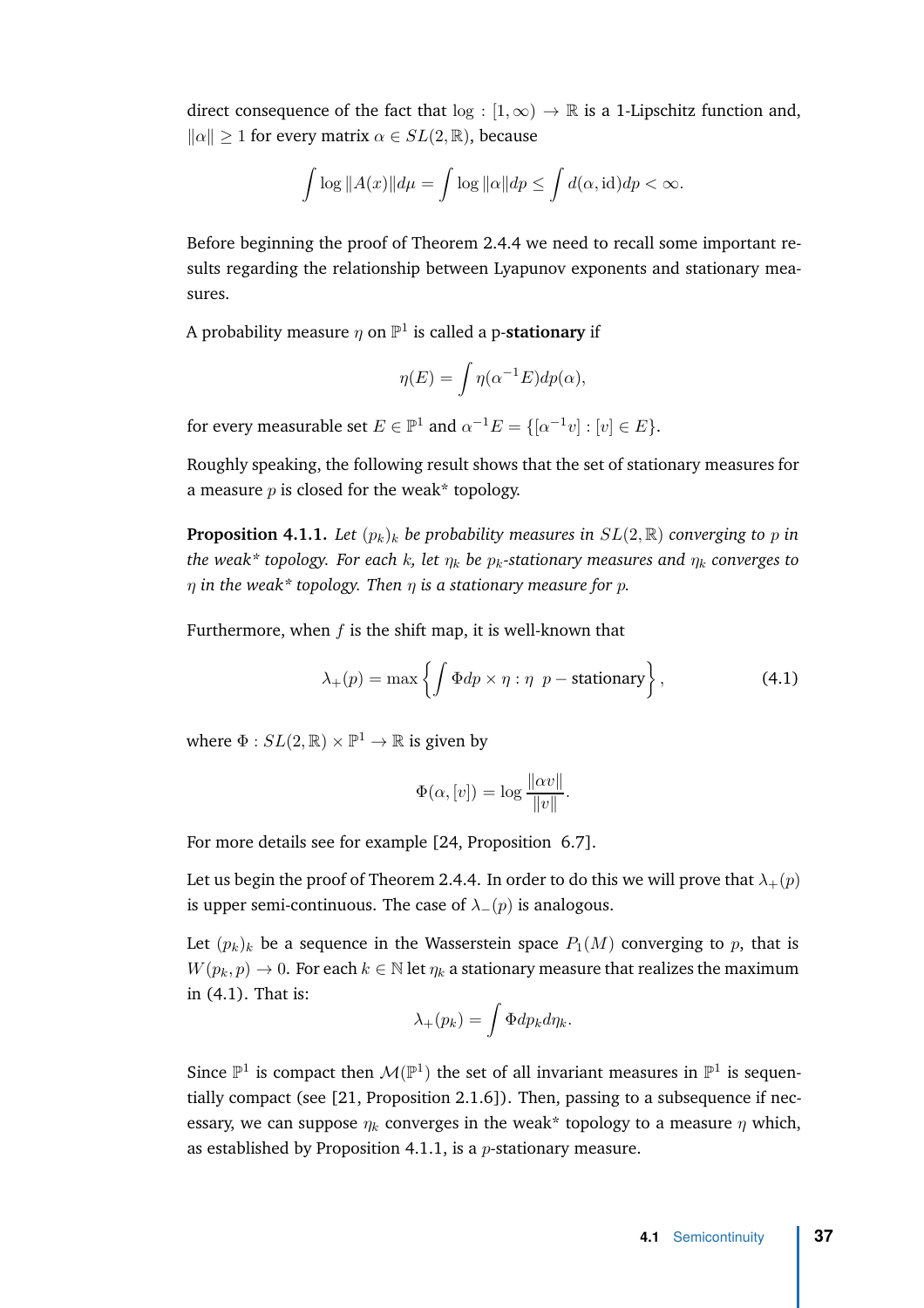direct consequence of the fact that $\log : [1, \infty) \to \mathbb{R}$ is a 1-Lipschitz function and, $\|\alpha\| \geq 1$ for every matrix $\alpha \in SL(2, \mathbb{R})$, because

$$\int \log \|A(x)\| d\mu = \int \log \|\alpha\| dp \leq \int d(\alpha, \mathrm{id}) dp < \infty.$$

Before beginning the proof of Theorem 2.4.4 we need to recall some important results regarding the relationship between Lyapunov exponents and stationary measures.

A probability measure $\eta$ on $\mathbb{P}^1$ is called a p-**stationary** if

$$\eta(E) = \int \eta(\alpha^{-1} E) dp(\alpha),$$

for every measurable set $E \in \mathbb{P}^1$ and $\alpha^{-1}E = \{[\alpha^{-1}v] : [v] \in E\}$.

Roughly speaking, the following result shows that the set of stationary measures for a measure $p$ is closed for the weak* topology.

**Proposition 4.1.1.** *Let $(p_k)_k$ be probability measures in $SL(2, \mathbb{R})$ converging to $p$ in the weak* topology. For each $k$, let $\eta_k$ be $p_k$-stationary measures and $\eta_k$ converges to $\eta$ in the weak* topology. Then $\eta$ is a stationary measure for $p$.*

Furthermore, when $f$ is the shift map, it is well-known that

$$\lambda_+(p) = \max \left\{ \int \Phi dp \times \eta : \eta \;\; p - \text{stationary} \right\}, \tag{4.1}$$

where $\Phi : SL(2, \mathbb{R}) \times \mathbb{P}^1 \to \mathbb{R}$ is given by

$$\Phi(\alpha, [v]) = \log \frac{\|\alpha v\|}{\|v\|}.$$

For more details see for example [24, Proposition 6.7].

Let us begin the proof of Theorem 2.4.4. In order to do this we will prove that $\lambda_+(p)$ is upper semi-continuous. The case of $\lambda_-(p)$ is analogous.

Let $(p_k)_k$ be a sequence in the Wasserstein space $P_1(M)$ converging to $p$, that is $W(p_k, p) \to 0$. For each $k \in \mathbb{N}$ let $\eta_k$ a stationary measure that realizes the maximum in (4.1). That is:

$$\lambda_+(p_k) = \int \Phi dp_k d\eta_k.$$

Since $\mathbb{P}^1$ is compact then $\mathcal{M}(\mathbb{P}^1)$ the set of all invariant measures in $\mathbb{P}^1$ is sequentially compact (see [21, Proposition 2.1.6]). Then, passing to a subsequence if necessary, we can suppose $\eta_k$ converges in the weak* topology to a measure $\eta$ which, as established by Proposition 4.1.1, is a $p$-stationary measure.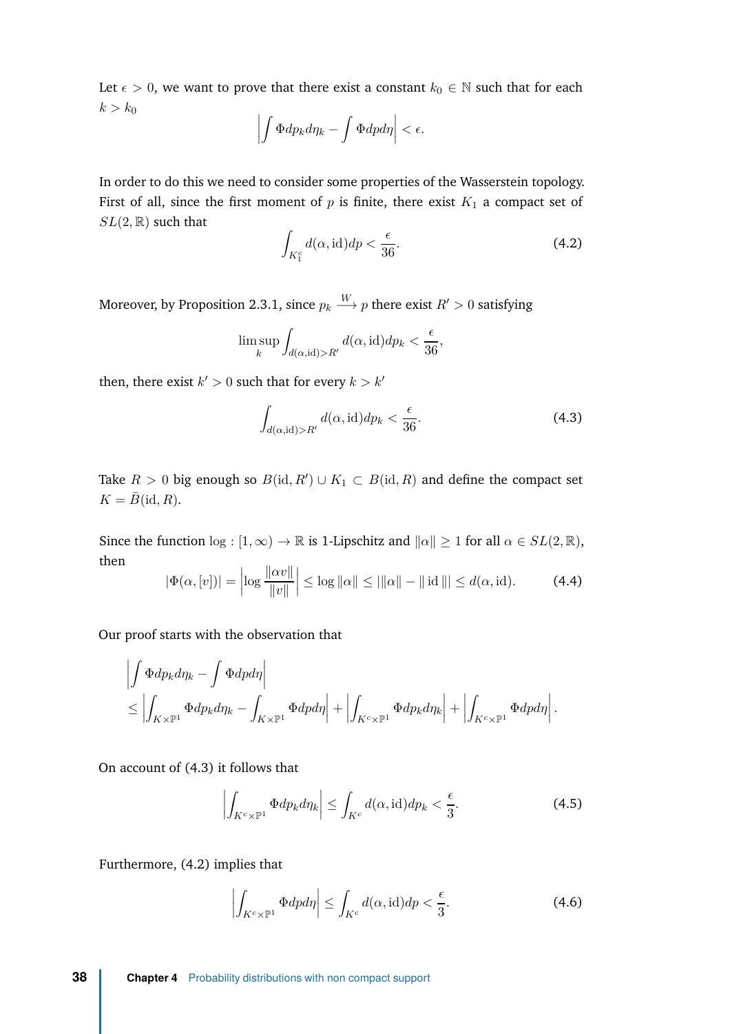Let $\epsilon > 0$, we want to prove that there exist a constant $k_0 \in \mathbb{N}$ such that for each $k > k_0$

$$\left| \int \Phi dp_k d\eta_k - \int \Phi dp d\eta \right| < \epsilon.$$

In order to do this we need to consider some properties of the Wasserstein topology. First of all, since the first moment of $p$ is finite, there exist $K_1$ a compact set of $SL(2, \mathbb{R})$ such that

$$\int_{K_1^c} d(\alpha, \mathrm{id}) dp < \frac{\epsilon}{36}. \tag{4.2}$$

Moreover, by Proposition 2.3.1, since $p_k \xrightarrow{W} p$ there exist $R' > 0$ satisfying

$$\limsup_k \int_{d(\alpha,\mathrm{id})>R'} d(\alpha, \mathrm{id}) dp_k < \frac{\epsilon}{36},$$

then, there exist $k' > 0$ such that for every $k > k'$

$$\int_{d(\alpha,\mathrm{id})>R'} d(\alpha, \mathrm{id}) dp_k < \frac{\epsilon}{36}. \tag{4.3}$$

Take $R > 0$ big enough so $B(\mathrm{id}, R') \cup K_1 \subset B(\mathrm{id}, R)$ and define the compact set $K = \bar{B}(\mathrm{id}, R)$.

Since the function $\log : [1, \infty) \to \mathbb{R}$ is 1-Lipschitz and $\|\alpha\| \geq 1$ for all $\alpha \in SL(2, \mathbb{R})$, then

$$|\Phi(\alpha, [v])| = \left| \log \frac{\|\alpha v\|}{\|v\|} \right| \leq \log \|\alpha\| \leq |\|\alpha\| - \|\mathrm{id}\|| \leq d(\alpha, \mathrm{id}). \tag{4.4}$$

Our proof starts with the observation that

$$\begin{aligned} &\left| \int \Phi dp_k d\eta_k - \int \Phi dp d\eta \right| \\ &\leq \left| \int_{K \times \mathbb{P}^1} \Phi dp_k d\eta_k - \int_{K \times \mathbb{P}^1} \Phi dp d\eta \right| + \left| \int_{K^c \times \mathbb{P}^1} \Phi dp_k d\eta_k \right| + \left| \int_{K^c \times \mathbb{P}^1} \Phi dp d\eta \right|. \end{aligned}$$

On account of (4.3) it follows that

$$\left| \int_{K^c \times \mathbb{P}^1} \Phi dp_k d\eta_k \right| \leq \int_{K^c} d(\alpha, \mathrm{id}) dp_k < \frac{\epsilon}{3}. \tag{4.5}$$

Furthermore, (4.2) implies that

$$\left| \int_{K^c \times \mathbb{P}^1} \Phi dp d\eta \right| \leq \int_{K^c} d(\alpha, \mathrm{id}) dp < \frac{\epsilon}{3}. \tag{4.6}$$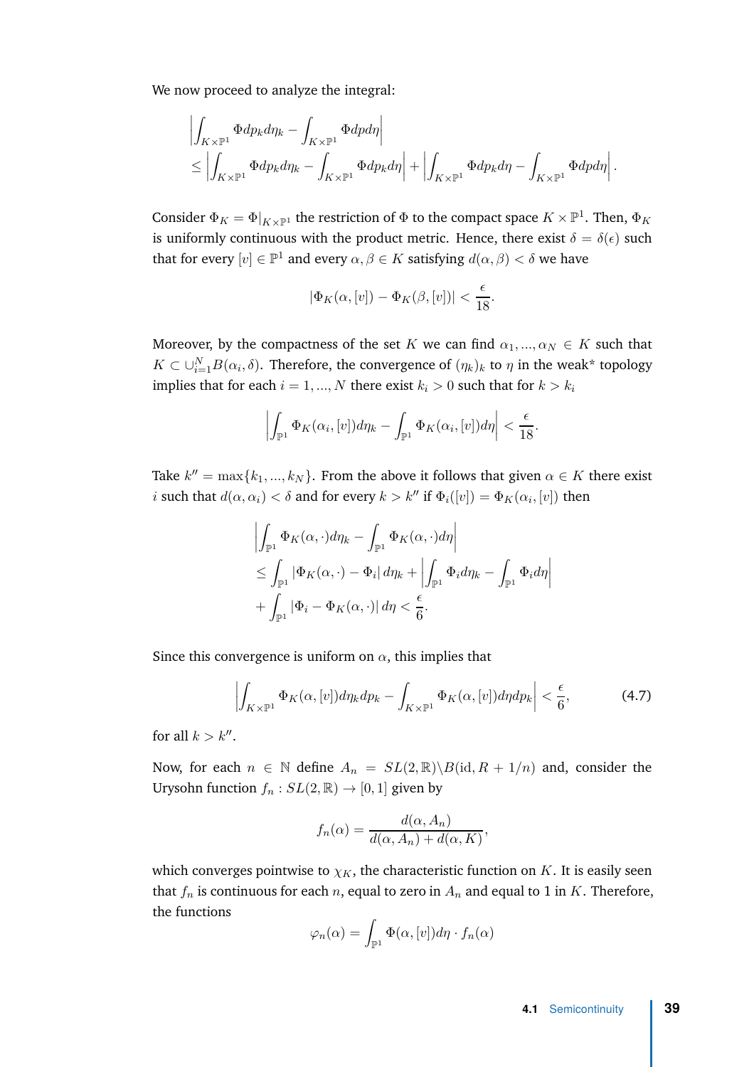We now proceed to analyze the integral:

$$\left|\int_{K\times\mathbb{P}^1}\Phi dp_k d\eta_k - \int_{K\times\mathbb{P}^1}\Phi dp d\eta\right|$$
$$\leq \left|\int_{K\times\mathbb{P}^1}\Phi dp_k d\eta_k - \int_{K\times\mathbb{P}^1}\Phi dp_k d\eta\right| + \left|\int_{K\times\mathbb{P}^1}\Phi dp_k d\eta - \int_{K\times\mathbb{P}^1}\Phi dp d\eta\right|.$$

Consider $\Phi_K = \Phi|_{K\times\mathbb{P}^1}$ the restriction of $\Phi$ to the compact space $K\times\mathbb{P}^1$. Then, $\Phi_K$ is uniformly continuous with the product metric. Hence, there exist $\delta = \delta(\epsilon)$ such that for every $[v]\in\mathbb{P}^1$ and every $\alpha,\beta\in K$ satisfying $d(\alpha,\beta)<\delta$ we have

$$|\Phi_K(\alpha,[v]) - \Phi_K(\beta,[v])| < \frac{\epsilon}{18}.$$

Moreover, by the compactness of the set $K$ we can find $\alpha_1,...,\alpha_N\in K$ such that $K\subset\cup_{i=1}^N B(\alpha_i,\delta)$. Therefore, the convergence of $(\eta_k)_k$ to $\eta$ in the weak* topology implies that for each $i=1,...,N$ there exist $k_i>0$ such that for $k>k_i$

$$\left|\int_{\mathbb{P}^1}\Phi_K(\alpha_i,[v])d\eta_k - \int_{\mathbb{P}^1}\Phi_K(\alpha_i,[v])d\eta\right| < \frac{\epsilon}{18}.$$

Take $k'' = \max\{k_1,...,k_N\}$. From the above it follows that given $\alpha\in K$ there exist $i$ such that $d(\alpha,\alpha_i)<\delta$ and for every $k>k''$ if $\Phi_i([v]) = \Phi_K(\alpha_i,[v])$ then

$$\left|\int_{\mathbb{P}^1}\Phi_K(\alpha,\cdot)d\eta_k - \int_{\mathbb{P}^1}\Phi_K(\alpha,\cdot)d\eta\right|$$
$$\leq \int_{\mathbb{P}^1}|\Phi_K(\alpha,\cdot)-\Phi_i|\,d\eta_k + \left|\int_{\mathbb{P}^1}\Phi_i d\eta_k - \int_{\mathbb{P}^1}\Phi_i d\eta\right|$$
$$+\int_{\mathbb{P}^1}|\Phi_i - \Phi_K(\alpha,\cdot)|\,d\eta < \frac{\epsilon}{6}.$$

Since this convergence is uniform on $\alpha$, this implies that

$$\left|\int_{K\times\mathbb{P}^1}\Phi_K(\alpha,[v])d\eta_k dp_k - \int_{K\times\mathbb{P}^1}\Phi_K(\alpha,[v])d\eta dp_k\right| < \frac{\epsilon}{6}, \tag{4.7}$$

for all $k>k''$.

Now, for each $n\in\mathbb{N}$ define $A_n = SL(2,\mathbb{R})\backslash B(\mathrm{id}, R+1/n)$ and, consider the Urysohn function $f_n : SL(2,\mathbb{R})\to[0,1]$ given by

$$f_n(\alpha) = \frac{d(\alpha,A_n)}{d(\alpha,A_n)+d(\alpha,K)},$$

which converges pointwise to $\chi_K$, the characteristic function on $K$. It is easily seen that $f_n$ is continuous for each $n$, equal to zero in $A_n$ and equal to 1 in $K$. Therefore, the functions

$$\varphi_n(\alpha) = \int_{\mathbb{P}^1}\Phi(\alpha,[v])d\eta\cdot f_n(\alpha)$$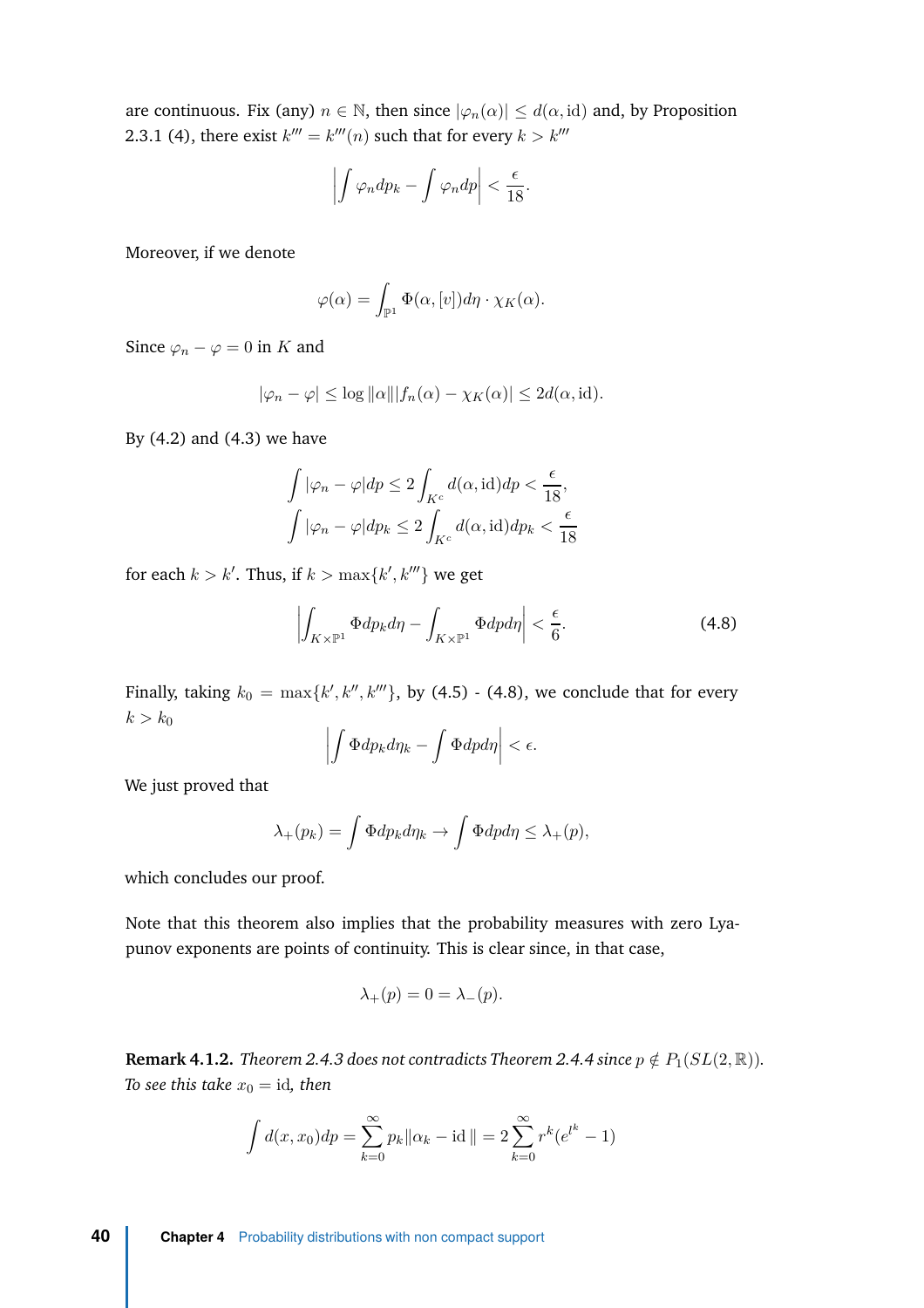are continuous. Fix (any) $n \in \mathbb{N}$, then since $|\varphi_n(\alpha)| \leq d(\alpha, \mathrm{id})$ and, by Proposition 2.3.1 (4), there exist $k''' = k'''(n)$ such that for every $k > k'''$

$$\left| \int \varphi_n dp_k - \int \varphi_n dp \right| < \frac{\epsilon}{18}.$$

Moreover, if we denote

$$\varphi(\alpha) = \int_{\mathbb{P}^1} \Phi(\alpha, [v]) d\eta \cdot \chi_K(\alpha).$$

Since $\varphi_n - \varphi = 0$ in $K$ and

$$|\varphi_n - \varphi| \leq \log \|\alpha\| |f_n(\alpha) - \chi_K(\alpha)| \leq 2d(\alpha, \mathrm{id}).$$

By (4.2) and (4.3) we have

$$\int |\varphi_n - \varphi| dp \leq 2 \int_{K^c} d(\alpha, \mathrm{id}) dp < \frac{\epsilon}{18},$$
$$\int |\varphi_n - \varphi| dp_k \leq 2 \int_{K^c} d(\alpha, \mathrm{id}) dp_k < \frac{\epsilon}{18}$$

for each $k > k'$. Thus, if $k > \max\{k', k'''\}$ we get

$$\left| \int_{K \times \mathbb{P}^1} \Phi dp_k d\eta - \int_{K \times \mathbb{P}^1} \Phi dp d\eta \right| < \frac{\epsilon}{6}. \tag{4.8}$$

Finally, taking $k_0 = \max\{k', k'', k'''\}$, by (4.5) - (4.8), we conclude that for every $k > k_0$

$$\left| \int \Phi dp_k d\eta_k - \int \Phi dp d\eta \right| < \epsilon.$$

We just proved that

$$\lambda_+(p_k) = \int \Phi dp_k d\eta_k \to \int \Phi dp d\eta \leq \lambda_+(p),$$

which concludes our proof.

Note that this theorem also implies that the probability measures with zero Lyapunov exponents are points of continuity. This is clear since, in that case,

$$\lambda_+(p) = 0 = \lambda_-(p).$$

**Remark 4.1.2.** *Theorem 2.4.3 does not contradicts Theorem 2.4.4 since $p \notin P_1(SL(2, \mathbb{R}))$. To see this take $x_0 = \mathrm{id}$, then*

$$\int d(x, x_0) dp = \sum_{k=0}^{\infty} p_k \|\alpha_k - \mathrm{id}\| = 2 \sum_{k=0}^{\infty} r^k (e^{l^k} - 1)$$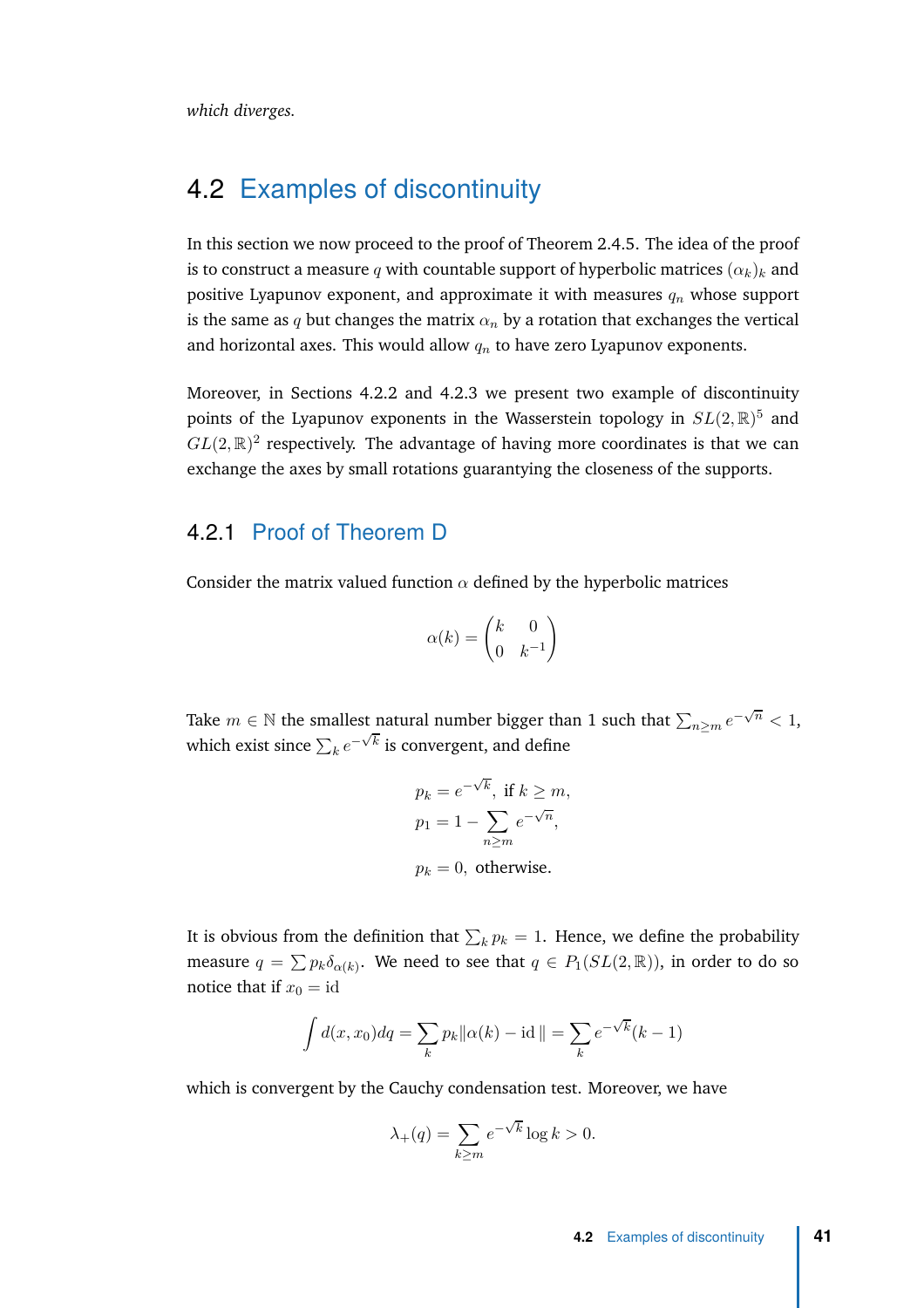*which diverges.*

## 4.2 Examples of discontinuity

In this section we now proceed to the proof of Theorem 2.4.5. The idea of the proof is to construct a measure $q$ with countable support of hyperbolic matrices $(\alpha_k)_k$ and positive Lyapunov exponent, and approximate it with measures $q_n$ whose support is the same as $q$ but changes the matrix $\alpha_n$ by a rotation that exchanges the vertical and horizontal axes. This would allow $q_n$ to have zero Lyapunov exponents.

Moreover, in Sections 4.2.2 and 4.2.3 we present two example of discontinuity points of the Lyapunov exponents in the Wasserstein topology in $SL(2,\mathbb{R})^5$ and $GL(2,\mathbb{R})^2$ respectively. The advantage of having more coordinates is that we can exchange the axes by small rotations guarantying the closeness of the supports.

### 4.2.1 Proof of Theorem D

Consider the matrix valued function $\alpha$ defined by the hyperbolic matrices

$$\alpha(k) = \begin{pmatrix} k & 0 \\ 0 & k^{-1} \end{pmatrix}$$

Take $m \in \mathbb{N}$ the smallest natural number bigger than 1 such that $\sum_{n\geq m} e^{-\sqrt{n}} < 1$, which exist since $\sum_k e^{-\sqrt{k}}$ is convergent, and define

$$\begin{aligned}
p_k &= e^{-\sqrt{k}}, \text{ if } k \geq m, \\
p_1 &= 1 - \sum_{n\geq m} e^{-\sqrt{n}}, \\
p_k &= 0, \text{ otherwise.}
\end{aligned}$$

It is obvious from the definition that $\sum_k p_k = 1$. Hence, we define the probability measure $q = \sum p_k \delta_{\alpha(k)}$. We need to see that $q \in P_1(SL(2,\mathbb{R}))$, in order to do so notice that if $x_0 = \text{id}$

$$\int d(x, x_0) dq = \sum_k p_k \|\alpha(k) - \text{id}\,\| = \sum_k e^{-\sqrt{k}}(k-1)$$

which is convergent by the Cauchy condensation test. Moreover, we have

$$\lambda_+(q) = \sum_{k\geq m} e^{-\sqrt{k}} \log k > 0.$$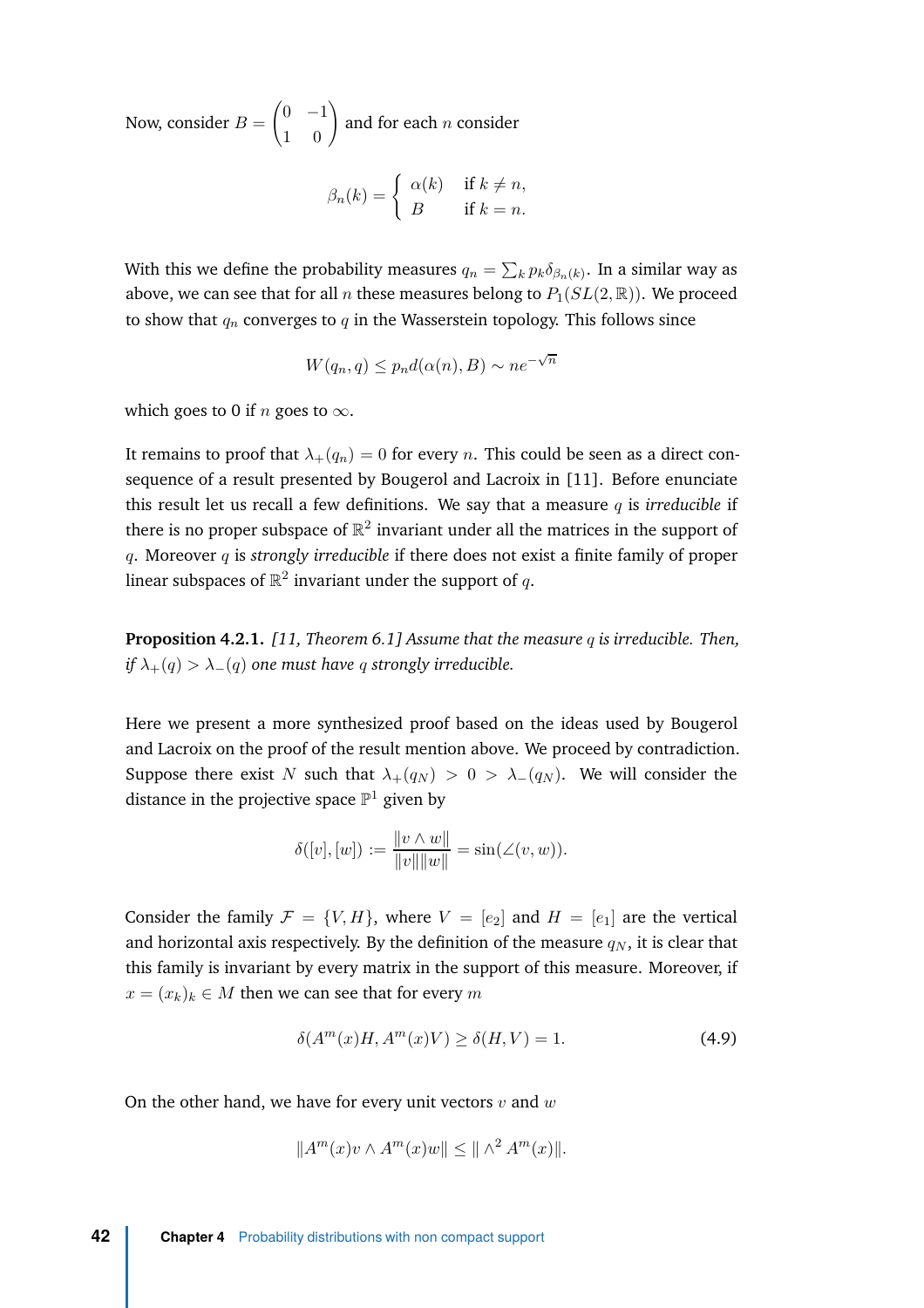Now, consider $B = \begin{pmatrix} 0 & -1 \\ 1 & 0 \end{pmatrix}$ and for each $n$ consider

$$\beta_n(k) = \begin{cases} \alpha(k) & \text{if } k \neq n, \\ B & \text{if } k = n. \end{cases}$$

With this we define the probability measures $q_n = \sum_k p_k \delta_{\beta_n(k)}$. In a similar way as above, we can see that for all $n$ these measures belong to $P_1(SL(2,\mathbb{R}))$. We proceed to show that $q_n$ converges to $q$ in the Wasserstein topology. This follows since

$$W(q_n, q) \leq p_n d(\alpha(n), B) \sim n e^{-\sqrt{n}}$$

which goes to 0 if $n$ goes to $\infty$.

It remains to proof that $\lambda_+(q_n) = 0$ for every $n$. This could be seen as a direct consequence of a result presented by Bougerol and Lacroix in [11]. Before enunciate this result let us recall a few definitions. We say that a measure $q$ is *irreducible* if there is no proper subspace of $\mathbb{R}^2$ invariant under all the matrices in the support of $q$. Moreover $q$ is *strongly irreducible* if there does not exist a finite family of proper linear subspaces of $\mathbb{R}^2$ invariant under the support of $q$.

**Proposition 4.2.1.** *[11, Theorem 6.1] Assume that the measure $q$ is irreducible. Then, if $\lambda_+(q) > \lambda_-(q)$ one must have $q$ strongly irreducible.*

Here we present a more synthesized proof based on the ideas used by Bougerol and Lacroix on the proof of the result mention above. We proceed by contradiction. Suppose there exist $N$ such that $\lambda_+(q_N) > 0 > \lambda_-(q_N)$. We will consider the distance in the projective space $\mathbb{P}^1$ given by

$$\delta([v],[w]) := \frac{\|v \wedge w\|}{\|v\|\|w\|} = \sin(\angle(v,w)).$$

Consider the family $\mathcal{F} = \{V, H\}$, where $V = [e_2]$ and $H = [e_1]$ are the vertical and horizontal axis respectively. By the definition of the measure $q_N$, it is clear that this family is invariant by every matrix in the support of this measure. Moreover, if $x = (x_k)_k \in M$ then we can see that for every $m$

$$\delta(A^m(x)H, A^m(x)V) \geq \delta(H, V) = 1. \tag{4.9}$$

On the other hand, we have for every unit vectors $v$ and $w$

$$\|A^m(x)v \wedge A^m(x)w\| \leq \|\wedge^2 A^m(x)\|.$$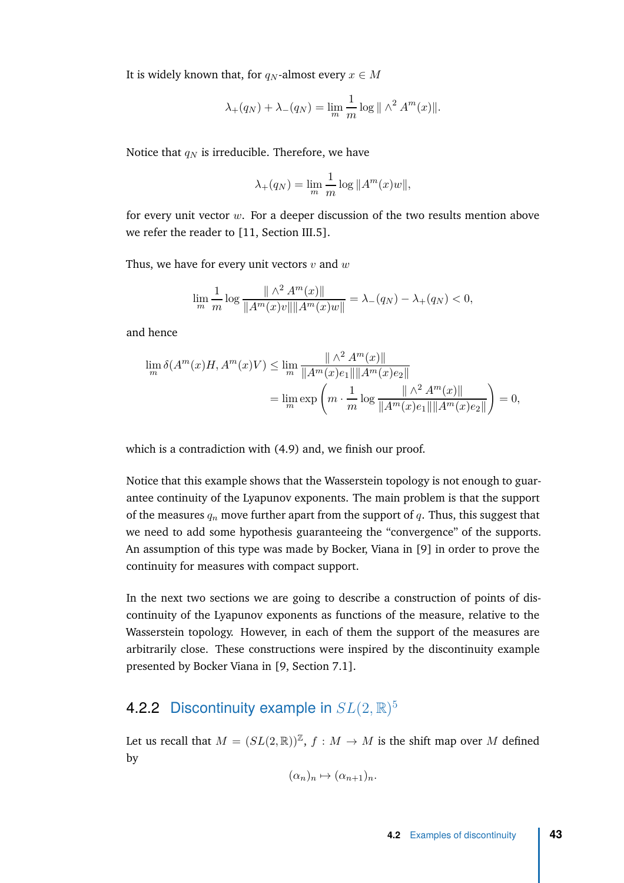It is widely known that, for $q_N$-almost every $x \in M$

$$\lambda_+(q_N) + \lambda_-(q_N) = \lim_m \frac{1}{m} \log \| \wedge^2 A^m(x)\|.$$

Notice that $q_N$ is irreducible. Therefore, we have

$$\lambda_+(q_N) = \lim_m \frac{1}{m} \log \|A^m(x) w\|,$$

for every unit vector $w$. For a deeper discussion of the two results mention above we refer the reader to [11, Section III.5].

Thus, we have for every unit vectors $v$ and $w$

$$\lim_m \frac{1}{m} \log \frac{\| \wedge^2 A^m(x)\|}{\|A^m(x)v\| \|A^m(x)w\|} = \lambda_-(q_N) - \lambda_+(q_N) < 0,$$

and hence

$$\begin{aligned}
\lim_m \delta(A^m(x)H, A^m(x)V) &\leq \lim_m \frac{\| \wedge^2 A^m(x)\|}{\|A^m(x)e_1\| \|A^m(x)e_2\|} \\
&= \lim_m \exp\left( m \cdot \frac{1}{m} \log \frac{\| \wedge^2 A^m(x)\|}{\|A^m(x)e_1\| \|A^m(x)e_2\|} \right) = 0,
\end{aligned}$$

which is a contradiction with (4.9) and, we finish our proof.

Notice that this example shows that the Wasserstein topology is not enough to guarantee continuity of the Lyapunov exponents. The main problem is that the support of the measures $q_n$ move further apart from the support of $q$. Thus, this suggest that we need to add some hypothesis guaranteeing the "convergence" of the supports. An assumption of this type was made by Bocker, Viana in [9] in order to prove the continuity for measures with compact support.

In the next two sections we are going to describe a construction of points of discontinuity of the Lyapunov exponents as functions of the measure, relative to the Wasserstein topology. However, in each of them the support of the measures are arbitrarily close. These constructions were inspired by the discontinuity example presented by Bocker Viana in [9, Section 7.1].

### 4.2.2 Discontinuity example in $SL(2,\mathbb{R})^5$

Let us recall that $M = (SL(2,\mathbb{R}))^{\mathbb{Z}}$, $f : M \to M$ is the shift map over $M$ defined by

$$(\alpha_n)_n \mapsto (\alpha_{n+1})_n.$$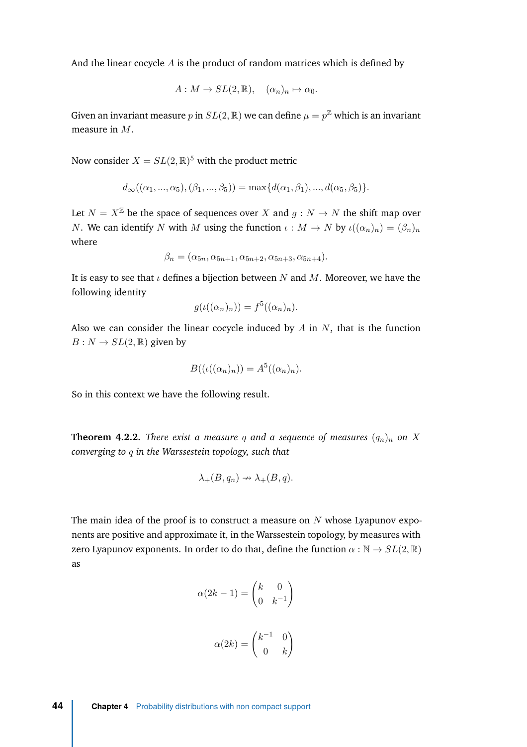And the linear cocycle $A$ is the product of random matrices which is defined by

$$A : M \to SL(2, \mathbb{R}), \quad (\alpha_n)_n \mapsto \alpha_0.$$

Given an invariant measure $p$ in $SL(2, \mathbb{R})$ we can define $\mu = p^{\mathbb{Z}}$ which is an invariant measure in $M$.

Now consider $X = SL(2, \mathbb{R})^5$ with the product metric

$$d_\infty((\alpha_1, ..., \alpha_5), (\beta_1, ..., \beta_5)) = \max\{d(\alpha_1, \beta_1), ..., d(\alpha_5, \beta_5)\}.$$

Let $N = X^{\mathbb{Z}}$ be the space of sequences over $X$ and $g : N \to N$ the shift map over $N$. We can identify $N$ with $M$ using the function $\iota : M \to N$ by $\iota((\alpha_n)_n) = (\beta_n)_n$ where

$$\beta_n = (\alpha_{5n}, \alpha_{5n+1}, \alpha_{5n+2}, \alpha_{5n+3}, \alpha_{5n+4}).$$

It is easy to see that $\iota$ defines a bijection between $N$ and $M$. Moreover, we have the following identity

$$g(\iota((\alpha_n)_n)) = f^5((\alpha_n)_n).$$

Also we can consider the linear cocycle induced by $A$ in $N$, that is the function $B : N \to SL(2, \mathbb{R})$ given by

$$B((\iota((\alpha_n)_n)) = A^5((\alpha_n)_n).$$

So in this context we have the following result.

**Theorem 4.2.2.** *There exist a measure $q$ and a sequence of measures $(q_n)_n$ on $X$ converging to $q$ in the Warssestein topology, such that*

$$\lambda_+(B, q_n) \nrightarrow \lambda_+(B, q).$$

The main idea of the proof is to construct a measure on $N$ whose Lyapunov exponents are positive and approximate it, in the Warssestein topology, by measures with zero Lyapunov exponents. In order to do that, define the function $\alpha : \mathbb{N} \to SL(2, \mathbb{R})$ as

$$\alpha(2k-1) = \begin{pmatrix} k & 0 \\ 0 & k^{-1} \end{pmatrix}$$

$$\alpha(2k) = \begin{pmatrix} k^{-1} & 0 \\ 0 & k \end{pmatrix}$$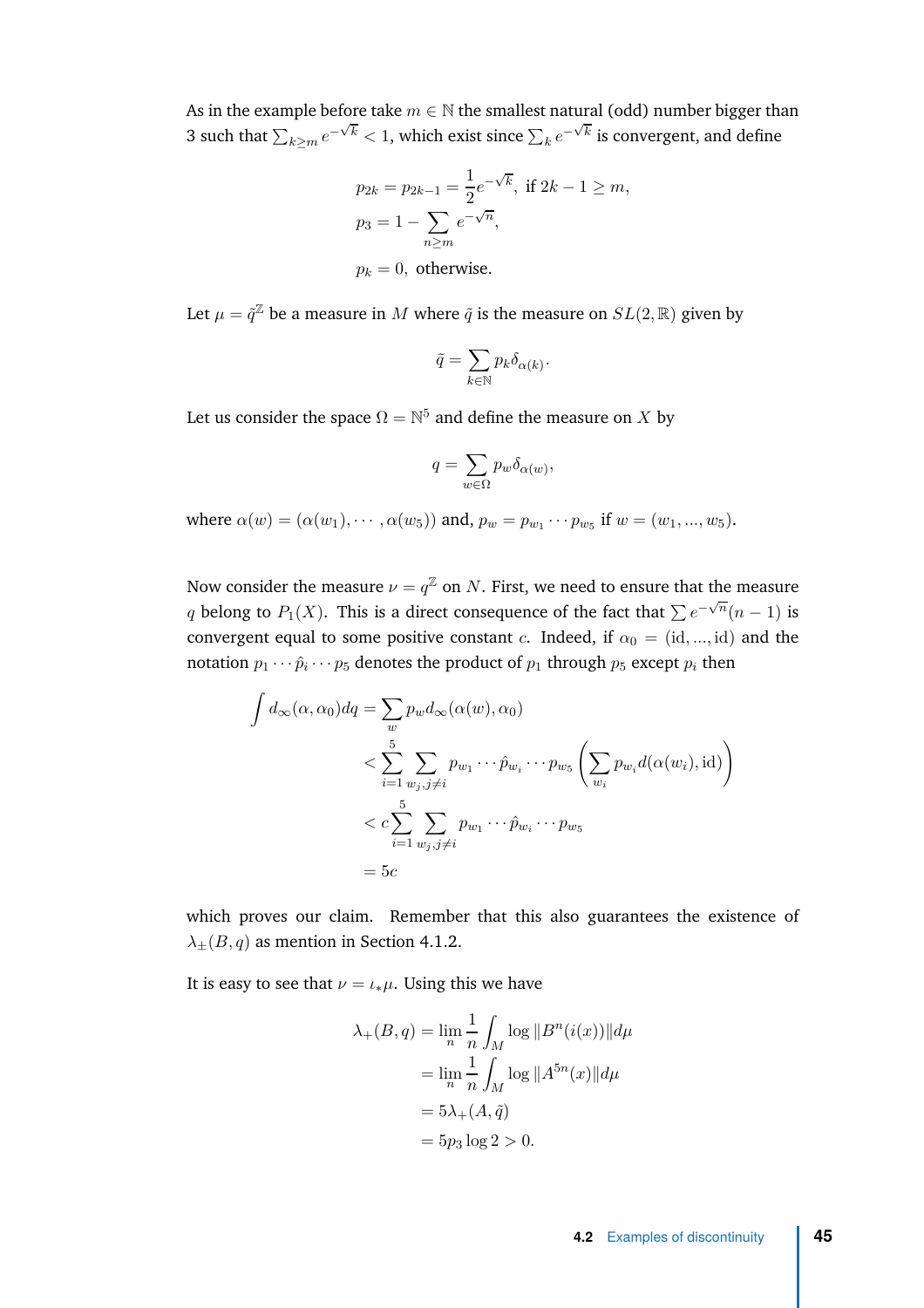As in the example before take $m \in \mathbb{N}$ the smallest natural (odd) number bigger than 3 such that $\sum_{k \geq m} e^{-\sqrt{k}} < 1$, which exist since $\sum_k e^{-\sqrt{k}}$ is convergent, and define

$$
\begin{aligned}
&p_{2k} = p_{2k-1} = \frac{1}{2} e^{-\sqrt{k}}, \text{ if } 2k-1 \geq m, \\
&p_3 = 1 - \sum_{n \geq m} e^{-\sqrt{n}}, \\
&p_k = 0, \text{ otherwise.}
\end{aligned}
$$

Let $\mu = \tilde{q}^{\mathbb{Z}}$ be a measure in $M$ where $\tilde{q}$ is the measure on $SL(2, \mathbb{R})$ given by

$$
\tilde{q} = \sum_{k \in \mathbb{N}} p_k \delta_{\alpha(k)}.
$$

Let us consider the space $\Omega = \mathbb{N}^5$ and define the measure on $X$ by

$$
q = \sum_{w \in \Omega} p_w \delta_{\alpha(w)},
$$

where $\alpha(w) = (\alpha(w_1), \cdots, \alpha(w_5))$ and, $p_w = p_{w_1} \cdots p_{w_5}$ if $w = (w_1, ..., w_5)$.

Now consider the measure $\nu = q^{\mathbb{Z}}$ on $N$. First, we need to ensure that the measure $q$ belong to $P_1(X)$. This is a direct consequence of the fact that $\sum e^{-\sqrt{n}}(n-1)$ is convergent equal to some positive constant $c$. Indeed, if $\alpha_0 = (\text{id}, ..., \text{id})$ and the notation $p_1 \cdots \hat{p}_i \cdots p_5$ denotes the product of $p_1$ through $p_5$ except $p_i$ then

$$
\begin{aligned}
\int d_\infty(\alpha, \alpha_0) dq &= \sum_w p_w d_\infty(\alpha(w), \alpha_0) \\
&< \sum_{i=1}^{5} \sum_{w_j, j \neq i} p_{w_1} \cdots \hat{p}_{w_i} \cdots p_{w_5} \left( \sum_{w_i} p_{w_i} d(\alpha(w_i), \text{id}) \right) \\
&< c \sum_{i=1}^{5} \sum_{w_j, j \neq i} p_{w_1} \cdots \hat{p}_{w_i} \cdots p_{w_5} \\
&= 5c
\end{aligned}
$$

which proves our claim. Remember that this also guarantees the existence of $\lambda_\pm(B, q)$ as mention in Section 4.1.2.

It is easy to see that $\nu = \iota_* \mu$. Using this we have

$$
\begin{aligned}
\lambda_+(B, q) &= \lim_n \frac{1}{n} \int_M \log \|B^n(i(x))\| d\mu \\
&= \lim_n \frac{1}{n} \int_M \log \|A^{5n}(x)\| d\mu \\
&= 5\lambda_+(A, \tilde{q}) \\
&= 5p_3 \log 2 > 0.
\end{aligned}
$$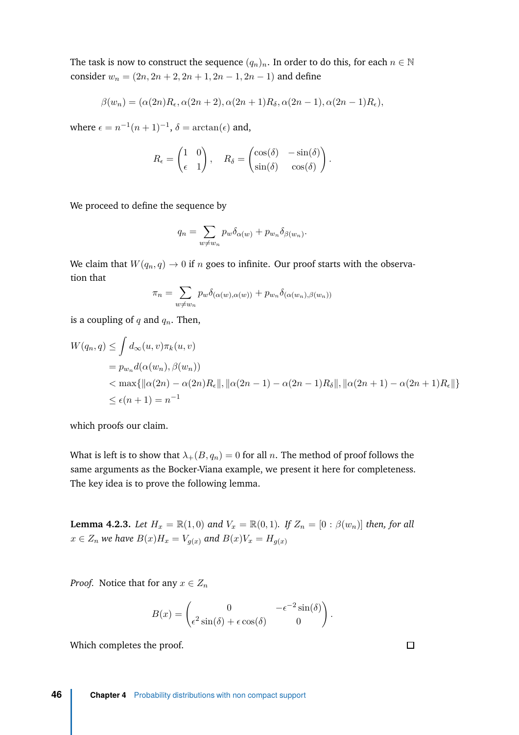The task is now to construct the sequence $(q_n)_n$. In order to do this, for each $n \in \mathbb{N}$ consider $w_n = (2n, 2n+2, 2n+1, 2n-1, 2n-1)$ and define

$$\beta(w_n) = (\alpha(2n)R_\epsilon, \alpha(2n+2), \alpha(2n+1)R_\delta, \alpha(2n-1), \alpha(2n-1)R_\epsilon),$$

where $\epsilon = n^{-1}(n+1)^{-1}$, $\delta = \arctan(\epsilon)$ and,

$$R_\epsilon = \begin{pmatrix} 1 & 0 \\ \epsilon & 1 \end{pmatrix}, \quad R_\delta = \begin{pmatrix} \cos(\delta) & -\sin(\delta) \\ \sin(\delta) & \cos(\delta) \end{pmatrix}.$$

We proceed to define the sequence by

$$q_n = \sum_{w \neq w_n} p_w \delta_{\alpha(w)} + p_{w_n} \delta_{\beta(w_n)}.$$

We claim that $W(q_n, q) \to 0$ if $n$ goes to infinite. Our proof starts with the observation that

$$\pi_n = \sum_{w \neq w_n} p_w \delta_{(\alpha(w), \alpha(w))} + p_{w_n} \delta_{(\alpha(w_n), \beta(w_n))}$$

is a coupling of $q$ and $q_n$. Then,

$$\begin{aligned}
W(q_n, q) &\leq \int d_\infty(u, v) \pi_k(u, v) \\
&= p_{w_n} d(\alpha(w_n), \beta(w_n)) \\
&< \max\{\|\alpha(2n) - \alpha(2n)R_\epsilon\|, \|\alpha(2n-1) - \alpha(2n-1)R_\delta\|, \|\alpha(2n+1) - \alpha(2n+1)R_\epsilon\|\} \\
&\leq \epsilon(n+1) = n^{-1}
\end{aligned}$$

which proofs our claim.

What is left is to show that $\lambda_+(B, q_n) = 0$ for all $n$. The method of proof follows the same arguments as the Bocker-Viana example, we present it here for completeness. The key idea is to prove the following lemma.

**Lemma 4.2.3.** *Let $H_x = \mathbb{R}(1,0)$ and $V_x = \mathbb{R}(0,1)$. If $Z_n = [0 : \beta(w_n)]$ then, for all $x \in Z_n$ we have $B(x)H_x = V_{g(x)}$ and $B(x)V_x = H_{g(x)}$*

*Proof.* Notice that for any $x \in Z_n$

$$B(x) = \begin{pmatrix} 0 & -\epsilon^{-2}\sin(\delta) \\ \epsilon^2 \sin(\delta) + \epsilon \cos(\delta) & 0 \end{pmatrix}.$$

Which completes the proof. □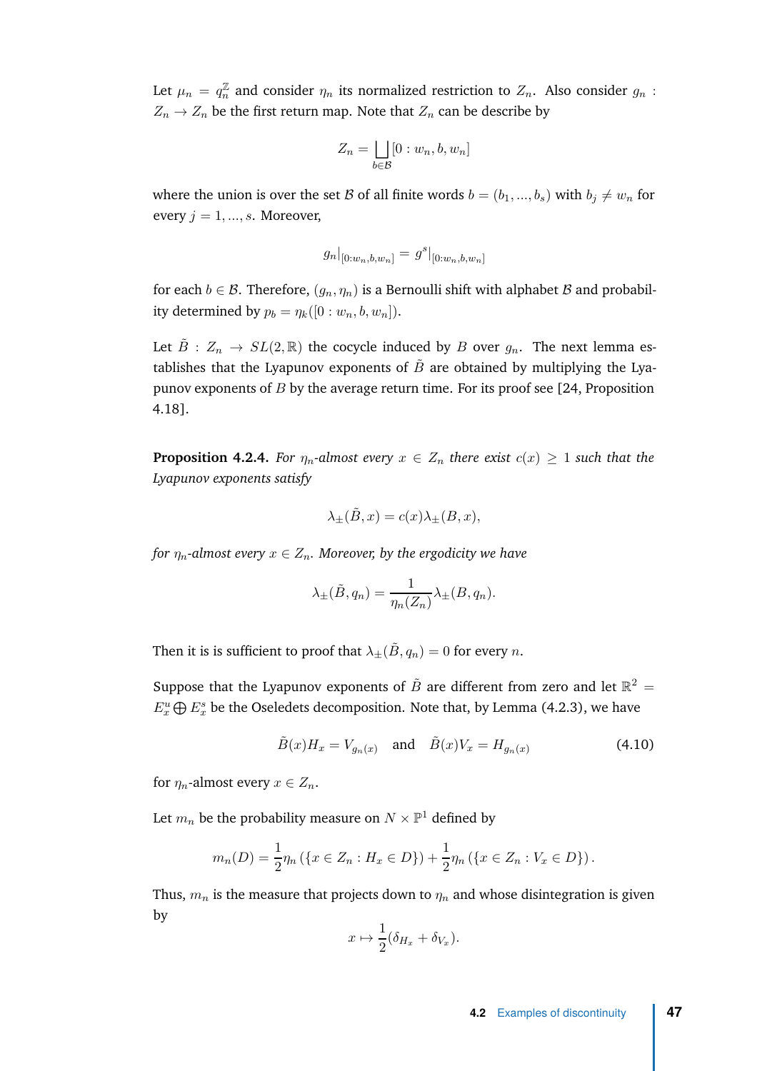Let $\mu_n = q_n^{\mathbb{Z}}$ and consider $\eta_n$ its normalized restriction to $Z_n$. Also consider $g_n : Z_n \to Z_n$ be the first return map. Note that $Z_n$ can be describe by

$$Z_n = \bigsqcup_{b \in \mathcal{B}} [0 : w_n, b, w_n]$$

where the union is over the set $\mathcal{B}$ of all finite words $b = (b_1, ..., b_s)$ with $b_j \neq w_n$ for every $j = 1, ..., s$. Moreover,

$$g_n|_{[0:w_n,b,w_n]} = g^s|_{[0:w_n,b,w_n]}$$

for each $b \in \mathcal{B}$. Therefore, $(g_n, \eta_n)$ is a Bernoulli shift with alphabet $\mathcal{B}$ and probability determined by $p_b = \eta_k([0 : w_n, b, w_n])$.

Let $\tilde{B} : Z_n \to SL(2, \mathbb{R})$ the cocycle induced by $B$ over $g_n$. The next lemma establishes that the Lyapunov exponents of $\tilde{B}$ are obtained by multiplying the Lyapunov exponents of $B$ by the average return time. For its proof see [24, Proposition 4.18].

**Proposition 4.2.4.** *For $\eta_n$-almost every $x \in Z_n$ there exist $c(x) \geq 1$ such that the Lyapunov exponents satisfy*

$$\lambda_{\pm}(\tilde{B}, x) = c(x)\lambda_{\pm}(B, x),$$

*for $\eta_n$-almost every $x \in Z_n$. Moreover, by the ergodicity we have*

$$\lambda_{\pm}(\tilde{B}, q_n) = \frac{1}{\eta_n(Z_n)}\lambda_{\pm}(B, q_n).$$

Then it is is sufficient to proof that $\lambda_{\pm}(\tilde{B}, q_n) = 0$ for every $n$.

Suppose that the Lyapunov exponents of $\tilde{B}$ are different from zero and let $\mathbb{R}^2 = E_x^u \bigoplus E_x^s$ be the Oseledets decomposition. Note that, by Lemma (4.2.3), we have

$$\tilde{B}(x)H_x = V_{g_n(x)} \quad \text{and} \quad \tilde{B}(x)V_x = H_{g_n(x)} \tag{4.10}$$

for $\eta_n$-almost every $x \in Z_n$.

Let $m_n$ be the probability measure on $N \times \mathbb{P}^1$ defined by

$$m_n(D) = \frac{1}{2}\eta_n\left(\{x \in Z_n : H_x \in D\}\right) + \frac{1}{2}\eta_n\left(\{x \in Z_n : V_x \in D\}\right).$$

Thus, $m_n$ is the measure that projects down to $\eta_n$ and whose disintegration is given by

$$x \mapsto \frac{1}{2}(\delta_{H_x} + \delta_{V_x}).$$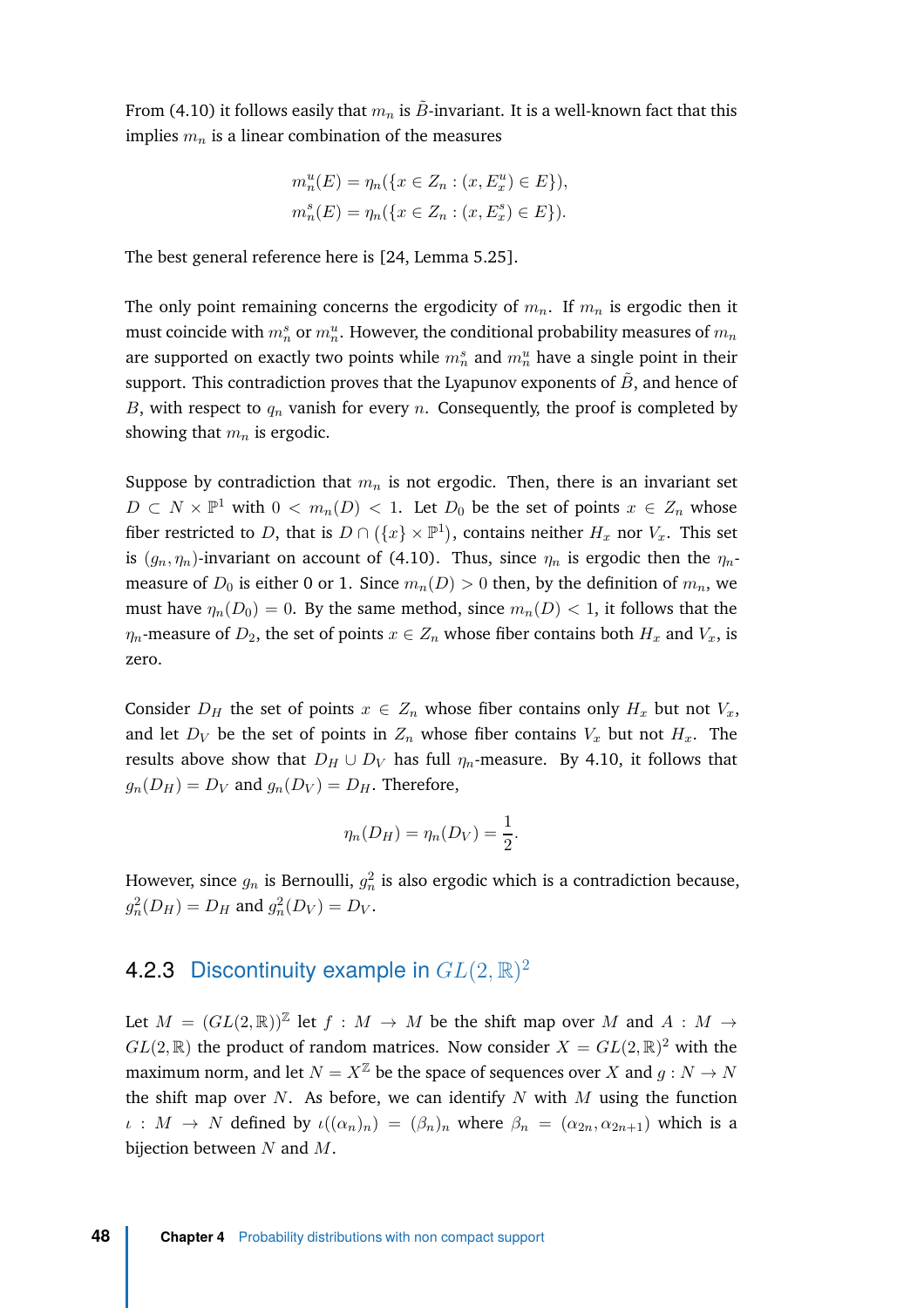From (4.10) it follows easily that $m_n$ is $\tilde{B}$-invariant. It is a well-known fact that this implies $m_n$ is a linear combination of the measures

$$m_n^u(E) = \eta_n(\{x \in Z_n : (x, E_x^u) \in E\}),$$
$$m_n^s(E) = \eta_n(\{x \in Z_n : (x, E_x^s) \in E\}).$$

The best general reference here is [24, Lemma 5.25].

The only point remaining concerns the ergodicity of $m_n$. If $m_n$ is ergodic then it must coincide with $m_n^s$ or $m_n^u$. However, the conditional probability measures of $m_n$ are supported on exactly two points while $m_n^s$ and $m_n^u$ have a single point in their support. This contradiction proves that the Lyapunov exponents of $\tilde{B}$, and hence of $B$, with respect to $q_n$ vanish for every $n$. Consequently, the proof is completed by showing that $m_n$ is ergodic.

Suppose by contradiction that $m_n$ is not ergodic. Then, there is an invariant set $D \subset N \times \mathbb{P}^1$ with $0 < m_n(D) < 1$. Let $D_0$ be the set of points $x \in Z_n$ whose fiber restricted to $D$, that is $D \cap (\{x\} \times \mathbb{P}^1)$, contains neither $H_x$ nor $V_x$. This set is $(g_n, \eta_n)$-invariant on account of (4.10). Thus, since $\eta_n$ is ergodic then the $\eta_n$-measure of $D_0$ is either 0 or 1. Since $m_n(D) > 0$ then, by the definition of $m_n$, we must have $\eta_n(D_0) = 0$. By the same method, since $m_n(D) < 1$, it follows that the $\eta_n$-measure of $D_2$, the set of points $x \in Z_n$ whose fiber contains both $H_x$ and $V_x$, is zero.

Consider $D_H$ the set of points $x \in Z_n$ whose fiber contains only $H_x$ but not $V_x$, and let $D_V$ be the set of points in $Z_n$ whose fiber contains $V_x$ but not $H_x$. The results above show that $D_H \cup D_V$ has full $\eta_n$-measure. By 4.10, it follows that $g_n(D_H) = D_V$ and $g_n(D_V) = D_H$. Therefore,

$$\eta_n(D_H) = \eta_n(D_V) = \frac{1}{2}.$$

However, since $g_n$ is Bernoulli, $g_n^2$ is also ergodic which is a contradiction because, $g_n^2(D_H) = D_H$ and $g_n^2(D_V) = D_V$.

### 4.2.3 Discontinuity example in $GL(2, \mathbb{R})^2$

Let $M = (GL(2, \mathbb{R}))^{\mathbb{Z}}$ let $f : M \to M$ be the shift map over $M$ and $A : M \to GL(2, \mathbb{R})$ the product of random matrices. Now consider $X = GL(2, \mathbb{R})^2$ with the maximum norm, and let $N = X^{\mathbb{Z}}$ be the space of sequences over $X$ and $g : N \to N$ the shift map over $N$. As before, we can identify $N$ with $M$ using the function $\iota : M \to N$ defined by $\iota((\alpha_n)_n) = (\beta_n)_n$ where $\beta_n = (\alpha_{2n}, \alpha_{2n+1})$ which is a bijection between $N$ and $M$.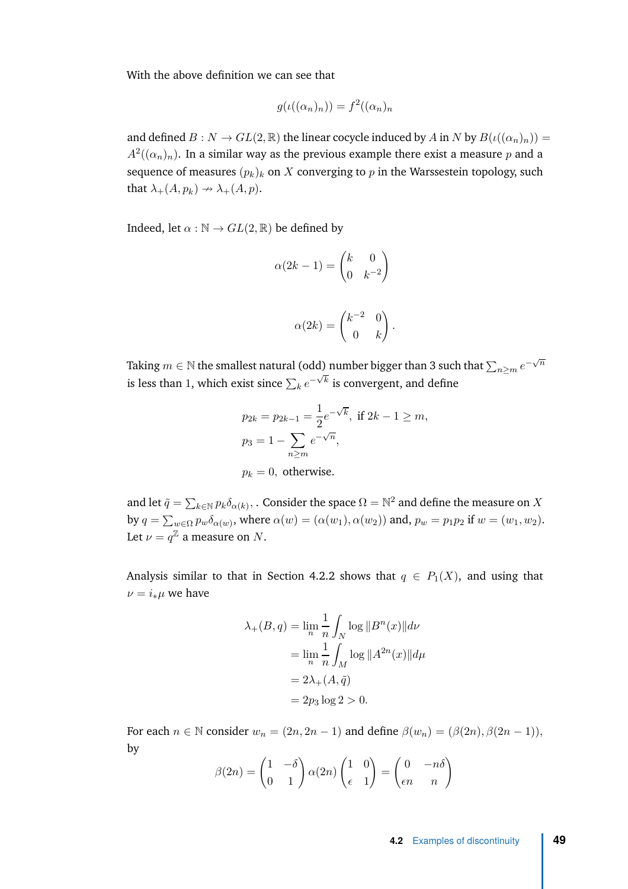With the above definition we can see that

$$g(\iota((\alpha_n)_n)) = f^2((\alpha_n)_n$$

and defined $B : N \to GL(2,\mathbb{R})$ the linear cocycle induced by $A$ in $N$ by $B(\iota((\alpha_n)_n)) = A^2((\alpha_n)_n)$. In a similar way as the previous example there exist a measure $p$ and a sequence of measures $(p_k)_k$ on $X$ converging to $p$ in the Warssestein topology, such that $\lambda_+(A, p_k) \nrightarrow \lambda_+(A, p)$.

Indeed, let $\alpha : \mathbb{N} \to GL(2,\mathbb{R})$ be defined by

$$\alpha(2k-1) = \begin{pmatrix} k & 0 \\ 0 & k^{-2} \end{pmatrix}$$

$$\alpha(2k) = \begin{pmatrix} k^{-2} & 0 \\ 0 & k \end{pmatrix}.$$

Taking $m \in \mathbb{N}$ the smallest natural (odd) number bigger than 3 such that $\sum_{n \geq m} e^{-\sqrt{n}}$ is less than 1, which exist since $\sum_k e^{-\sqrt{k}}$ is convergent, and define

$$\begin{aligned}
p_{2k} &= p_{2k-1} = \frac{1}{2}e^{-\sqrt{k}}, \text{ if } 2k-1 \geq m, \\
p_3 &= 1 - \sum_{n \geq m} e^{-\sqrt{n}}, \\
p_k &= 0, \text{ otherwise.}
\end{aligned}$$

and let $\tilde{q} = \sum_{k \in \mathbb{N}} p_k \delta_{\alpha(k)}$, . Consider the space $\Omega = \mathbb{N}^2$ and define the measure on $X$ by $q = \sum_{w \in \Omega} p_w \delta_{\alpha(w)}$, where $\alpha(w) = (\alpha(w_1), \alpha(w_2))$ and, $p_w = p_1 p_2$ if $w = (w_1, w_2)$. Let $\nu = q^{\mathbb{Z}}$ a measure on $N$.

Analysis similar to that in Section 4.2.2 shows that $q \in P_1(X)$, and using that $\nu = i_*\mu$ we have

$$\begin{aligned}
\lambda_+(B, q) &= \lim_n \frac{1}{n} \int_N \log \|B^n(x)\| d\nu \\
&= \lim_n \frac{1}{n} \int_M \log \|A^{2n}(x)\| d\mu \\
&= 2\lambda_+(A, \tilde{q}) \\
&= 2p_3 \log 2 > 0.
\end{aligned}$$

For each $n \in \mathbb{N}$ consider $w_n = (2n, 2n-1)$ and define $\beta(w_n) = (\beta(2n), \beta(2n-1))$, by

$$\beta(2n) = \begin{pmatrix} 1 & -\delta \\ 0 & 1 \end{pmatrix} \alpha(2n) \begin{pmatrix} 1 & 0 \\ \epsilon & 1 \end{pmatrix} = \begin{pmatrix} 0 & -n\delta \\ \epsilon n & n \end{pmatrix}$$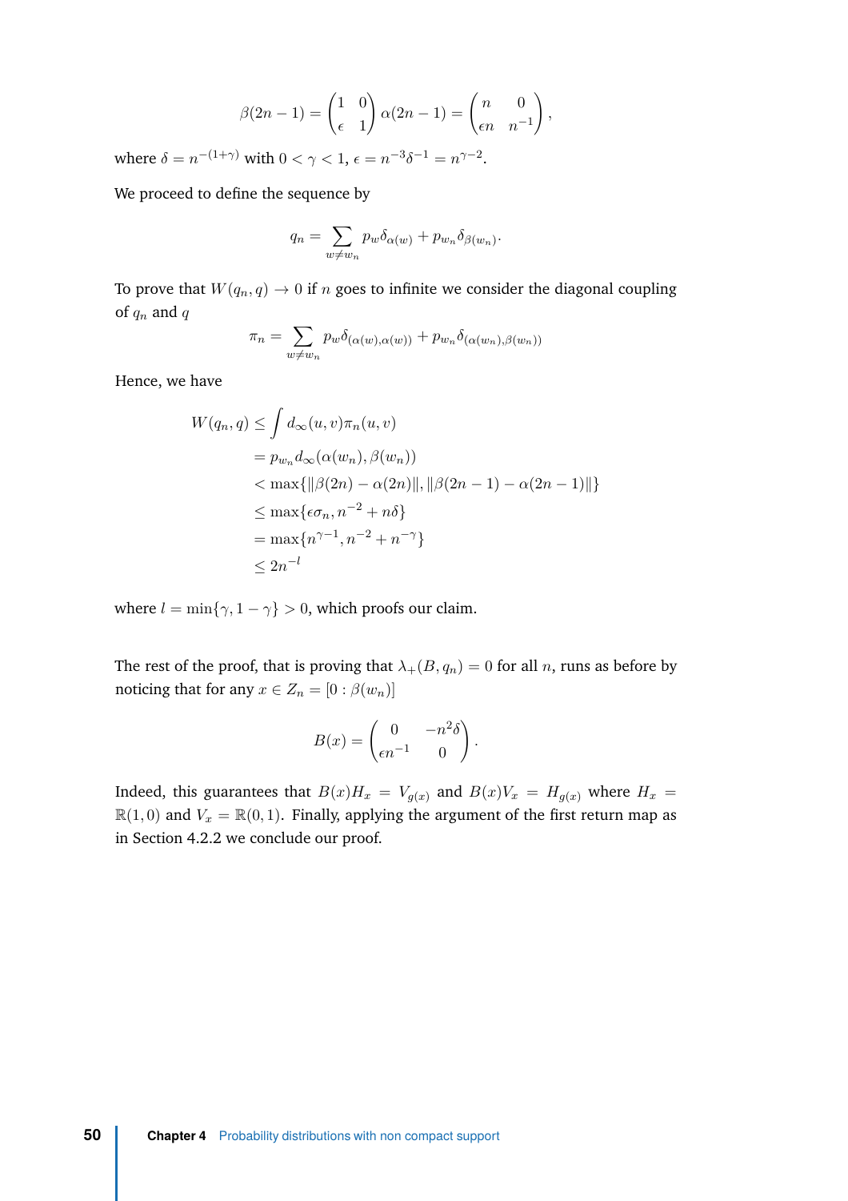$$\beta(2n-1) = \begin{pmatrix} 1 & 0 \\ \epsilon & 1 \end{pmatrix} \alpha(2n-1) = \begin{pmatrix} n & 0 \\ \epsilon n & n^{-1} \end{pmatrix},$$

where $\delta = n^{-(1+\gamma)}$ with $0 < \gamma < 1$, $\epsilon = n^{-3}\delta^{-1} = n^{\gamma-2}$.

We proceed to define the sequence by

$$q_n = \sum_{w \neq w_n} p_w \delta_{\alpha(w)} + p_{w_n} \delta_{\beta(w_n)}.$$

To prove that $W(q_n, q) \to 0$ if $n$ goes to infinite we consider the diagonal coupling of $q_n$ and $q$

$$\pi_n = \sum_{w \neq w_n} p_w \delta_{(\alpha(w), \alpha(w))} + p_{w_n} \delta_{(\alpha(w_n), \beta(w_n))}$$

Hence, we have

$$\begin{aligned}
W(q_n, q) &\leq \int d_\infty(u, v) \pi_n(u, v) \\
&= p_{w_n} d_\infty(\alpha(w_n), \beta(w_n)) \\
&< \max\{\|\beta(2n) - \alpha(2n)\|, \|\beta(2n-1) - \alpha(2n-1)\|\} \\
&\leq \max\{\epsilon \sigma_n, n^{-2} + n\delta\} \\
&= \max\{n^{\gamma-1}, n^{-2} + n^{-\gamma}\} \\
&\leq 2n^{-l}
\end{aligned}$$

where $l = \min\{\gamma, 1-\gamma\} > 0$, which proofs our claim.

The rest of the proof, that is proving that $\lambda_+(B, q_n) = 0$ for all $n$, runs as before by noticing that for any $x \in Z_n = [0 : \beta(w_n)]$

$$B(x) = \begin{pmatrix} 0 & -n^2\delta \\ \epsilon n^{-1} & 0 \end{pmatrix}.$$

Indeed, this guarantees that $B(x)H_x = V_{g(x)}$ and $B(x)V_x = H_{g(x)}$ where $H_x = \mathbb{R}(1, 0)$ and $V_x = \mathbb{R}(0, 1)$. Finally, applying the argument of the first return map as in Section 4.2.2 we conclude our proof.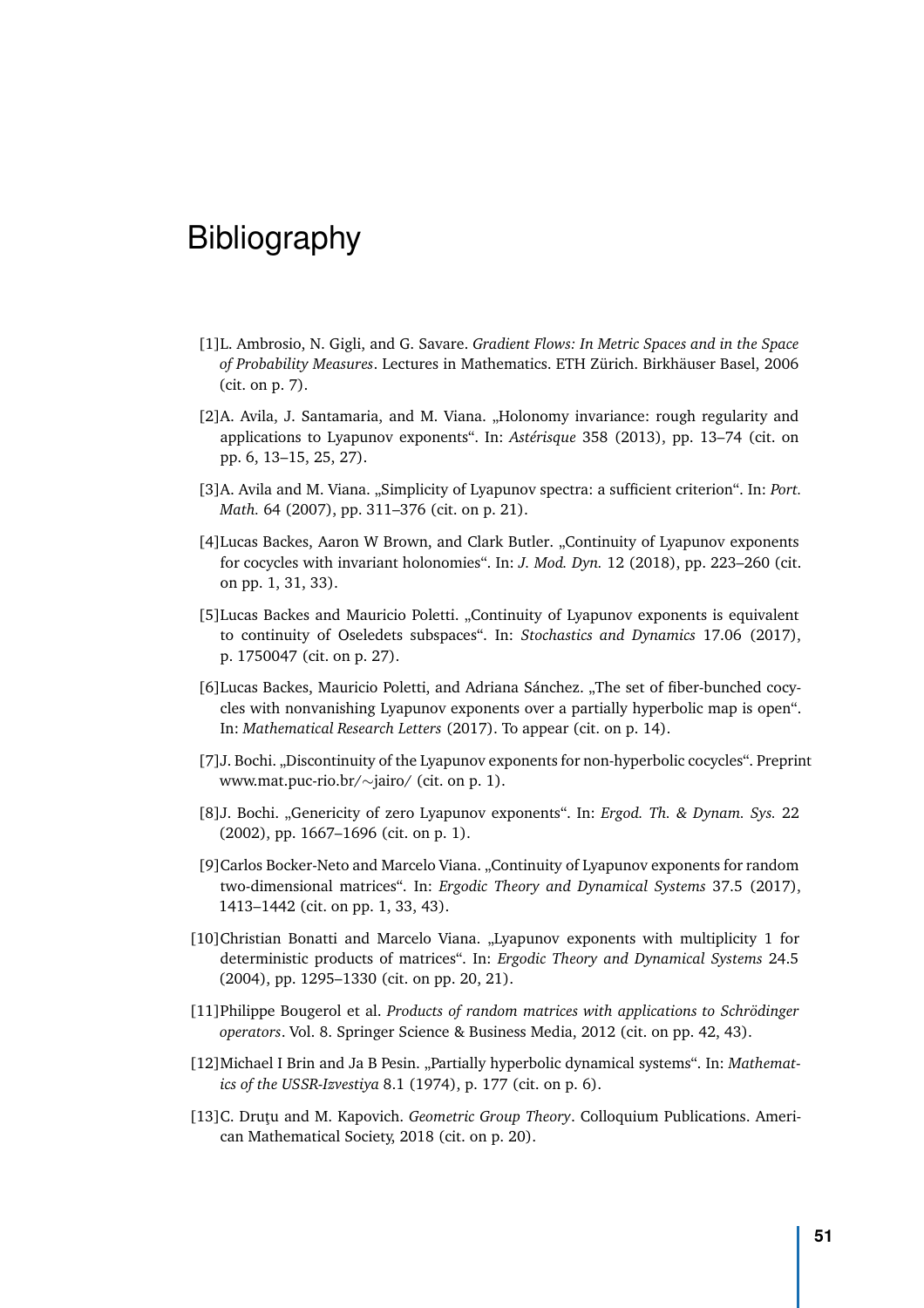# Bibliography

[1] L. Ambrosio, N. Gigli, and G. Savare. *Gradient Flows: In Metric Spaces and in the Space of Probability Measures*. Lectures in Mathematics. ETH Zürich. Birkhäuser Basel, 2006 (cit. on p. 7).

[2] A. Avila, J. Santamaria, and M. Viana. „Holonomy invariance: rough regularity and applications to Lyapunov exponents". In: *Astérisque* 358 (2013), pp. 13–74 (cit. on pp. 6, 13–15, 25, 27).

[3] A. Avila and M. Viana. „Simplicity of Lyapunov spectra: a sufficient criterion". In: *Port. Math.* 64 (2007), pp. 311–376 (cit. on p. 21).

[4] Lucas Backes, Aaron W Brown, and Clark Butler. „Continuity of Lyapunov exponents for cocycles with invariant holonomies". In: *J. Mod. Dyn.* 12 (2018), pp. 223–260 (cit. on pp. 1, 31, 33).

[5] Lucas Backes and Mauricio Poletti. „Continuity of Lyapunov exponents is equivalent to continuity of Oseledets subspaces". In: *Stochastics and Dynamics* 17.06 (2017), p. 1750047 (cit. on p. 27).

[6] Lucas Backes, Mauricio Poletti, and Adriana Sánchez. „The set of fiber-bunched cocycles with nonvanishing Lyapunov exponents over a partially hyperbolic map is open". In: *Mathematical Research Letters* (2017). To appear (cit. on p. 14).

[7] J. Bochi. „Discontinuity of the Lyapunov exponents for non-hyperbolic cocycles". Preprint www.mat.puc-rio.br/∼jairo/ (cit. on p. 1).

[8] J. Bochi. „Genericity of zero Lyapunov exponents". In: *Ergod. Th. & Dynam. Sys.* 22 (2002), pp. 1667–1696 (cit. on p. 1).

[9] Carlos Bocker-Neto and Marcelo Viana. „Continuity of Lyapunov exponents for random two-dimensional matrices". In: *Ergodic Theory and Dynamical Systems* 37.5 (2017), 1413–1442 (cit. on pp. 1, 33, 43).

[10] Christian Bonatti and Marcelo Viana. „Lyapunov exponents with multiplicity 1 for deterministic products of matrices". In: *Ergodic Theory and Dynamical Systems* 24.5 (2004), pp. 1295–1330 (cit. on pp. 20, 21).

[11] Philippe Bougerol et al. *Products of random matrices with applications to Schrödinger operators*. Vol. 8. Springer Science & Business Media, 2012 (cit. on pp. 42, 43).

[12] Michael I Brin and Ja B Pesin. „Partially hyperbolic dynamical systems". In: *Mathematics of the USSR-Izvestiya* 8.1 (1974), p. 177 (cit. on p. 6).

[13] C. Druţu and M. Kapovich. *Geometric Group Theory*. Colloquium Publications. American Mathematical Society, 2018 (cit. on p. 20).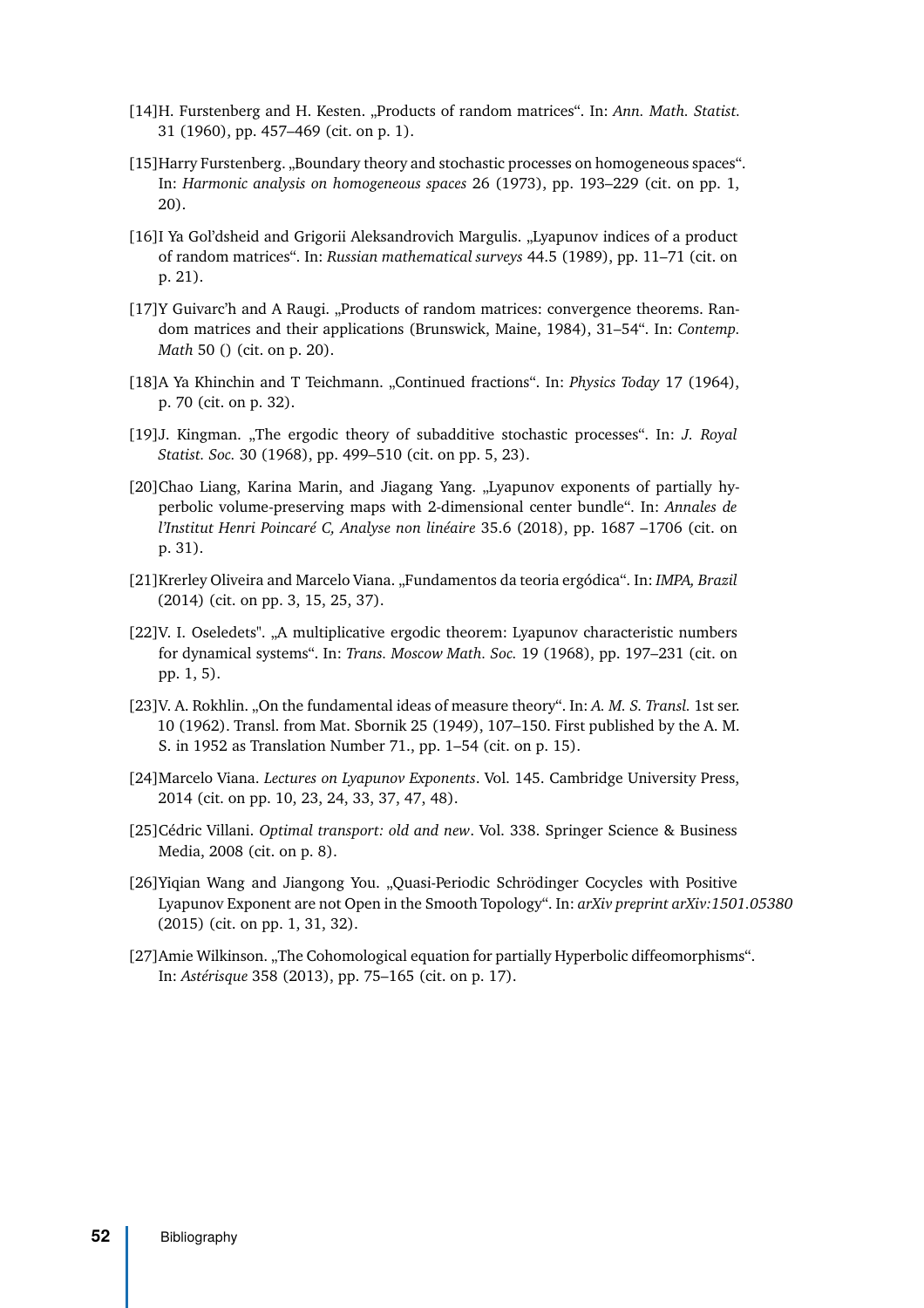[14]H. Furstenberg and H. Kesten. „Products of random matrices". In: *Ann. Math. Statist.* 31 (1960), pp. 457–469 (cit. on p. 1).

[15]Harry Furstenberg. „Boundary theory and stochastic processes on homogeneous spaces". In: *Harmonic analysis on homogeneous spaces* 26 (1973), pp. 193–229 (cit. on pp. 1, 20).

[16]I Ya Gol'dsheid and Grigorii Aleksandrovich Margulis. „Lyapunov indices of a product of random matrices". In: *Russian mathematical surveys* 44.5 (1989), pp. 11–71 (cit. on p. 21).

[17]Y Guivarc'h and A Raugi. „Products of random matrices: convergence theorems. Random matrices and their applications (Brunswick, Maine, 1984), 31–54". In: *Contemp. Math* 50 () (cit. on p. 20).

[18]A Ya Khinchin and T Teichmann. „Continued fractions". In: *Physics Today* 17 (1964), p. 70 (cit. on p. 32).

[19]J. Kingman. „The ergodic theory of subadditive stochastic processes". In: *J. Royal Statist. Soc.* 30 (1968), pp. 499–510 (cit. on pp. 5, 23).

[20]Chao Liang, Karina Marin, and Jiagang Yang. „Lyapunov exponents of partially hyperbolic volume-preserving maps with 2-dimensional center bundle". In: *Annales de l'Institut Henri Poincaré C, Analyse non linéaire* 35.6 (2018), pp. 1687 –1706 (cit. on p. 31).

[21]Krerley Oliveira and Marcelo Viana. „Fundamentos da teoria ergódica". In: *IMPA, Brazil* (2014) (cit. on pp. 3, 15, 25, 37).

[22]V. I. Oseledets". „A multiplicative ergodic theorem: Lyapunov characteristic numbers for dynamical systems". In: *Trans. Moscow Math. Soc.* 19 (1968), pp. 197–231 (cit. on pp. 1, 5).

[23]V. A. Rokhlin. „On the fundamental ideas of measure theory". In: *A. M. S. Transl.* 1st ser. 10 (1962). Transl. from Mat. Sbornik 25 (1949), 107–150. First published by the A. M. S. in 1952 as Translation Number 71., pp. 1–54 (cit. on p. 15).

[24]Marcelo Viana. *Lectures on Lyapunov Exponents*. Vol. 145. Cambridge University Press, 2014 (cit. on pp. 10, 23, 24, 33, 37, 47, 48).

[25]Cédric Villani. *Optimal transport: old and new*. Vol. 338. Springer Science & Business Media, 2008 (cit. on p. 8).

[26]Yiqian Wang and Jiangong You. „Quasi-Periodic Schrödinger Cocycles with Positive Lyapunov Exponent are not Open in the Smooth Topology". In: *arXiv preprint arXiv:1501.05380* (2015) (cit. on pp. 1, 31, 32).

[27]Amie Wilkinson. „The Cohomological equation for partially Hyperbolic diffeomorphisms". In: *Astérisque* 358 (2013), pp. 75–165 (cit. on p. 17).